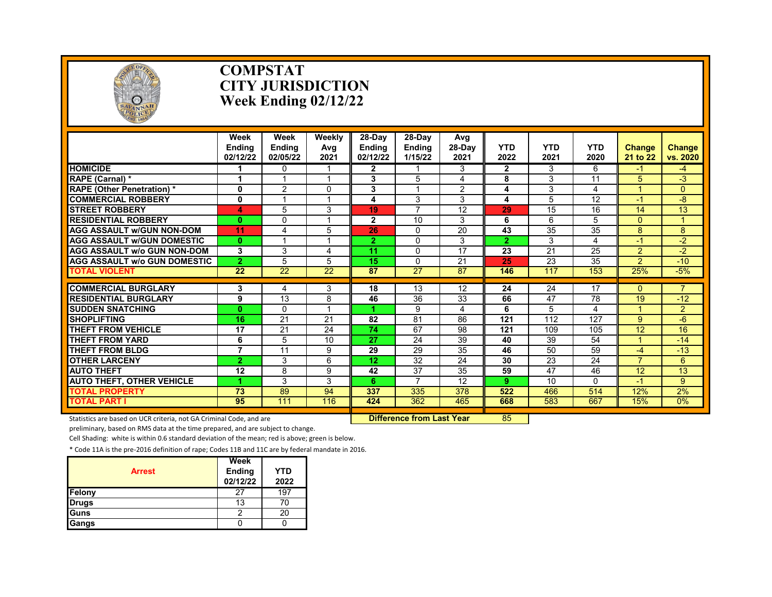# COMPSTAT
# CITY JURISDICTION
# Week Ending 02/12/22

| | Week Ending 02/12/22 | Week Ending 02/05/22 | Weekly Avg 2021 | 28-Day Ending 02/12/22 | 28-Day Ending 1/15/22 | Avg 28-Day 2021 | YTD 2022 | YTD 2021 | YTD 2020 | Change 21 to 22 | Change vs. 2020 |
|---|---|---|---|---|---|---|---|---|---|---|---|
| HOMICIDE | 1 | 0 | 1 | 2 | 1 | 3 | 2 | 3 | 6 | -1 | -4 |
| RAPE (Carnal) * | 1 | 1 | 1 | 3 | 5 | 4 | 8 | 3 | 11 | 5 | -3 |
| RAPE (Other Penetration) * | 0 | 2 | 0 | 3 | 1 | 2 | 4 | 3 | 4 | 1 | 0 |
| COMMERCIAL ROBBERY | 0 | 1 | 1 | 4 | 3 | 3 | 4 | 5 | 12 | -1 | -8 |
| STREET ROBBERY | 4 | 5 | 3 | 19 | 7 | 12 | 29 | 15 | 16 | 14 | 13 |
| RESIDENTIAL ROBBERY | 0 | 0 | 1 | 2 | 10 | 3 | 6 | 6 | 5 | 0 | 1 |
| AGG ASSAULT w/GUN NON-DOM | 11 | 4 | 5 | 26 | 0 | 20 | 43 | 35 | 35 | 8 | 8 |
| AGG ASSAULT w/GUN DOMESTIC | 0 | 1 | 1 | 2 | 0 | 3 | 2 | 3 | 4 | -1 | -2 |
| AGG ASSAULT w/o GUN NON-DOM | 3 | 3 | 4 | 11 | 0 | 17 | 23 | 21 | 25 | 2 | -2 |
| AGG ASSAULT w/o GUN DOMESTIC | 2 | 5 | 5 | 15 | 0 | 21 | 25 | 23 | 35 | 2 | -10 |
| TOTAL VIOLENT | 22 | 22 | 22 | 87 | 27 | 87 | 146 | 117 | 153 | 25% | -5% |
| COMMERCIAL BURGLARY | 3 | 4 | 3 | 18 | 13 | 12 | 24 | 24 | 17 | 0 | 7 |
| RESIDENTIAL BURGLARY | 9 | 13 | 8 | 46 | 36 | 33 | 66 | 47 | 78 | 19 | -12 |
| SUDDEN SNATCHING | 0 | 0 | 1 | 1 | 9 | 4 | 6 | 5 | 4 | 1 | 2 |
| SHOPLIFTING | 16 | 21 | 21 | 82 | 81 | 86 | 121 | 112 | 127 | 9 | -6 |
| THEFT FROM VEHICLE | 17 | 21 | 24 | 74 | 67 | 98 | 121 | 109 | 105 | 12 | 16 |
| THEFT FROM YARD | 6 | 5 | 10 | 27 | 24 | 39 | 40 | 39 | 54 | 1 | -14 |
| THEFT FROM BLDG | 7 | 11 | 9 | 29 | 29 | 35 | 46 | 50 | 59 | -4 | -13 |
| OTHER LARCENY | 2 | 3 | 6 | 12 | 32 | 24 | 30 | 23 | 24 | 7 | 6 |
| AUTO THEFT | 12 | 8 | 9 | 42 | 37 | 35 | 59 | 47 | 46 | 12 | 13 |
| AUTO THEFT, OTHER VEHICLE | 1 | 3 | 3 | 6 | 7 | 12 | 9 | 10 | 0 | -1 | 9 |
| TOTAL PROPERTY | 73 | 89 | 94 | 337 | 335 | 378 | 522 | 466 | 514 | 12% | 2% |
| TOTAL PART I | 95 | 111 | 116 | 424 | 362 | 465 | 668 | 583 | 667 | 15% | 0% |

**Difference from Last Year** 85

Statistics are based on UCR criteria, not GA Criminal Code, and are preliminary, based on RMS data at the time prepared, and are subject to change.

Cell Shading: white is within 0.6 standard deviation of the mean; red is above; green is below.

* Code 11A is the pre-2016 definition of rape; Codes 11B and 11C are by federal mandate in 2016.

| Arrest | Week Ending 02/12/22 | YTD 2022 |
|---|---|---|
| Felony | 27 | 197 |
| Drugs | 13 | 70 |
| Guns | 2 | 20 |
| Gangs | 0 | 0 |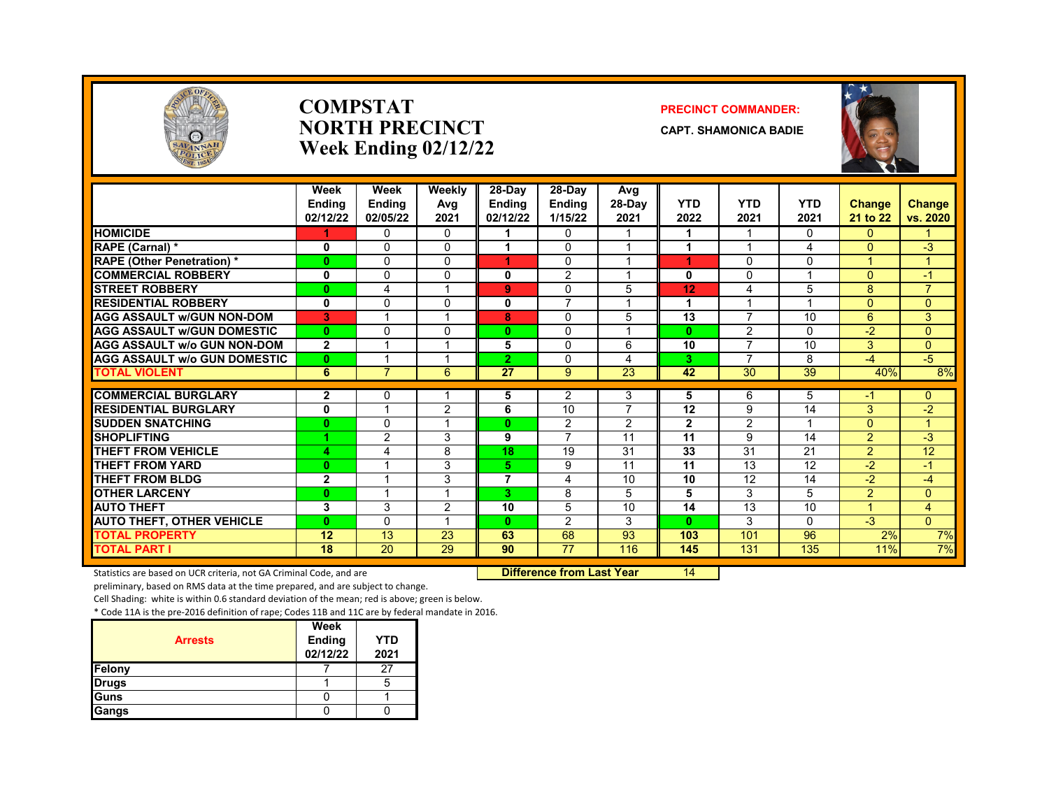# COMPSTAT
# NORTH PRECINCT
## Week Ending 02/12/22

**PRECINCT COMMANDER:**

**CAPT. SHAMONICA BADIE**

| | Week Ending 02/12/22 | Week Ending 02/05/22 | Weekly Avg 2021 | 28-Day Ending 02/12/22 | 28-Day Ending 1/15/22 | Avg 28-Day 2021 | YTD 2022 | YTD 2021 | YTD 2021 | Change 21 to 22 | Change vs. 2020 |
|---|---|---|---|---|---|---|---|---|---|---|---|
| HOMICIDE | 1 | 0 | 0 | 1 | 0 | 1 | 1 | 1 | 0 | 0 | 1 |
| RAPE (Carnal) * | 0 | 0 | 0 | 1 | 0 | 1 | 1 | 1 | 4 | 0 | -3 |
| RAPE (Other Penetration) * | 0 | 0 | 0 | 1 | 0 | 1 | 1 | 0 | 0 | 1 | 1 |
| COMMERCIAL ROBBERY | 0 | 0 | 0 | 0 | 2 | 1 | 0 | 0 | 1 | 0 | -1 |
| STREET ROBBERY | 0 | 4 | 1 | 9 | 0 | 5 | 12 | 4 | 5 | 8 | 7 |
| RESIDENTIAL ROBBERY | 0 | 0 | 0 | 0 | 7 | 1 | 1 | 1 | 1 | 0 | 0 |
| AGG ASSAULT w/GUN NON-DOM | 3 | 1 | 1 | 8 | 0 | 5 | 13 | 7 | 10 | 6 | 3 |
| AGG ASSAULT w/GUN DOMESTIC | 0 | 0 | 0 | 0 | 0 | 1 | 0 | 2 | 0 | -2 | 0 |
| AGG ASSAULT w/o GUN NON-DOM | 2 | 1 | 1 | 5 | 0 | 6 | 10 | 7 | 10 | 3 | 0 |
| AGG ASSAULT w/o GUN DOMESTIC | 0 | 1 | 1 | 2 | 0 | 4 | 3 | 7 | 8 | -4 | -5 |
| TOTAL VIOLENT | 6 | 7 | 6 | 27 | 9 | 23 | 42 | 30 | 39 | 40% | 8% |
| COMMERCIAL BURGLARY | 2 | 0 | 1 | 5 | 2 | 3 | 5 | 6 | 5 | -1 | 0 |
| RESIDENTIAL BURGLARY | 0 | 1 | 2 | 6 | 10 | 7 | 12 | 9 | 14 | 3 | -2 |
| SUDDEN SNATCHING | 0 | 0 | 1 | 0 | 2 | 2 | 2 | 2 | 1 | 0 | 1 |
| SHOPLIFTING | 1 | 2 | 3 | 9 | 7 | 11 | 11 | 9 | 14 | 2 | -3 |
| THEFT FROM VEHICLE | 4 | 4 | 8 | 18 | 19 | 31 | 33 | 31 | 21 | 2 | 12 |
| THEFT FROM YARD | 0 | 1 | 3 | 5 | 9 | 11 | 11 | 13 | 12 | -2 | -1 |
| THEFT FROM BLDG | 2 | 1 | 3 | 7 | 4 | 10 | 10 | 12 | 14 | -2 | -4 |
| OTHER LARCENY | 0 | 1 | 1 | 3 | 8 | 5 | 5 | 3 | 5 | 2 | 0 |
| AUTO THEFT | 3 | 3 | 2 | 10 | 5 | 10 | 14 | 13 | 10 | 1 | 4 |
| AUTO THEFT, OTHER VEHICLE | 0 | 0 | 1 | 0 | 2 | 3 | 0 | 3 | 0 | -3 | 0 |
| TOTAL PROPERTY | 12 | 13 | 23 | 63 | 68 | 93 | 103 | 101 | 96 | 2% | 7% |
| TOTAL PART I | 18 | 20 | 29 | 90 | 77 | 116 | 145 | 131 | 135 | 11% | 7% |

**Difference from Last Year** 14

Statistics are based on UCR criteria, not GA Criminal Code, and are preliminary, based on RMS data at the time prepared, and are subject to change.

Cell Shading: white is within 0.6 standard deviation of the mean; red is above; green is below.

* Code 11A is the pre-2016 definition of rape; Codes 11B and 11C are by federal mandate in 2016.

| Arrests | Week Ending 02/12/22 | YTD 2021 |
|---|---|---|
| Felony | 7 | 27 |
| Drugs | 1 | 5 |
| Guns | 0 | 1 |
| Gangs | 0 | 0 |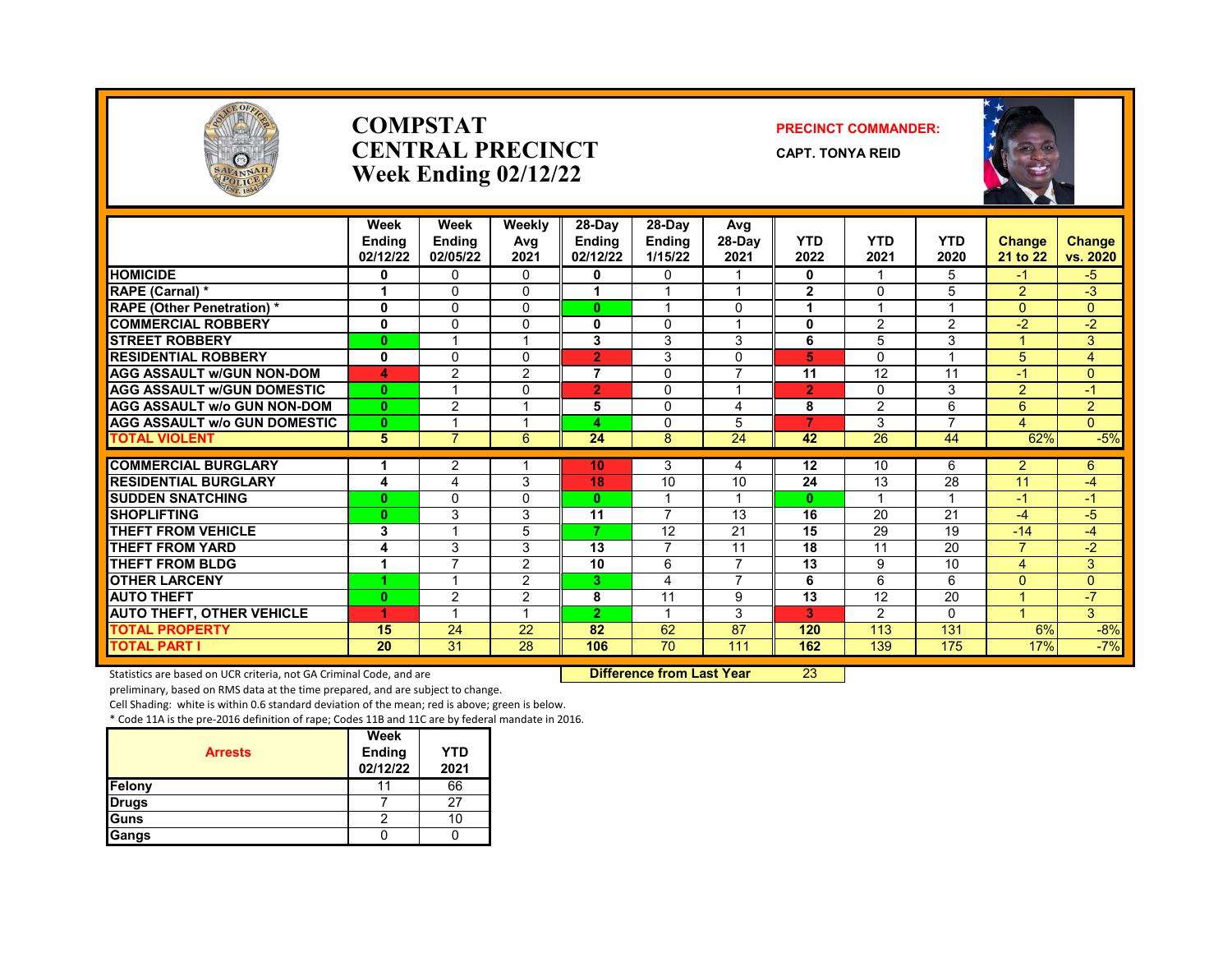# COMPSTAT CENTRAL PRECINCT
## Week Ending 02/12/22

**PRECINCT COMMANDER:**

**CAPT. TONYA REID**

| | Week Ending 02/12/22 | Week Ending 02/05/22 | Weekly Avg 2021 | 28-Day Ending 02/12/22 | 28-Day Ending 1/15/22 | Avg 28-Day 2021 | YTD 2022 | YTD 2021 | YTD 2020 | Change 21 to 22 | Change vs. 2020 |
|---|---|---|---|---|---|---|---|---|---|---|---|
| HOMICIDE | 0 | 0 | 0 | 0 | 0 | 1 | 0 | 1 | 5 | -1 | -5 |
| RAPE (Carnal) * | 1 | 0 | 0 | 1 | 1 | 1 | 2 | 0 | 5 | 2 | -3 |
| RAPE (Other Penetration) * | 0 | 0 | 0 | 0 | 1 | 0 | 1 | 1 | 1 | 0 | 0 |
| COMMERCIAL ROBBERY | 0 | 0 | 0 | 0 | 0 | 1 | 0 | 2 | 2 | -2 | -2 |
| STREET ROBBERY | 0 | 1 | 1 | 3 | 3 | 3 | 6 | 5 | 3 | 1 | 3 |
| RESIDENTIAL ROBBERY | 0 | 0 | 0 | 2 | 3 | 0 | 5 | 0 | 1 | 5 | 4 |
| AGG ASSAULT w/GUN NON-DOM | 4 | 2 | 2 | 7 | 0 | 7 | 11 | 12 | 11 | -1 | 0 |
| AGG ASSAULT w/GUN DOMESTIC | 0 | 1 | 0 | 2 | 0 | 1 | 2 | 0 | 3 | 2 | -1 |
| AGG ASSAULT w/o GUN NON-DOM | 0 | 2 | 1 | 5 | 0 | 4 | 8 | 2 | 6 | 6 | 2 |
| AGG ASSAULT w/o GUN DOMESTIC | 0 | 1 | 1 | 4 | 0 | 5 | 7 | 3 | 7 | 4 | 0 |
| TOTAL VIOLENT | 5 | 7 | 6 | 24 | 8 | 24 | 42 | 26 | 44 | 62% | -5% |
| COMMERCIAL BURGLARY | 1 | 2 | 1 | 10 | 3 | 4 | 12 | 10 | 6 | 2 | 6 |
| RESIDENTIAL BURGLARY | 4 | 4 | 3 | 18 | 10 | 10 | 24 | 13 | 28 | 11 | -4 |
| SUDDEN SNATCHING | 0 | 0 | 0 | 0 | 1 | 1 | 0 | 1 | 1 | -1 | -1 |
| SHOPLIFTING | 0 | 3 | 3 | 11 | 7 | 13 | 16 | 20 | 21 | -4 | -5 |
| THEFT FROM VEHICLE | 3 | 1 | 5 | 7 | 12 | 21 | 15 | 29 | 19 | -14 | -4 |
| THEFT FROM YARD | 4 | 3 | 3 | 13 | 7 | 11 | 18 | 11 | 20 | 7 | -2 |
| THEFT FROM BLDG | 1 | 7 | 2 | 10 | 6 | 7 | 13 | 9 | 10 | 4 | 3 |
| OTHER LARCENY | 1 | 1 | 2 | 3 | 4 | 7 | 6 | 6 | 6 | 0 | 0 |
| AUTO THEFT | 0 | 2 | 2 | 8 | 11 | 9 | 13 | 12 | 20 | 1 | -7 |
| AUTO THEFT, OTHER VEHICLE | 1 | 1 | 1 | 2 | 1 | 3 | 3 | 2 | 0 | 1 | 3 |
| TOTAL PROPERTY | 15 | 24 | 22 | 82 | 62 | 87 | 120 | 113 | 131 | 6% | -8% |
| TOTAL PART I | 20 | 31 | 28 | 106 | 70 | 111 | 162 | 139 | 175 | 17% | -7% |

**Difference from Last Year** 23

Statistics are based on UCR criteria, not GA Criminal Code, and are preliminary, based on RMS data at the time prepared, and are subject to change.

Cell Shading: white is within 0.6 standard deviation of the mean; red is above; green is below.

* Code 11A is the pre-2016 definition of rape; Codes 11B and 11C are by federal mandate in 2016.

| Arrests | Week Ending 02/12/22 | YTD 2021 |
|---|---|---|
| Felony | 11 | 66 |
| Drugs | 7 | 27 |
| Guns | 2 | 10 |
| Gangs | 0 | 0 |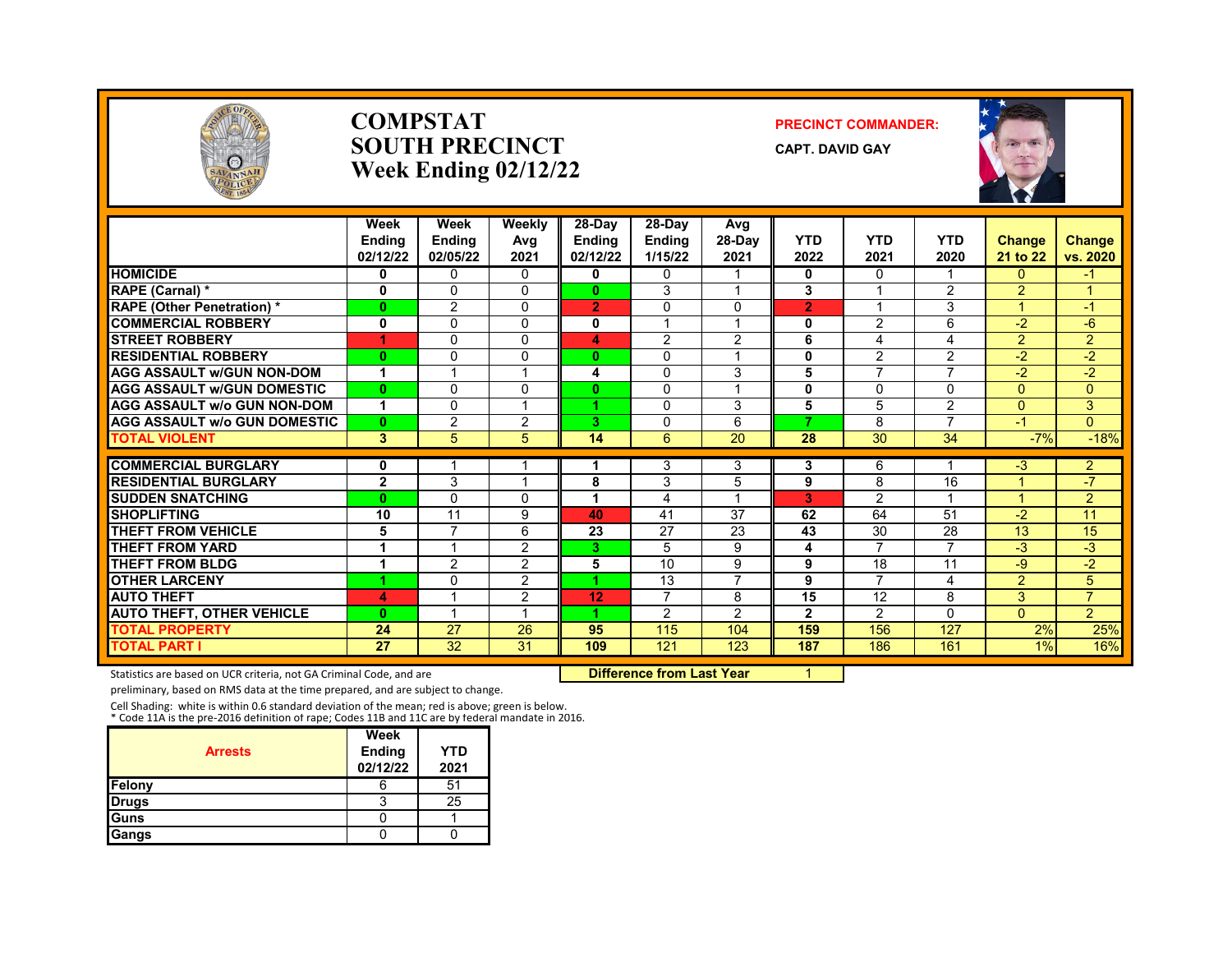# COMPSTAT
# SOUTH PRECINCT
# Week Ending 02/12/22

**PRECINCT COMMANDER:**

**CAPT. DAVID GAY**

| | Week Ending 02/12/22 | Week Ending 02/05/22 | Weekly Avg 2021 | 28-Day Ending 02/12/22 | 28-Day Ending 1/15/22 | Avg 28-Day 2021 | YTD 2022 | YTD 2021 | YTD 2020 | Change 21 to 22 | Change vs. 2020 |
|---|---|---|---|---|---|---|---|---|---|---|---|
| HOMICIDE | 0 | 0 | 0 | 0 | 0 | 1 | 0 | 0 | 1 | 0 | -1 |
| RAPE (Carnal) * | 0 | 0 | 0 | 0 | 3 | 1 | 3 | 1 | 2 | 2 | 1 |
| RAPE (Other Penetration) * | 0 | 2 | 0 | 2 | 0 | 0 | 2 | 1 | 3 | 1 | -1 |
| COMMERCIAL ROBBERY | 0 | 0 | 0 | 0 | 1 | 1 | 0 | 2 | 6 | -2 | -6 |
| STREET ROBBERY | 1 | 0 | 0 | 4 | 2 | 2 | 6 | 4 | 4 | 2 | 2 |
| RESIDENTIAL ROBBERY | 0 | 0 | 0 | 0 | 0 | 1 | 0 | 2 | 2 | -2 | -2 |
| AGG ASSAULT w/GUN NON-DOM | 1 | 1 | 1 | 4 | 0 | 3 | 5 | 7 | 7 | -2 | -2 |
| AGG ASSAULT w/GUN DOMESTIC | 0 | 0 | 0 | 0 | 0 | 1 | 0 | 0 | 0 | 0 | 0 |
| AGG ASSAULT w/o GUN NON-DOM | 1 | 0 | 1 | 1 | 0 | 3 | 5 | 5 | 2 | 0 | 3 |
| AGG ASSAULT w/o GUN DOMESTIC | 0 | 2 | 2 | 3 | 0 | 6 | 7 | 8 | 7 | -1 | 0 |
| TOTAL VIOLENT | 3 | 5 | 5 | 14 | 6 | 20 | 28 | 30 | 34 | -7% | -18% |
| COMMERCIAL BURGLARY | 0 | 1 | 1 | 1 | 3 | 3 | 3 | 6 | 1 | -3 | 2 |
| RESIDENTIAL BURGLARY | 2 | 3 | 1 | 8 | 3 | 5 | 9 | 8 | 16 | 1 | -7 |
| SUDDEN SNATCHING | 0 | 0 | 0 | 1 | 4 | 1 | 3 | 2 | 1 | 1 | 2 |
| SHOPLIFTING | 10 | 11 | 9 | 40 | 41 | 37 | 62 | 64 | 51 | -2 | 11 |
| THEFT FROM VEHICLE | 5 | 7 | 6 | 23 | 27 | 23 | 43 | 30 | 28 | 13 | 15 |
| THEFT FROM YARD | 1 | 1 | 2 | 3 | 5 | 9 | 4 | 7 | 7 | -3 | -3 |
| THEFT FROM BLDG | 1 | 2 | 2 | 5 | 10 | 9 | 9 | 18 | 11 | -9 | -2 |
| OTHER LARCENY | 1 | 0 | 2 | 1 | 13 | 7 | 9 | 7 | 4 | 2 | 5 |
| AUTO THEFT | 4 | 1 | 2 | 12 | 7 | 8 | 15 | 12 | 8 | 3 | 7 |
| AUTO THEFT, OTHER VEHICLE | 0 | 1 | 1 | 1 | 2 | 2 | 2 | 2 | 0 | 0 | 2 |
| TOTAL PROPERTY | 24 | 27 | 26 | 95 | 115 | 104 | 159 | 156 | 127 | 2% | 25% |
| TOTAL PART I | 27 | 32 | 31 | 109 | 121 | 123 | 187 | 186 | 161 | 1% | 16% |

**Difference from Last Year** 1

Statistics are based on UCR criteria, not GA Criminal Code, and are preliminary, based on RMS data at the time prepared, and are subject to change.

Cell Shading: white is within 0.6 standard deviation of the mean; red is above; green is below.

* Code 11A is the pre-2016 definition of rape; Codes 11B and 11C are by federal mandate in 2016.

| Arrests | Week Ending 02/12/22 | YTD 2021 |
|---|---|---|
| Felony | 6 | 51 |
| Drugs | 3 | 25 |
| Guns | 0 | 1 |
| Gangs | 0 | 0 |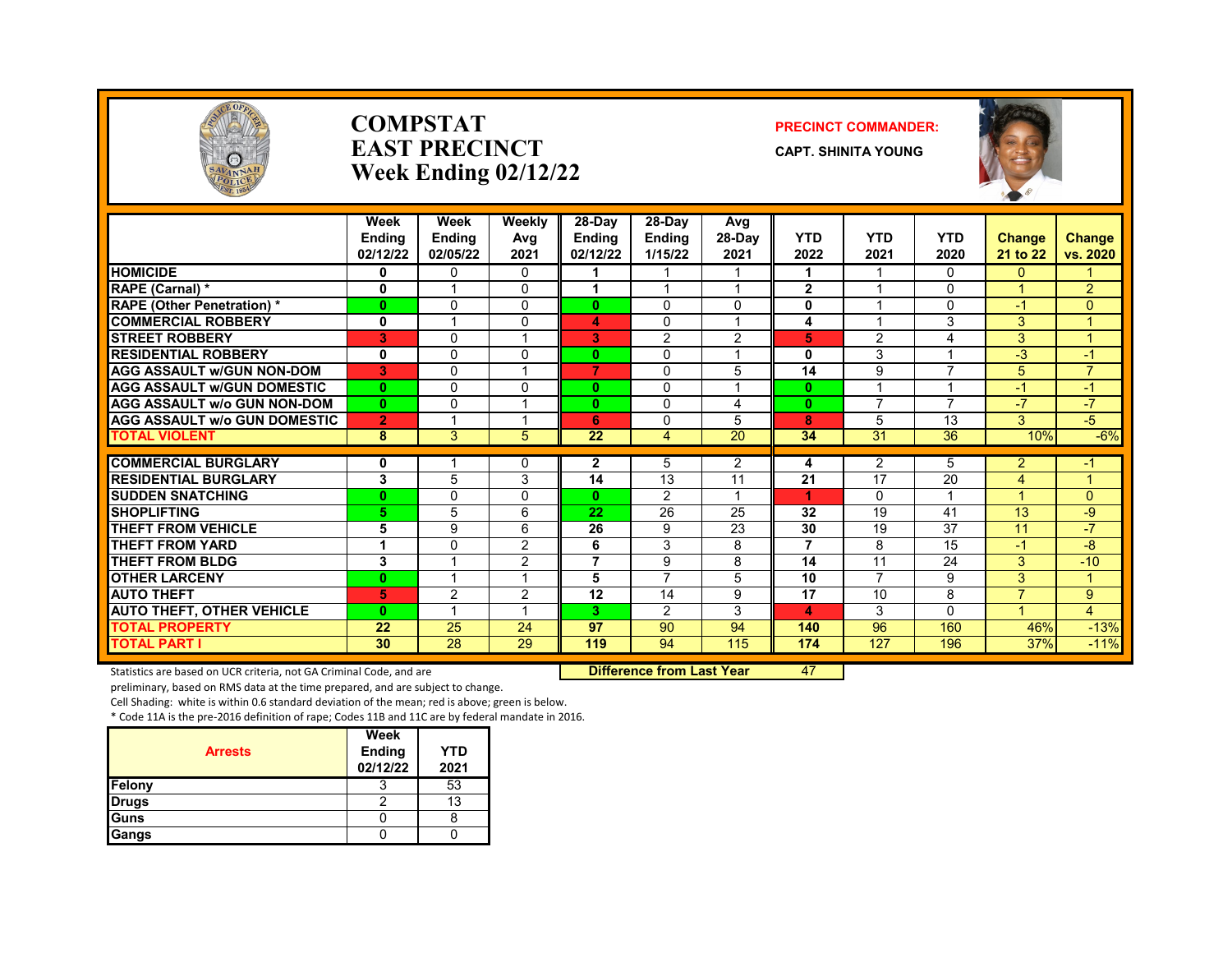# COMPSTAT
# EAST PRECINCT
# Week Ending 02/12/22

**PRECINCT COMMANDER:**
**CAPT. SHINITA YOUNG**

| | Week Ending 02/12/22 | Week Ending 02/05/22 | Weekly Avg 2021 | 28-Day Ending 02/12/22 | 28-Day Ending 1/15/22 | Avg 28-Day 2021 | YTD 2022 | YTD 2021 | YTD 2020 | Change 21 to 22 | Change vs. 2020 |
|---|---|---|---|---|---|---|---|---|---|---|---|
| HOMICIDE | 0 | 0 | 0 | 1 | 1 | 1 | 1 | 1 | 0 | 0 | 1 |
| RAPE (Carnal) * | 0 | 1 | 0 | 1 | 1 | 1 | 2 | 1 | 0 | 1 | 2 |
| RAPE (Other Penetration) * | 0 | 0 | 0 | 0 | 0 | 0 | 0 | 1 | 0 | -1 | 0 |
| COMMERCIAL ROBBERY | 0 | 1 | 0 | 4 | 0 | 1 | 4 | 1 | 3 | 3 | 1 |
| STREET ROBBERY | 3 | 0 | 1 | 3 | 2 | 2 | 5 | 2 | 4 | 3 | 1 |
| RESIDENTIAL ROBBERY | 0 | 0 | 0 | 0 | 0 | 1 | 0 | 3 | 1 | -3 | -1 |
| AGG ASSAULT w/GUN NON-DOM | 3 | 0 | 1 | 7 | 0 | 5 | 14 | 9 | 7 | 5 | 7 |
| AGG ASSAULT w/GUN DOMESTIC | 0 | 0 | 0 | 0 | 0 | 1 | 0 | 1 | 1 | -1 | -1 |
| AGG ASSAULT w/o GUN NON-DOM | 0 | 0 | 1 | 0 | 0 | 4 | 0 | 7 | 7 | -7 | -7 |
| AGG ASSAULT w/o GUN DOMESTIC | 2 | 1 | 1 | 6 | 0 | 5 | 8 | 5 | 13 | 3 | -5 |
| TOTAL VIOLENT | 8 | 3 | 5 | 22 | 4 | 20 | 34 | 31 | 36 | 10% | -6% |
| COMMERCIAL BURGLARY | 0 | 1 | 0 | 2 | 5 | 2 | 4 | 2 | 5 | 2 | -1 |
| RESIDENTIAL BURGLARY | 3 | 5 | 3 | 14 | 13 | 11 | 21 | 17 | 20 | 4 | 1 |
| SUDDEN SNATCHING | 0 | 0 | 0 | 0 | 2 | 1 | 1 | 0 | 1 | 1 | 0 |
| SHOPLIFTING | 5 | 5 | 6 | 22 | 26 | 25 | 32 | 19 | 41 | 13 | -9 |
| THEFT FROM VEHICLE | 5 | 9 | 6 | 26 | 9 | 23 | 30 | 19 | 37 | 11 | -7 |
| THEFT FROM YARD | 1 | 0 | 2 | 6 | 3 | 8 | 7 | 8 | 15 | -1 | -8 |
| THEFT FROM BLDG | 3 | 1 | 2 | 7 | 9 | 8 | 14 | 11 | 24 | 3 | -10 |
| OTHER LARCENY | 0 | 1 | 1 | 5 | 7 | 5 | 10 | 7 | 9 | 3 | 1 |
| AUTO THEFT | 5 | 2 | 2 | 12 | 14 | 9 | 17 | 10 | 8 | 7 | 9 |
| AUTO THEFT, OTHER VEHICLE | 0 | 1 | 1 | 3 | 2 | 3 | 4 | 3 | 0 | 1 | 4 |
| TOTAL PROPERTY | 22 | 25 | 24 | 97 | 90 | 94 | 140 | 96 | 160 | 46% | -13% |
| TOTAL PART I | 30 | 28 | 29 | 119 | 94 | 115 | 174 | 127 | 196 | 37% | -11% |

**Difference from Last Year** 47

Statistics are based on UCR criteria, not GA Criminal Code, and are preliminary, based on RMS data at the time prepared, and are subject to change.

Cell Shading: white is within 0.6 standard deviation of the mean; red is above; green is below.

* Code 11A is the pre-2016 definition of rape; Codes 11B and 11C are by federal mandate in 2016.

| Arrests | Week Ending 02/12/22 | YTD 2021 |
|---|---|---|
| Felony | 3 | 53 |
| Drugs | 2 | 13 |
| Guns | 0 | 8 |
| Gangs | 0 | 0 |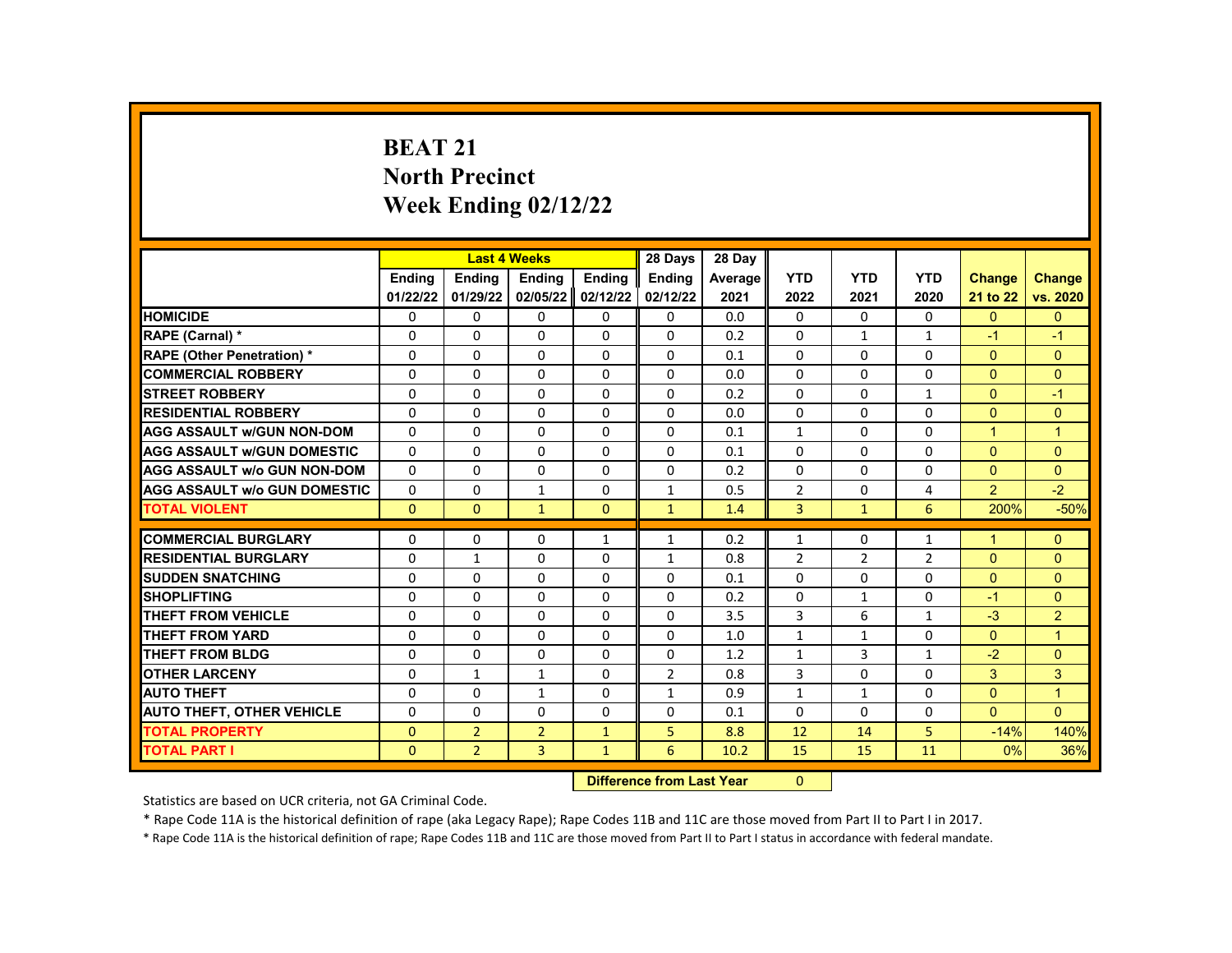# BEAT 21
## North Precinct
## Week Ending 02/12/22

| | Last 4 Weeks | | | | 28 Days | 28 Day | | | | | |
|---|---|---|---|---|---|---|---|---|---|---|---|
| | Ending 01/22/22 | Ending 01/29/22 | Ending 02/05/22 | Ending 02/12/22 | Ending 02/12/22 | Average 2021 | YTD 2022 | YTD 2021 | YTD 2020 | Change 21 to 22 | Change vs. 2020 |
| HOMICIDE | 0 | 0 | 0 | 0 | 0 | 0.0 | 0 | 0 | 0 | 0 | 0 |
| RAPE (Carnal) * | 0 | 0 | 0 | 0 | 0 | 0.2 | 0 | 1 | 1 | -1 | -1 |
| RAPE (Other Penetration) * | 0 | 0 | 0 | 0 | 0 | 0.1 | 0 | 0 | 0 | 0 | 0 |
| COMMERCIAL ROBBERY | 0 | 0 | 0 | 0 | 0 | 0.0 | 0 | 0 | 0 | 0 | 0 |
| STREET ROBBERY | 0 | 0 | 0 | 0 | 0 | 0.2 | 0 | 0 | 1 | 0 | -1 |
| RESIDENTIAL ROBBERY | 0 | 0 | 0 | 0 | 0 | 0.0 | 0 | 0 | 0 | 0 | 0 |
| AGG ASSAULT w/GUN NON-DOM | 0 | 0 | 0 | 0 | 0 | 0.1 | 1 | 0 | 0 | 1 | 1 |
| AGG ASSAULT w/GUN DOMESTIC | 0 | 0 | 0 | 0 | 0 | 0.1 | 0 | 0 | 0 | 0 | 0 |
| AGG ASSAULT w/o GUN NON-DOM | 0 | 0 | 0 | 0 | 0 | 0.2 | 0 | 0 | 0 | 0 | 0 |
| AGG ASSAULT w/o GUN DOMESTIC | 0 | 0 | 1 | 0 | 1 | 0.5 | 2 | 0 | 4 | 2 | -2 |
| TOTAL VIOLENT | 0 | 0 | 1 | 0 | 1 | 1.4 | 3 | 1 | 6 | 200% | -50% |
| COMMERCIAL BURGLARY | 0 | 0 | 0 | 1 | 1 | 0.2 | 1 | 0 | 1 | 1 | 0 |
| RESIDENTIAL BURGLARY | 0 | 1 | 0 | 0 | 1 | 0.8 | 2 | 2 | 2 | 0 | 0 |
| SUDDEN SNATCHING | 0 | 0 | 0 | 0 | 0 | 0.1 | 0 | 0 | 0 | 0 | 0 |
| SHOPLIFTING | 0 | 0 | 0 | 0 | 0 | 0.2 | 0 | 1 | 0 | -1 | 0 |
| THEFT FROM VEHICLE | 0 | 0 | 0 | 0 | 0 | 3.5 | 3 | 6 | 1 | -3 | 2 |
| THEFT FROM YARD | 0 | 0 | 0 | 0 | 0 | 1.0 | 1 | 1 | 0 | 0 | 1 |
| THEFT FROM BLDG | 0 | 0 | 0 | 0 | 0 | 1.2 | 1 | 3 | 1 | -2 | 0 |
| OTHER LARCENY | 0 | 1 | 1 | 0 | 2 | 0.8 | 3 | 0 | 0 | 3 | 3 |
| AUTO THEFT | 0 | 0 | 1 | 0 | 1 | 0.9 | 1 | 1 | 0 | 0 | 1 |
| AUTO THEFT, OTHER VEHICLE | 0 | 0 | 0 | 0 | 0 | 0.1 | 0 | 0 | 0 | 0 | 0 |
| TOTAL PROPERTY | 0 | 2 | 2 | 1 | 5 | 8.8 | 12 | 14 | 5 | -14% | 140% |
| TOTAL PART I | 0 | 2 | 3 | 1 | 6 | 10.2 | 15 | 15 | 11 | 0% | 36% |

**Difference from Last Year** 0

Statistics are based on UCR criteria, not GA Criminal Code.

* Rape Code 11A is the historical definition of rape (aka Legacy Rape); Rape Codes 11B and 11C are those moved from Part II to Part I in 2017.

* Rape Code 11A is the historical definition of rape; Rape Codes 11B and 11C are those moved from Part II to Part I status in accordance with federal mandate.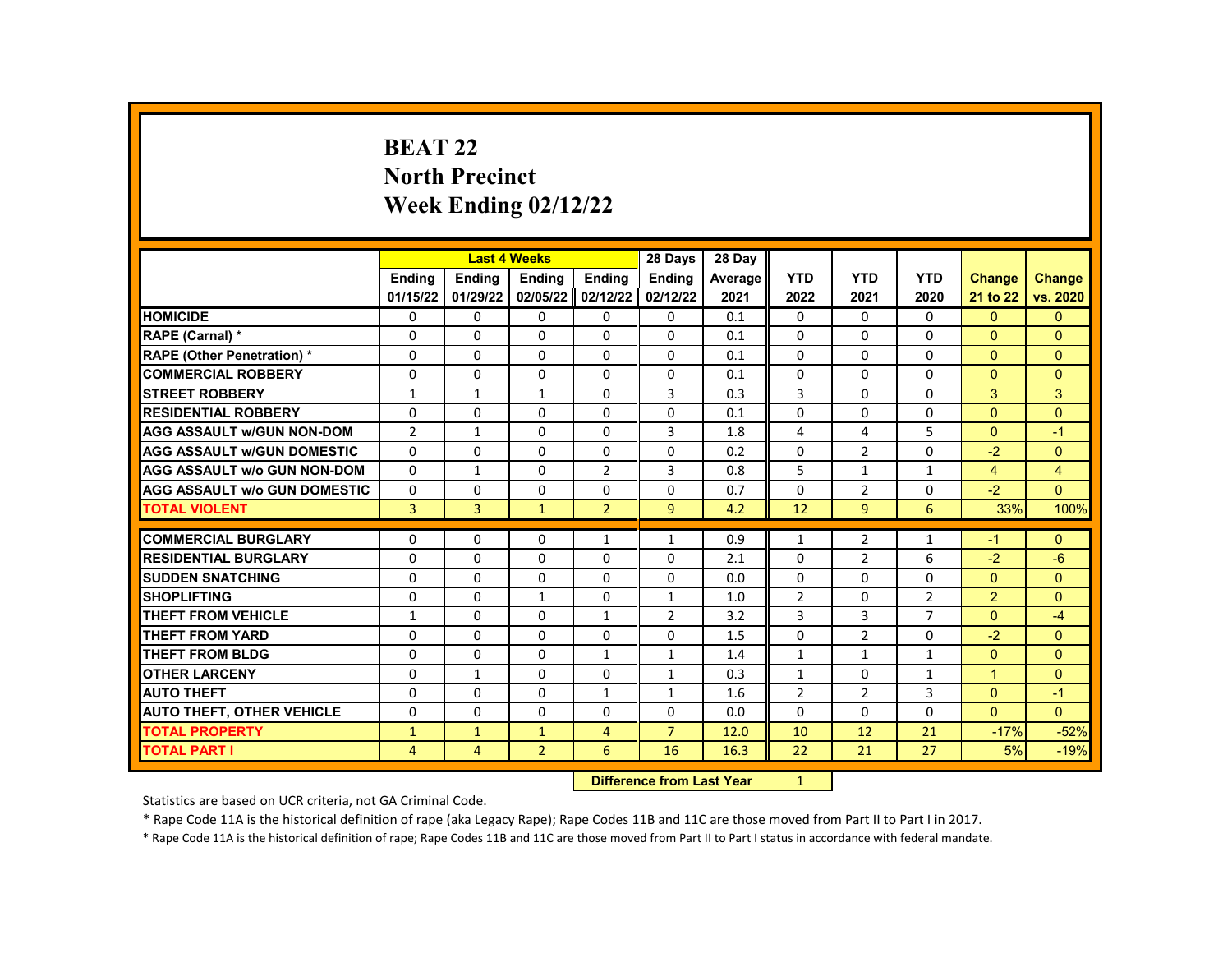# BEAT 22
# North Precinct
# Week Ending 02/12/22

| | Last 4 Weeks | | | | 28 Days | 28 Day | | | | | |
|---|---|---|---|---|---|---|---|---|---|---|---|
| | Ending 01/15/22 | Ending 01/29/22 | Ending 02/05/22 | Ending 02/12/22 | Ending 02/12/22 | Average 2021 | YTD 2022 | YTD 2021 | YTD 2020 | Change 21 to 22 | Change vs. 2020 |
| HOMICIDE | 0 | 0 | 0 | 0 | 0 | 0.1 | 0 | 0 | 0 | 0 | 0 |
| RAPE (Carnal) * | 0 | 0 | 0 | 0 | 0 | 0.1 | 0 | 0 | 0 | 0 | 0 |
| RAPE (Other Penetration) * | 0 | 0 | 0 | 0 | 0 | 0.1 | 0 | 0 | 0 | 0 | 0 |
| COMMERCIAL ROBBERY | 0 | 0 | 0 | 0 | 0 | 0.1 | 0 | 0 | 0 | 0 | 0 |
| STREET ROBBERY | 1 | 1 | 1 | 0 | 3 | 0.3 | 3 | 0 | 0 | 3 | 3 |
| RESIDENTIAL ROBBERY | 0 | 0 | 0 | 0 | 0 | 0.1 | 0 | 0 | 0 | 0 | 0 |
| AGG ASSAULT w/GUN NON-DOM | 2 | 1 | 0 | 0 | 3 | 1.8 | 4 | 4 | 5 | 0 | -1 |
| AGG ASSAULT w/GUN DOMESTIC | 0 | 0 | 0 | 0 | 0 | 0.2 | 0 | 2 | 0 | -2 | 0 |
| AGG ASSAULT w/o GUN NON-DOM | 0 | 1 | 0 | 2 | 3 | 0.8 | 5 | 1 | 1 | 4 | 4 |
| AGG ASSAULT w/o GUN DOMESTIC | 0 | 0 | 0 | 0 | 0 | 0.7 | 0 | 2 | 0 | -2 | 0 |
| TOTAL VIOLENT | 3 | 3 | 1 | 2 | 9 | 4.2 | 12 | 9 | 6 | 33% | 100% |
| COMMERCIAL BURGLARY | 0 | 0 | 0 | 1 | 1 | 0.9 | 1 | 2 | 1 | -1 | 0 |
| RESIDENTIAL BURGLARY | 0 | 0 | 0 | 0 | 0 | 2.1 | 0 | 2 | 6 | -2 | -6 |
| SUDDEN SNATCHING | 0 | 0 | 0 | 0 | 0 | 0.0 | 0 | 0 | 0 | 0 | 0 |
| SHOPLIFTING | 0 | 0 | 1 | 0 | 1 | 1.0 | 2 | 0 | 2 | 2 | 0 |
| THEFT FROM VEHICLE | 1 | 0 | 0 | 1 | 2 | 3.2 | 3 | 3 | 7 | 0 | -4 |
| THEFT FROM YARD | 0 | 0 | 0 | 0 | 0 | 1.5 | 0 | 2 | 0 | -2 | 0 |
| THEFT FROM BLDG | 0 | 0 | 0 | 1 | 1 | 1.4 | 1 | 1 | 1 | 0 | 0 |
| OTHER LARCENY | 0 | 1 | 0 | 0 | 1 | 0.3 | 1 | 0 | 1 | 1 | 0 |
| AUTO THEFT | 0 | 0 | 0 | 1 | 1 | 1.6 | 2 | 2 | 3 | 0 | -1 |
| AUTO THEFT, OTHER VEHICLE | 0 | 0 | 0 | 0 | 0 | 0.0 | 0 | 0 | 0 | 0 | 0 |
| TOTAL PROPERTY | 1 | 1 | 1 | 4 | 7 | 12.0 | 10 | 12 | 21 | -17% | -52% |
| TOTAL PART I | 4 | 4 | 2 | 6 | 16 | 16.3 | 22 | 21 | 27 | 5% | -19% |

**Difference from Last Year** 1

Statistics are based on UCR criteria, not GA Criminal Code.

* Rape Code 11A is the historical definition of rape (aka Legacy Rape); Rape Codes 11B and 11C are those moved from Part II to Part I in 2017.

* Rape Code 11A is the historical definition of rape; Rape Codes 11B and 11C are those moved from Part II to Part I status in accordance with federal mandate.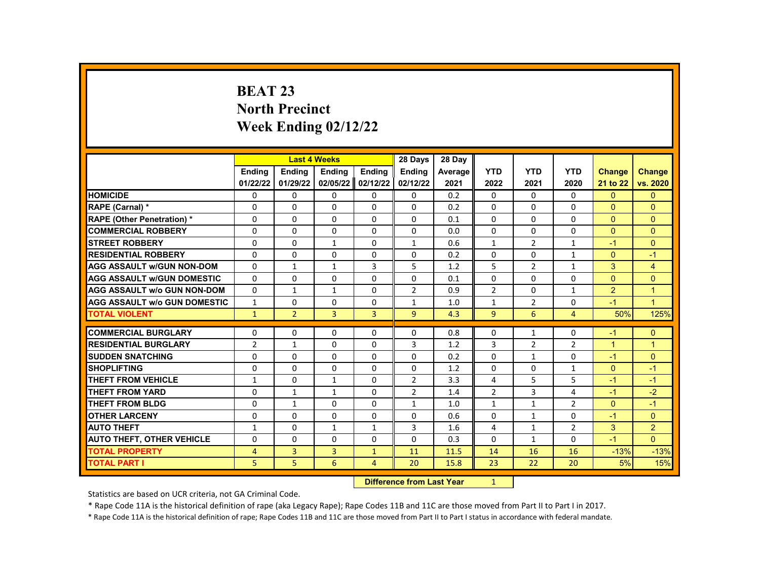# BEAT 23
# North Precinct
# Week Ending 02/12/22

| | Last 4 Weeks | | | | 28 Days | 28 Day | | | | | |
|---|---|---|---|---|---|---|---|---|---|---|---|
| | Ending 01/22/22 | Ending 01/29/22 | Ending 02/05/22 | Ending 02/12/22 | Ending 02/12/22 | Average 2021 | YTD 2022 | YTD 2021 | YTD 2020 | Change 21 to 22 | Change vs. 2020 |
| HOMICIDE | 0 | 0 | 0 | 0 | 0 | 0.2 | 0 | 0 | 0 | 0 | 0 |
| RAPE (Carnal) * | 0 | 0 | 0 | 0 | 0 | 0.2 | 0 | 0 | 0 | 0 | 0 |
| RAPE (Other Penetration) * | 0 | 0 | 0 | 0 | 0 | 0.1 | 0 | 0 | 0 | 0 | 0 |
| COMMERCIAL ROBBERY | 0 | 0 | 0 | 0 | 0 | 0.0 | 0 | 0 | 0 | 0 | 0 |
| STREET ROBBERY | 0 | 0 | 1 | 0 | 1 | 0.6 | 1 | 2 | 1 | -1 | 0 |
| RESIDENTIAL ROBBERY | 0 | 0 | 0 | 0 | 0 | 0.2 | 0 | 0 | 1 | 0 | -1 |
| AGG ASSAULT w/GUN NON-DOM | 0 | 1 | 1 | 3 | 5 | 1.2 | 5 | 2 | 1 | 3 | 4 |
| AGG ASSAULT w/GUN DOMESTIC | 0 | 0 | 0 | 0 | 0 | 0.1 | 0 | 0 | 0 | 0 | 0 |
| AGG ASSAULT w/o GUN NON-DOM | 0 | 1 | 1 | 0 | 2 | 0.9 | 2 | 0 | 1 | 2 | 1 |
| AGG ASSAULT w/o GUN DOMESTIC | 1 | 0 | 0 | 0 | 1 | 1.0 | 1 | 2 | 0 | -1 | 1 |
| TOTAL VIOLENT | 1 | 2 | 3 | 3 | 9 | 4.3 | 9 | 6 | 4 | 50% | 125% |
| COMMERCIAL BURGLARY | 0 | 0 | 0 | 0 | 0 | 0.8 | 0 | 1 | 0 | -1 | 0 |
| RESIDENTIAL BURGLARY | 2 | 1 | 0 | 0 | 3 | 1.2 | 3 | 2 | 2 | 1 | 1 |
| SUDDEN SNATCHING | 0 | 0 | 0 | 0 | 0 | 0.2 | 0 | 1 | 0 | -1 | 0 |
| SHOPLIFTING | 0 | 0 | 0 | 0 | 0 | 1.2 | 0 | 0 | 1 | 0 | -1 |
| THEFT FROM VEHICLE | 1 | 0 | 1 | 0 | 2 | 3.3 | 4 | 5 | 5 | -1 | -1 |
| THEFT FROM YARD | 0 | 1 | 1 | 0 | 2 | 1.4 | 2 | 3 | 4 | -1 | -2 |
| THEFT FROM BLDG | 0 | 1 | 0 | 0 | 1 | 1.0 | 1 | 1 | 2 | 0 | -1 |
| OTHER LARCENY | 0 | 0 | 0 | 0 | 0 | 0.6 | 0 | 1 | 0 | -1 | 0 |
| AUTO THEFT | 1 | 0 | 1 | 1 | 3 | 1.6 | 4 | 1 | 2 | 3 | 2 |
| AUTO THEFT, OTHER VEHICLE | 0 | 0 | 0 | 0 | 0 | 0.3 | 0 | 1 | 0 | -1 | 0 |
| TOTAL PROPERTY | 4 | 3 | 3 | 1 | 11 | 11.5 | 14 | 16 | 16 | -13% | -13% |
| TOTAL PART I | 5 | 5 | 6 | 4 | 20 | 15.8 | 23 | 22 | 20 | 5% | 15% |

**Difference from Last Year** 1

Statistics are based on UCR criteria, not GA Criminal Code.

* Rape Code 11A is the historical definition of rape (aka Legacy Rape); Rape Codes 11B and 11C are those moved from Part II to Part I in 2017.

* Rape Code 11A is the historical definition of rape; Rape Codes 11B and 11C are those moved from Part II to Part I status in accordance with federal mandate.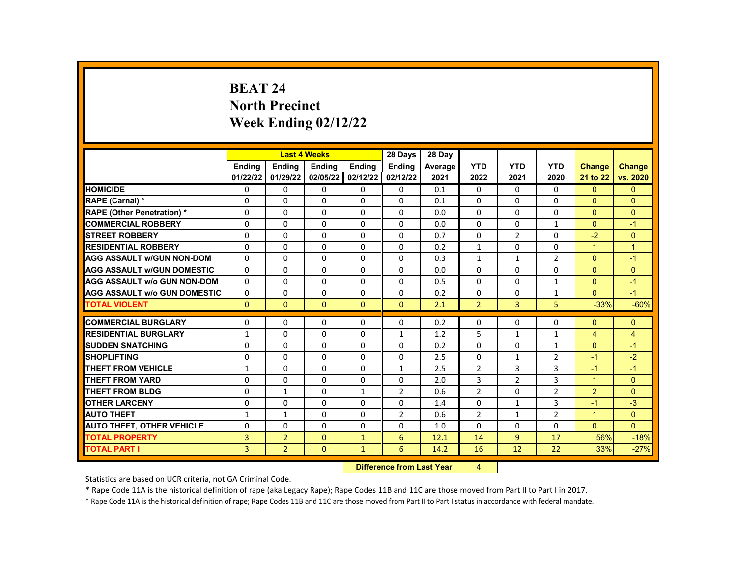# BEAT 24
## North Precinct
## Week Ending 02/12/22

| | Last 4 Weeks | | | | 28 Days | 28 Day | | | | | |
|---|---|---|---|---|---|---|---|---|---|---|---|
| | Ending 01/22/22 | Ending 01/29/22 | Ending 02/05/22 | Ending 02/12/22 | Ending 02/12/22 | Average 2021 | YTD 2022 | YTD 2021 | YTD 2020 | Change 21 to 22 | Change vs. 2020 |
| HOMICIDE | 0 | 0 | 0 | 0 | 0 | 0.1 | 0 | 0 | 0 | 0 | 0 |
| RAPE (Carnal) * | 0 | 0 | 0 | 0 | 0 | 0.1 | 0 | 0 | 0 | 0 | 0 |
| RAPE (Other Penetration) * | 0 | 0 | 0 | 0 | 0 | 0.0 | 0 | 0 | 0 | 0 | 0 |
| COMMERCIAL ROBBERY | 0 | 0 | 0 | 0 | 0 | 0.0 | 0 | 0 | 1 | 0 | -1 |
| STREET ROBBERY | 0 | 0 | 0 | 0 | 0 | 0.7 | 0 | 2 | 0 | -2 | 0 |
| RESIDENTIAL ROBBERY | 0 | 0 | 0 | 0 | 0 | 0.2 | 1 | 0 | 0 | 1 | 1 |
| AGG ASSAULT w/GUN NON-DOM | 0 | 0 | 0 | 0 | 0 | 0.3 | 1 | 1 | 2 | 0 | -1 |
| AGG ASSAULT w/GUN DOMESTIC | 0 | 0 | 0 | 0 | 0 | 0.0 | 0 | 0 | 0 | 0 | 0 |
| AGG ASSAULT w/o GUN NON-DOM | 0 | 0 | 0 | 0 | 0 | 0.5 | 0 | 0 | 1 | 0 | -1 |
| AGG ASSAULT w/o GUN DOMESTIC | 0 | 0 | 0 | 0 | 0 | 0.2 | 0 | 0 | 1 | 0 | -1 |
| TOTAL VIOLENT | 0 | 0 | 0 | 0 | 0 | 2.1 | 2 | 3 | 5 | -33% | -60% |
| COMMERCIAL BURGLARY | 0 | 0 | 0 | 0 | 0 | 0.2 | 0 | 0 | 0 | 0 | 0 |
| RESIDENTIAL BURGLARY | 1 | 0 | 0 | 0 | 1 | 1.2 | 5 | 1 | 1 | 4 | 4 |
| SUDDEN SNATCHING | 0 | 0 | 0 | 0 | 0 | 0.2 | 0 | 0 | 1 | 0 | -1 |
| SHOPLIFTING | 0 | 0 | 0 | 0 | 0 | 2.5 | 0 | 1 | 2 | -1 | -2 |
| THEFT FROM VEHICLE | 1 | 0 | 0 | 0 | 1 | 2.5 | 2 | 3 | 3 | -1 | -1 |
| THEFT FROM YARD | 0 | 0 | 0 | 0 | 0 | 2.0 | 3 | 2 | 3 | 1 | 0 |
| THEFT FROM BLDG | 0 | 1 | 0 | 1 | 2 | 0.6 | 2 | 0 | 2 | 2 | 0 |
| OTHER LARCENY | 0 | 0 | 0 | 0 | 0 | 1.4 | 0 | 1 | 3 | -1 | -3 |
| AUTO THEFT | 1 | 1 | 0 | 0 | 2 | 0.6 | 2 | 1 | 2 | 1 | 0 |
| AUTO THEFT, OTHER VEHICLE | 0 | 0 | 0 | 0 | 0 | 1.0 | 0 | 0 | 0 | 0 | 0 |
| TOTAL PROPERTY | 3 | 2 | 0 | 1 | 6 | 12.1 | 14 | 9 | 17 | 56% | -18% |
| TOTAL PART I | 3 | 2 | 0 | 1 | 6 | 14.2 | 16 | 12 | 22 | 33% | -27% |

**Difference from Last Year** 4

Statistics are based on UCR criteria, not GA Criminal Code.

* Rape Code 11A is the historical definition of rape (aka Legacy Rape); Rape Codes 11B and 11C are those moved from Part II to Part I in 2017.

* Rape Code 11A is the historical definition of rape; Rape Codes 11B and 11C are those moved from Part II to Part I status in accordance with federal mandate.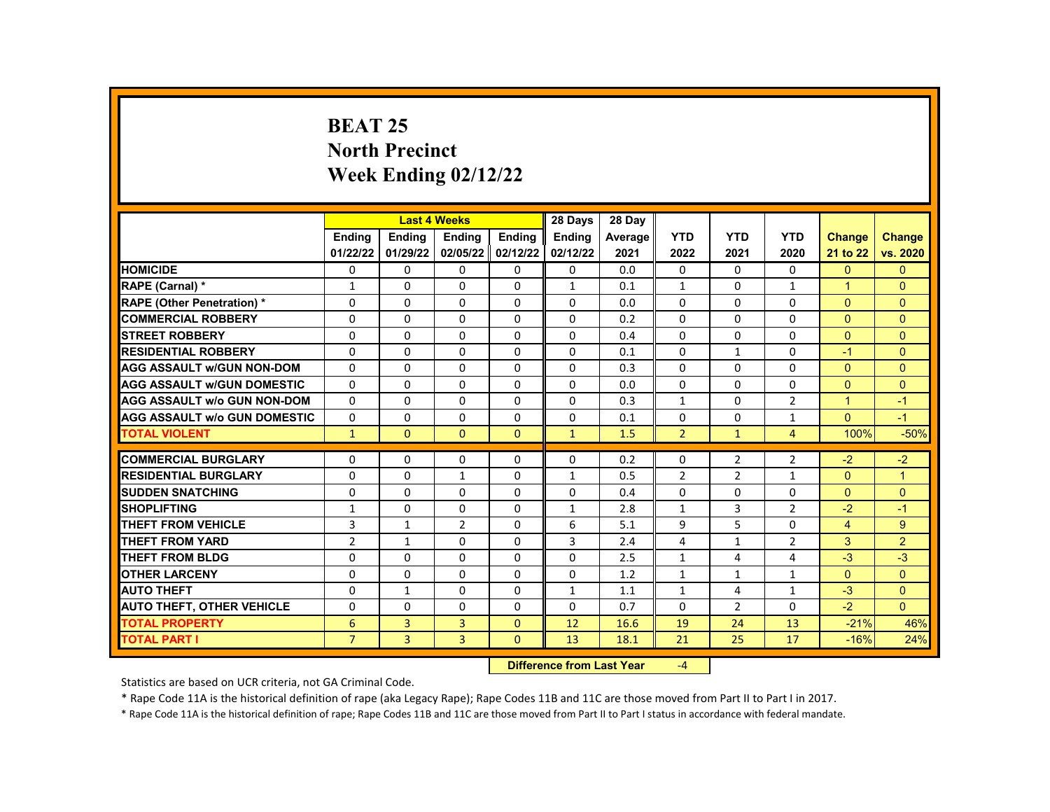# BEAT 25
# North Precinct
# Week Ending 02/12/22

| | Last 4 Weeks | | | | 28 Days | 28 Day | | | | | |
|---|---|---|---|---|---|---|---|---|---|---|---|
| | Ending 01/22/22 | Ending 01/29/22 | Ending 02/05/22 | Ending 02/12/22 | Ending 02/12/22 | Average 2021 | YTD 2022 | YTD 2021 | YTD 2020 | Change 21 to 22 | Change vs. 2020 |
| HOMICIDE | 0 | 0 | 0 | 0 | 0 | 0.0 | 0 | 0 | 0 | 0 | 0 |
| RAPE (Carnal) * | 1 | 0 | 0 | 0 | 1 | 0.1 | 1 | 0 | 1 | 1 | 0 |
| RAPE (Other Penetration) * | 0 | 0 | 0 | 0 | 0 | 0.0 | 0 | 0 | 0 | 0 | 0 |
| COMMERCIAL ROBBERY | 0 | 0 | 0 | 0 | 0 | 0.2 | 0 | 0 | 0 | 0 | 0 |
| STREET ROBBERY | 0 | 0 | 0 | 0 | 0 | 0.4 | 0 | 0 | 0 | 0 | 0 |
| RESIDENTIAL ROBBERY | 0 | 0 | 0 | 0 | 0 | 0.1 | 0 | 1 | 0 | -1 | 0 |
| AGG ASSAULT w/GUN NON-DOM | 0 | 0 | 0 | 0 | 0 | 0.3 | 0 | 0 | 0 | 0 | 0 |
| AGG ASSAULT w/GUN DOMESTIC | 0 | 0 | 0 | 0 | 0 | 0.0 | 0 | 0 | 0 | 0 | 0 |
| AGG ASSAULT w/o GUN NON-DOM | 0 | 0 | 0 | 0 | 0 | 0.3 | 1 | 0 | 2 | 1 | -1 |
| AGG ASSAULT w/o GUN DOMESTIC | 0 | 0 | 0 | 0 | 0 | 0.1 | 0 | 0 | 1 | 0 | -1 |
| TOTAL VIOLENT | 1 | 0 | 0 | 0 | 1 | 1.5 | 2 | 1 | 4 | 100% | -50% |
| COMMERCIAL BURGLARY | 0 | 0 | 0 | 0 | 0 | 0.2 | 0 | 2 | 2 | -2 | -2 |
| RESIDENTIAL BURGLARY | 0 | 0 | 1 | 0 | 1 | 0.5 | 2 | 2 | 1 | 0 | 1 |
| SUDDEN SNATCHING | 0 | 0 | 0 | 0 | 0 | 0.4 | 0 | 0 | 0 | 0 | 0 |
| SHOPLIFTING | 1 | 0 | 0 | 0 | 1 | 2.8 | 1 | 3 | 2 | -2 | -1 |
| THEFT FROM VEHICLE | 3 | 1 | 2 | 0 | 6 | 5.1 | 9 | 5 | 0 | 4 | 9 |
| THEFT FROM YARD | 2 | 1 | 0 | 0 | 3 | 2.4 | 4 | 1 | 2 | 3 | 2 |
| THEFT FROM BLDG | 0 | 0 | 0 | 0 | 0 | 2.5 | 1 | 4 | 4 | -3 | -3 |
| OTHER LARCENY | 0 | 0 | 0 | 0 | 0 | 1.2 | 1 | 1 | 1 | 0 | 0 |
| AUTO THEFT | 0 | 1 | 0 | 0 | 1 | 1.1 | 1 | 4 | 1 | -3 | 0 |
| AUTO THEFT, OTHER VEHICLE | 0 | 0 | 0 | 0 | 0 | 0.7 | 0 | 2 | 0 | -2 | 0 |
| TOTAL PROPERTY | 6 | 3 | 3 | 0 | 12 | 16.6 | 19 | 24 | 13 | -21% | 46% |
| TOTAL PART I | 7 | 3 | 3 | 0 | 13 | 18.1 | 21 | 25 | 17 | -16% | 24% |

**Difference from Last Year** -4

Statistics are based on UCR criteria, not GA Criminal Code.

* Rape Code 11A is the historical definition of rape (aka Legacy Rape); Rape Codes 11B and 11C are those moved from Part II to Part I in 2017.

* Rape Code 11A is the historical definition of rape; Rape Codes 11B and 11C are those moved from Part II to Part I status in accordance with federal mandate.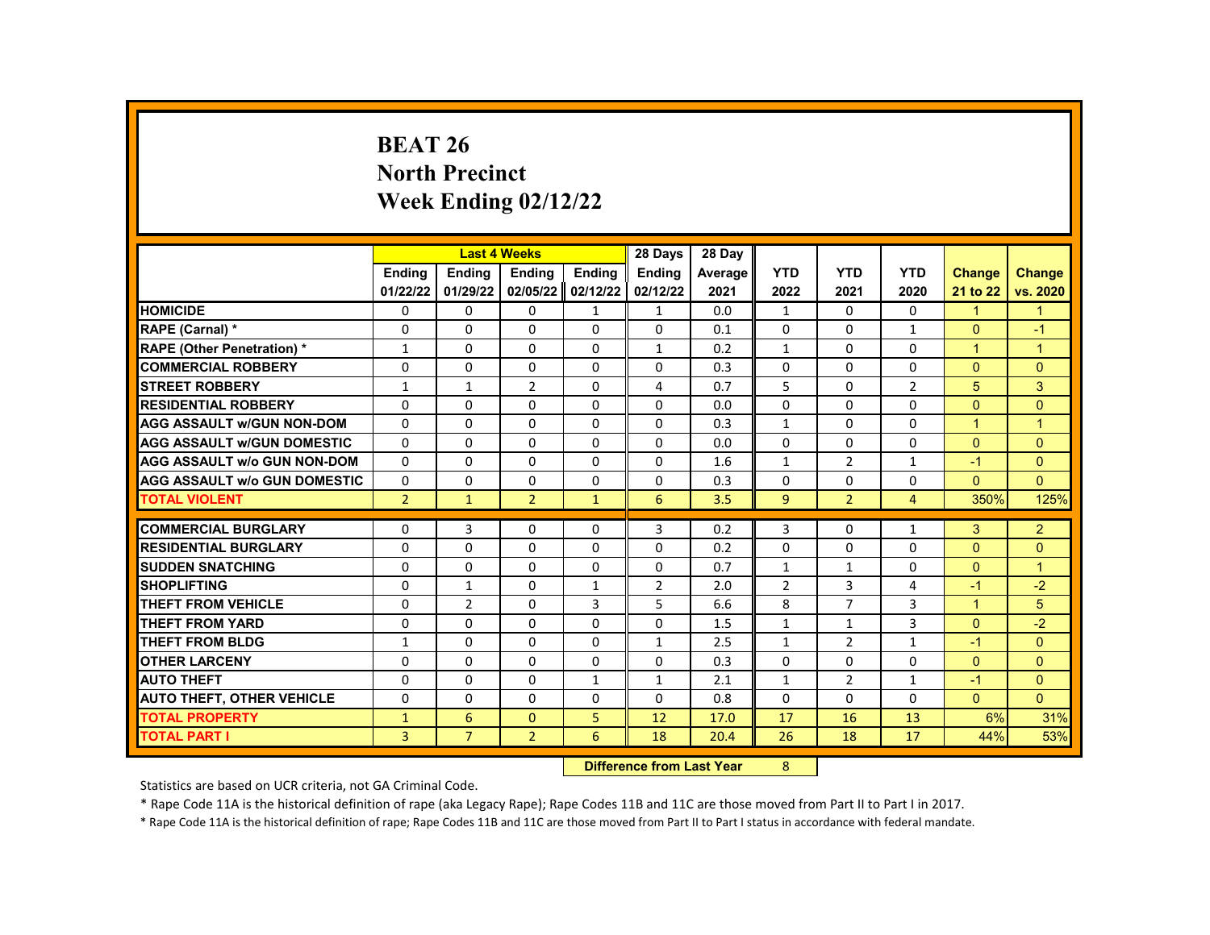# BEAT 26
## North Precinct
## Week Ending 02/12/22

| | Last 4 Weeks | | | | 28 Days | 28 Day | | | | | |
|---|---|---|---|---|---|---|---|---|---|---|---|
| | Ending 01/22/22 | Ending 01/29/22 | Ending 02/05/22 | Ending 02/12/22 | Ending 02/12/22 | Average 2021 | YTD 2022 | YTD 2021 | YTD 2020 | Change 21 to 22 | Change vs. 2020 |
| HOMICIDE | 0 | 0 | 0 | 1 | 1 | 0.0 | 1 | 0 | 0 | 1 | 1 |
| RAPE (Carnal) * | 0 | 0 | 0 | 0 | 0 | 0.1 | 0 | 0 | 1 | 0 | -1 |
| RAPE (Other Penetration) * | 1 | 0 | 0 | 0 | 1 | 0.2 | 1 | 0 | 0 | 1 | 1 |
| COMMERCIAL ROBBERY | 0 | 0 | 0 | 0 | 0 | 0.3 | 0 | 0 | 0 | 0 | 0 |
| STREET ROBBERY | 1 | 1 | 2 | 0 | 4 | 0.7 | 5 | 0 | 2 | 5 | 3 |
| RESIDENTIAL ROBBERY | 0 | 0 | 0 | 0 | 0 | 0.0 | 0 | 0 | 0 | 0 | 0 |
| AGG ASSAULT w/GUN NON-DOM | 0 | 0 | 0 | 0 | 0 | 0.3 | 1 | 0 | 0 | 1 | 1 |
| AGG ASSAULT w/GUN DOMESTIC | 0 | 0 | 0 | 0 | 0 | 0.0 | 0 | 0 | 0 | 0 | 0 |
| AGG ASSAULT w/o GUN NON-DOM | 0 | 0 | 0 | 0 | 0 | 1.6 | 1 | 2 | 1 | -1 | 0 |
| AGG ASSAULT w/o GUN DOMESTIC | 0 | 0 | 0 | 0 | 0 | 0.3 | 0 | 0 | 0 | 0 | 0 |
| TOTAL VIOLENT | 2 | 1 | 2 | 1 | 6 | 3.5 | 9 | 2 | 4 | 350% | 125% |
| COMMERCIAL BURGLARY | 0 | 3 | 0 | 0 | 3 | 0.2 | 3 | 0 | 1 | 3 | 2 |
| RESIDENTIAL BURGLARY | 0 | 0 | 0 | 0 | 0 | 0.2 | 0 | 0 | 0 | 0 | 0 |
| SUDDEN SNATCHING | 0 | 0 | 0 | 0 | 0 | 0.7 | 1 | 1 | 0 | 0 | 1 |
| SHOPLIFTING | 0 | 1 | 0 | 1 | 2 | 2.0 | 2 | 3 | 4 | -1 | -2 |
| THEFT FROM VEHICLE | 0 | 2 | 0 | 3 | 5 | 6.6 | 8 | 7 | 3 | 1 | 5 |
| THEFT FROM YARD | 0 | 0 | 0 | 0 | 0 | 1.5 | 1 | 1 | 3 | 0 | -2 |
| THEFT FROM BLDG | 1 | 0 | 0 | 0 | 1 | 2.5 | 1 | 2 | 1 | -1 | 0 |
| OTHER LARCENY | 0 | 0 | 0 | 0 | 0 | 0.3 | 0 | 0 | 0 | 0 | 0 |
| AUTO THEFT | 0 | 0 | 0 | 1 | 1 | 2.1 | 1 | 2 | 1 | -1 | 0 |
| AUTO THEFT, OTHER VEHICLE | 0 | 0 | 0 | 0 | 0 | 0.8 | 0 | 0 | 0 | 0 | 0 |
| TOTAL PROPERTY | 1 | 6 | 0 | 5 | 12 | 17.0 | 17 | 16 | 13 | 6% | 31% |
| TOTAL PART I | 3 | 7 | 2 | 6 | 18 | 20.4 | 26 | 18 | 17 | 44% | 53% |

**Difference from Last Year** 8

Statistics are based on UCR criteria, not GA Criminal Code.

* Rape Code 11A is the historical definition of rape (aka Legacy Rape); Rape Codes 11B and 11C are those moved from Part II to Part I in 2017.

* Rape Code 11A is the historical definition of rape; Rape Codes 11B and 11C are those moved from Part II to Part I status in accordance with federal mandate.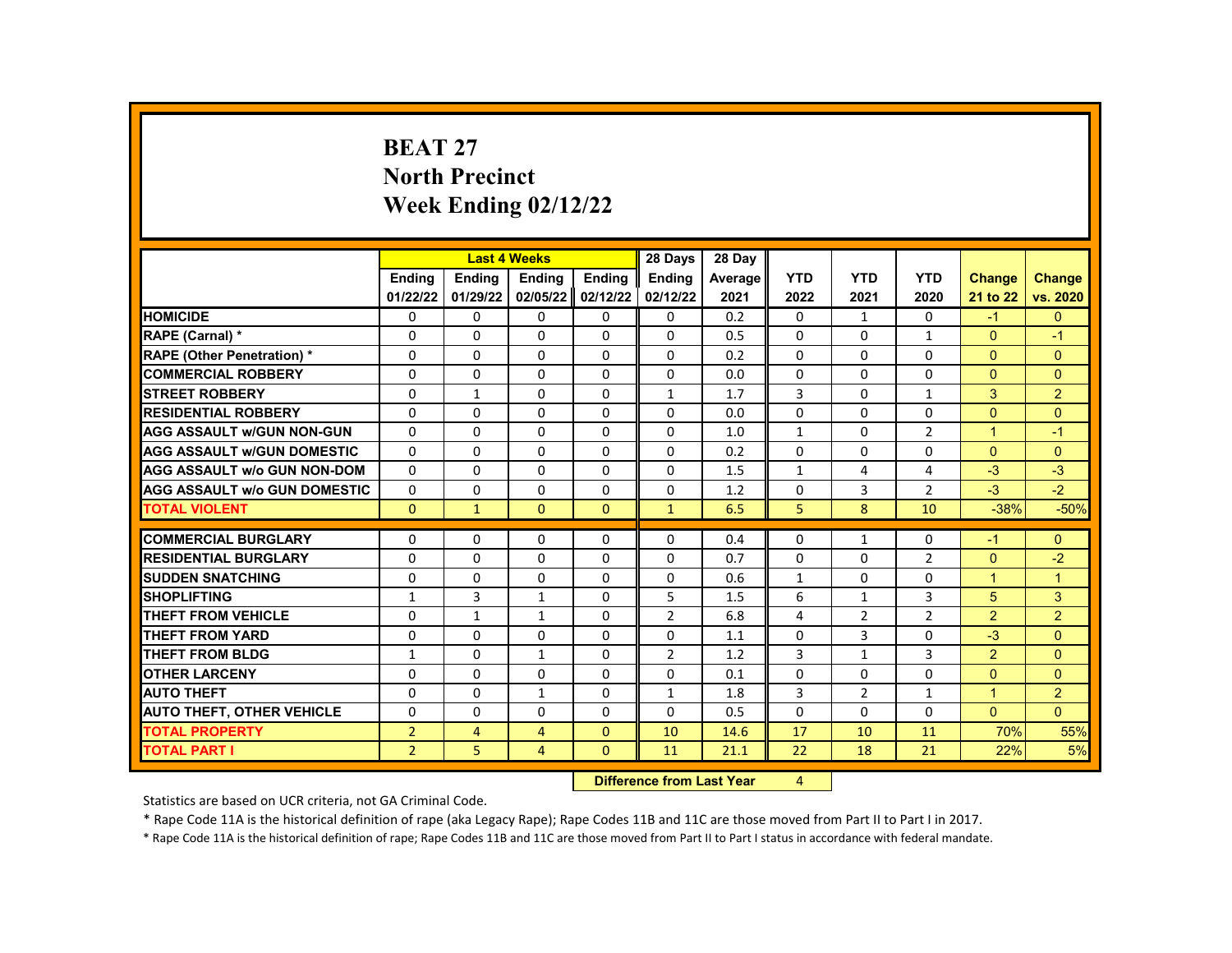# BEAT 27
# North Precinct
# Week Ending 02/12/22

| | Last 4 Weeks | | | | 28 Days | 28 Day | | | | | |
|---|---|---|---|---|---|---|---|---|---|---|---|
| | Ending 01/22/22 | Ending 01/29/22 | Ending 02/05/22 | Ending 02/12/22 | Ending 02/12/22 | Average 2021 | YTD 2022 | YTD 2021 | YTD 2020 | Change 21 to 22 | Change vs. 2020 |
| HOMICIDE | 0 | 0 | 0 | 0 | 0 | 0.2 | 0 | 1 | 0 | -1 | 0 |
| RAPE (Carnal) * | 0 | 0 | 0 | 0 | 0 | 0.5 | 0 | 0 | 1 | 0 | -1 |
| RAPE (Other Penetration) * | 0 | 0 | 0 | 0 | 0 | 0.2 | 0 | 0 | 0 | 0 | 0 |
| COMMERCIAL ROBBERY | 0 | 0 | 0 | 0 | 0 | 0.0 | 0 | 0 | 0 | 0 | 0 |
| STREET ROBBERY | 0 | 1 | 0 | 0 | 1 | 1.7 | 3 | 0 | 1 | 3 | 2 |
| RESIDENTIAL ROBBERY | 0 | 0 | 0 | 0 | 0 | 0.0 | 0 | 0 | 0 | 0 | 0 |
| AGG ASSAULT w/GUN NON-GUN | 0 | 0 | 0 | 0 | 0 | 1.0 | 1 | 0 | 2 | 1 | -1 |
| AGG ASSAULT w/GUN DOMESTIC | 0 | 0 | 0 | 0 | 0 | 0.2 | 0 | 0 | 0 | 0 | 0 |
| AGG ASSAULT w/o GUN NON-DOM | 0 | 0 | 0 | 0 | 0 | 1.5 | 1 | 4 | 4 | -3 | -3 |
| AGG ASSAULT w/o GUN DOMESTIC | 0 | 0 | 0 | 0 | 0 | 1.2 | 0 | 3 | 2 | -3 | -2 |
| TOTAL VIOLENT | 0 | 1 | 0 | 0 | 1 | 6.5 | 5 | 8 | 10 | -38% | -50% |
| COMMERCIAL BURGLARY | 0 | 0 | 0 | 0 | 0 | 0.4 | 0 | 1 | 0 | -1 | 0 |
| RESIDENTIAL BURGLARY | 0 | 0 | 0 | 0 | 0 | 0.7 | 0 | 0 | 2 | 0 | -2 |
| SUDDEN SNATCHING | 0 | 0 | 0 | 0 | 0 | 0.6 | 1 | 0 | 0 | 1 | 1 |
| SHOPLIFTING | 1 | 3 | 1 | 0 | 5 | 1.5 | 6 | 1 | 3 | 5 | 3 |
| THEFT FROM VEHICLE | 0 | 1 | 1 | 0 | 2 | 6.8 | 4 | 2 | 2 | 2 | 2 |
| THEFT FROM YARD | 0 | 0 | 0 | 0 | 0 | 1.1 | 0 | 3 | 0 | -3 | 0 |
| THEFT FROM BLDG | 1 | 0 | 1 | 0 | 2 | 1.2 | 3 | 1 | 3 | 2 | 0 |
| OTHER LARCENY | 0 | 0 | 0 | 0 | 0 | 0.1 | 0 | 0 | 0 | 0 | 0 |
| AUTO THEFT | 0 | 0 | 1 | 0 | 1 | 1.8 | 3 | 2 | 1 | 1 | 2 |
| AUTO THEFT, OTHER VEHICLE | 0 | 0 | 0 | 0 | 0 | 0.5 | 0 | 0 | 0 | 0 | 0 |
| TOTAL PROPERTY | 2 | 4 | 4 | 0 | 10 | 14.6 | 17 | 10 | 11 | 70% | 55% |
| TOTAL PART I | 2 | 5 | 4 | 0 | 11 | 21.1 | 22 | 18 | 21 | 22% | 5% |

**Difference from Last Year** 4

Statistics are based on UCR criteria, not GA Criminal Code.

* Rape Code 11A is the historical definition of rape (aka Legacy Rape); Rape Codes 11B and 11C are those moved from Part II to Part I in 2017.

* Rape Code 11A is the historical definition of rape; Rape Codes 11B and 11C are those moved from Part II to Part I status in accordance with federal mandate.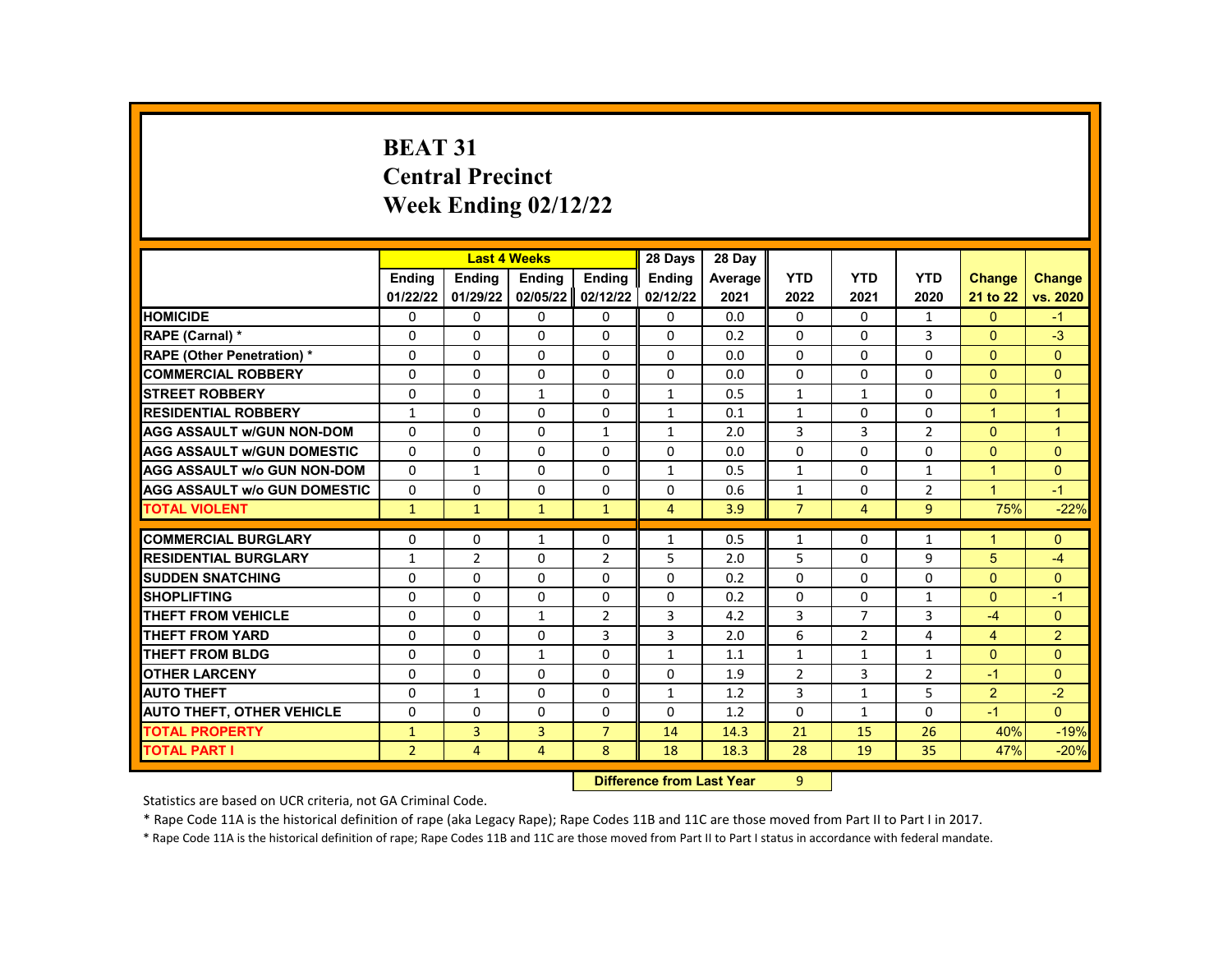# BEAT 31
# Central Precinct
# Week Ending 02/12/22

| | Last 4 Weeks | | | | 28 Days | 28 Day | | | | | |
|---|---|---|---|---|---|---|---|---|---|---|---|
| | Ending 01/22/22 | Ending 01/29/22 | Ending 02/05/22 | Ending 02/12/22 | Ending 02/12/22 | Average 2021 | YTD 2022 | YTD 2021 | YTD 2020 | Change 21 to 22 | Change vs. 2020 |
| HOMICIDE | 0 | 0 | 0 | 0 | 0 | 0.0 | 0 | 0 | 1 | 0 | -1 |
| RAPE (Carnal) * | 0 | 0 | 0 | 0 | 0 | 0.2 | 0 | 0 | 3 | 0 | -3 |
| RAPE (Other Penetration) * | 0 | 0 | 0 | 0 | 0 | 0.0 | 0 | 0 | 0 | 0 | 0 |
| COMMERCIAL ROBBERY | 0 | 0 | 0 | 0 | 0 | 0.0 | 0 | 0 | 0 | 0 | 0 |
| STREET ROBBERY | 0 | 0 | 1 | 0 | 1 | 0.5 | 1 | 1 | 0 | 0 | 1 |
| RESIDENTIAL ROBBERY | 1 | 0 | 0 | 0 | 1 | 0.1 | 1 | 0 | 0 | 1 | 1 |
| AGG ASSAULT w/GUN NON-DOM | 0 | 0 | 0 | 1 | 1 | 2.0 | 3 | 3 | 2 | 0 | 1 |
| AGG ASSAULT w/GUN DOMESTIC | 0 | 0 | 0 | 0 | 0 | 0.0 | 0 | 0 | 0 | 0 | 0 |
| AGG ASSAULT w/o GUN NON-DOM | 0 | 1 | 0 | 0 | 1 | 0.5 | 1 | 0 | 1 | 1 | 0 |
| AGG ASSAULT w/o GUN DOMESTIC | 0 | 0 | 0 | 0 | 0 | 0.6 | 1 | 0 | 2 | 1 | -1 |
| TOTAL VIOLENT | 1 | 1 | 1 | 1 | 4 | 3.9 | 7 | 4 | 9 | 75% | -22% |
| COMMERCIAL BURGLARY | 0 | 0 | 1 | 0 | 1 | 0.5 | 1 | 0 | 1 | 1 | 0 |
| RESIDENTIAL BURGLARY | 1 | 2 | 0 | 2 | 5 | 2.0 | 5 | 0 | 9 | 5 | -4 |
| SUDDEN SNATCHING | 0 | 0 | 0 | 0 | 0 | 0.2 | 0 | 0 | 0 | 0 | 0 |
| SHOPLIFTING | 0 | 0 | 0 | 0 | 0 | 0.2 | 0 | 0 | 1 | 0 | -1 |
| THEFT FROM VEHICLE | 0 | 0 | 1 | 2 | 3 | 4.2 | 3 | 7 | 3 | -4 | 0 |
| THEFT FROM YARD | 0 | 0 | 0 | 3 | 3 | 2.0 | 6 | 2 | 4 | 4 | 2 |
| THEFT FROM BLDG | 0 | 0 | 1 | 0 | 1 | 1.1 | 1 | 1 | 1 | 0 | 0 |
| OTHER LARCENY | 0 | 0 | 0 | 0 | 0 | 1.9 | 2 | 3 | 2 | -1 | 0 |
| AUTO THEFT | 0 | 1 | 0 | 0 | 1 | 1.2 | 3 | 1 | 5 | 2 | -2 |
| AUTO THEFT, OTHER VEHICLE | 0 | 0 | 0 | 0 | 0 | 1.2 | 0 | 1 | 0 | -1 | 0 |
| TOTAL PROPERTY | 1 | 3 | 3 | 7 | 14 | 14.3 | 21 | 15 | 26 | 40% | -19% |
| TOTAL PART I | 2 | 4 | 4 | 8 | 18 | 18.3 | 28 | 19 | 35 | 47% | -20% |

**Difference from Last Year** 9

Statistics are based on UCR criteria, not GA Criminal Code.

* Rape Code 11A is the historical definition of rape (aka Legacy Rape); Rape Codes 11B and 11C are those moved from Part II to Part I in 2017.

* Rape Code 11A is the historical definition of rape; Rape Codes 11B and 11C are those moved from Part II to Part I status in accordance with federal mandate.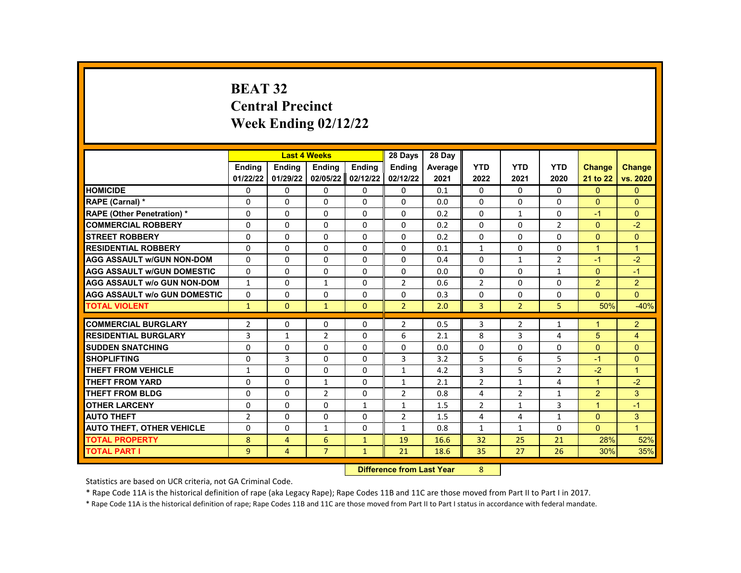# BEAT 32
## Central Precinct
## Week Ending 02/12/22

| | Last 4 Weeks | | | | 28 Days | 28 Day | | | | | |
|---|---|---|---|---|---|---|---|---|---|---|---|
| | Ending 01/22/22 | Ending 01/29/22 | Ending 02/05/22 | Ending 02/12/22 | Ending 02/12/22 | Average 2021 | YTD 2022 | YTD 2021 | YTD 2020 | Change 21 to 22 | Change vs. 2020 |
| HOMICIDE | 0 | 0 | 0 | 0 | 0 | 0.1 | 0 | 0 | 0 | 0 | 0 |
| RAPE (Carnal) * | 0 | 0 | 0 | 0 | 0 | 0.0 | 0 | 0 | 0 | 0 | 0 |
| RAPE (Other Penetration) * | 0 | 0 | 0 | 0 | 0 | 0.2 | 0 | 1 | 0 | -1 | 0 |
| COMMERCIAL ROBBERY | 0 | 0 | 0 | 0 | 0 | 0.2 | 0 | 0 | 2 | 0 | -2 |
| STREET ROBBERY | 0 | 0 | 0 | 0 | 0 | 0.2 | 0 | 0 | 0 | 0 | 0 |
| RESIDENTIAL ROBBERY | 0 | 0 | 0 | 0 | 0 | 0.1 | 1 | 0 | 0 | 1 | 1 |
| AGG ASSAULT w/GUN NON-DOM | 0 | 0 | 0 | 0 | 0 | 0.4 | 0 | 1 | 2 | -1 | -2 |
| AGG ASSAULT w/GUN DOMESTIC | 0 | 0 | 0 | 0 | 0 | 0.0 | 0 | 0 | 1 | 0 | -1 |
| AGG ASSAULT w/o GUN NON-DOM | 1 | 0 | 1 | 0 | 2 | 0.6 | 2 | 0 | 0 | 2 | 2 |
| AGG ASSAULT w/o GUN DOMESTIC | 0 | 0 | 0 | 0 | 0 | 0.3 | 0 | 0 | 0 | 0 | 0 |
| TOTAL VIOLENT | 1 | 0 | 1 | 0 | 2 | 2.0 | 3 | 2 | 5 | 50% | -40% |
| COMMERCIAL BURGLARY | 2 | 0 | 0 | 0 | 2 | 0.5 | 3 | 2 | 1 | 1 | 2 |
| RESIDENTIAL BURGLARY | 3 | 1 | 2 | 0 | 6 | 2.1 | 8 | 3 | 4 | 5 | 4 |
| SUDDEN SNATCHING | 0 | 0 | 0 | 0 | 0 | 0.0 | 0 | 0 | 0 | 0 | 0 |
| SHOPLIFTING | 0 | 3 | 0 | 0 | 3 | 3.2 | 5 | 6 | 5 | -1 | 0 |
| THEFT FROM VEHICLE | 1 | 0 | 0 | 0 | 1 | 4.2 | 3 | 5 | 2 | -2 | 1 |
| THEFT FROM YARD | 0 | 0 | 1 | 0 | 1 | 2.1 | 2 | 1 | 4 | 1 | -2 |
| THEFT FROM BLDG | 0 | 0 | 2 | 0 | 2 | 0.8 | 4 | 2 | 1 | 2 | 3 |
| OTHER LARCENY | 0 | 0 | 0 | 1 | 1 | 1.5 | 2 | 1 | 3 | 1 | -1 |
| AUTO THEFT | 2 | 0 | 0 | 0 | 2 | 1.5 | 4 | 4 | 1 | 0 | 3 |
| AUTO THEFT, OTHER VEHICLE | 0 | 0 | 1 | 0 | 1 | 0.8 | 1 | 1 | 0 | 0 | 1 |
| TOTAL PROPERTY | 8 | 4 | 6 | 1 | 19 | 16.6 | 32 | 25 | 21 | 28% | 52% |
| TOTAL PART I | 9 | 4 | 7 | 1 | 21 | 18.6 | 35 | 27 | 26 | 30% | 35% |

**Difference from Last Year** 8

Statistics are based on UCR criteria, not GA Criminal Code.

* Rape Code 11A is the historical definition of rape (aka Legacy Rape); Rape Codes 11B and 11C are those moved from Part II to Part I in 2017.

* Rape Code 11A is the historical definition of rape; Rape Codes 11B and 11C are those moved from Part II to Part I status in accordance with federal mandate.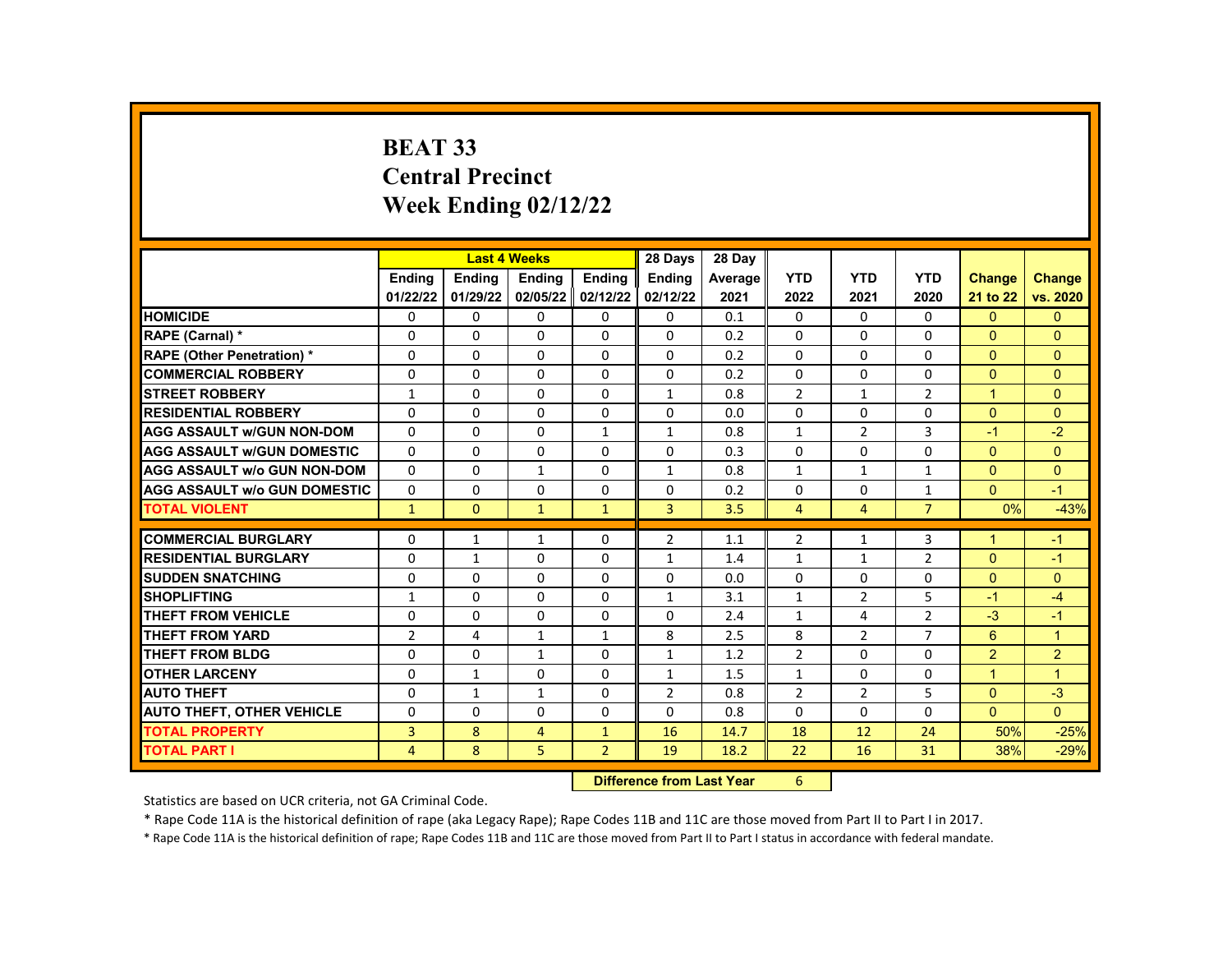# BEAT 33
# Central Precinct
# Week Ending 02/12/22

| | Last 4 Weeks | | | | 28 Days | 28 Day | | | | | |
|---|---|---|---|---|---|---|---|---|---|---|---|
| | Ending 01/22/22 | Ending 01/29/22 | Ending 02/05/22 | Ending 02/12/22 | Ending 02/12/22 | Average 2021 | YTD 2022 | YTD 2021 | YTD 2020 | Change 21 to 22 | Change vs. 2020 |
| HOMICIDE | 0 | 0 | 0 | 0 | 0 | 0.1 | 0 | 0 | 0 | 0 | 0 |
| RAPE (Carnal) * | 0 | 0 | 0 | 0 | 0 | 0.2 | 0 | 0 | 0 | 0 | 0 |
| RAPE (Other Penetration) * | 0 | 0 | 0 | 0 | 0 | 0.2 | 0 | 0 | 0 | 0 | 0 |
| COMMERCIAL ROBBERY | 0 | 0 | 0 | 0 | 0 | 0.2 | 0 | 0 | 0 | 0 | 0 |
| STREET ROBBERY | 1 | 0 | 0 | 0 | 1 | 0.8 | 2 | 1 | 2 | 1 | 0 |
| RESIDENTIAL ROBBERY | 0 | 0 | 0 | 0 | 0 | 0.0 | 0 | 0 | 0 | 0 | 0 |
| AGG ASSAULT w/GUN NON-DOM | 0 | 0 | 0 | 1 | 1 | 0.8 | 1 | 2 | 3 | -1 | -2 |
| AGG ASSAULT w/GUN DOMESTIC | 0 | 0 | 0 | 0 | 0 | 0.3 | 0 | 0 | 0 | 0 | 0 |
| AGG ASSAULT w/o GUN NON-DOM | 0 | 0 | 1 | 0 | 1 | 0.8 | 1 | 1 | 1 | 0 | 0 |
| AGG ASSAULT w/o GUN DOMESTIC | 0 | 0 | 0 | 0 | 0 | 0.2 | 0 | 0 | 1 | 0 | -1 |
| TOTAL VIOLENT | 1 | 0 | 1 | 1 | 3 | 3.5 | 4 | 4 | 7 | 0% | -43% |
| COMMERCIAL BURGLARY | 0 | 1 | 1 | 0 | 2 | 1.1 | 2 | 1 | 3 | 1 | -1 |
| RESIDENTIAL BURGLARY | 0 | 1 | 0 | 0 | 1 | 1.4 | 1 | 1 | 2 | 0 | -1 |
| SUDDEN SNATCHING | 0 | 0 | 0 | 0 | 0 | 0.0 | 0 | 0 | 0 | 0 | 0 |
| SHOPLIFTING | 1 | 0 | 0 | 0 | 1 | 3.1 | 1 | 2 | 5 | -1 | -4 |
| THEFT FROM VEHICLE | 0 | 0 | 0 | 0 | 0 | 2.4 | 1 | 4 | 2 | -3 | -1 |
| THEFT FROM YARD | 2 | 4 | 1 | 1 | 8 | 2.5 | 8 | 2 | 7 | 6 | 1 |
| THEFT FROM BLDG | 0 | 0 | 1 | 0 | 1 | 1.2 | 2 | 0 | 0 | 2 | 2 |
| OTHER LARCENY | 0 | 1 | 0 | 0 | 1 | 1.5 | 1 | 0 | 0 | 1 | 1 |
| AUTO THEFT | 0 | 1 | 1 | 0 | 2 | 0.8 | 2 | 2 | 5 | 0 | -3 |
| AUTO THEFT, OTHER VEHICLE | 0 | 0 | 0 | 0 | 0 | 0.8 | 0 | 0 | 0 | 0 | 0 |
| TOTAL PROPERTY | 3 | 8 | 4 | 1 | 16 | 14.7 | 18 | 12 | 24 | 50% | -25% |
| TOTAL PART I | 4 | 8 | 5 | 2 | 19 | 18.2 | 22 | 16 | 31 | 38% | -29% |

**Difference from Last Year** 6

Statistics are based on UCR criteria, not GA Criminal Code.

* Rape Code 11A is the historical definition of rape (aka Legacy Rape); Rape Codes 11B and 11C are those moved from Part II to Part I in 2017.

* Rape Code 11A is the historical definition of rape; Rape Codes 11B and 11C are those moved from Part II to Part I status in accordance with federal mandate.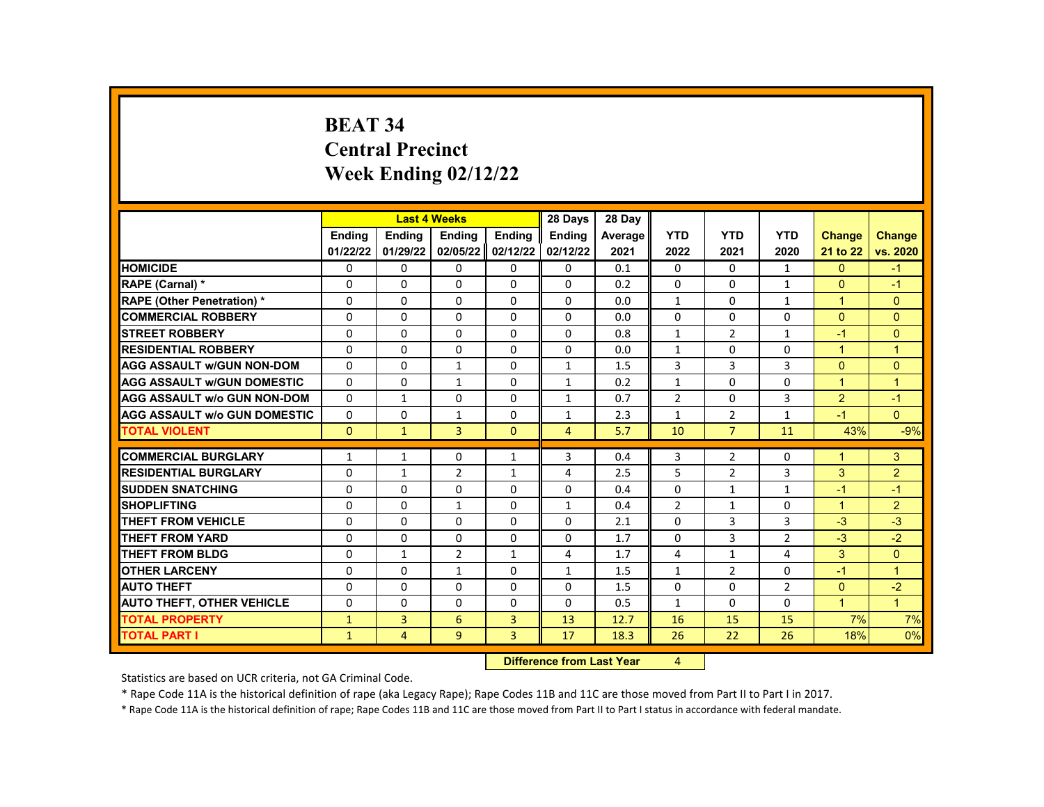# BEAT 34
# Central Precinct
# Week Ending 02/12/22

| | Last 4 Weeks | | | | 28 Days | 28 Day | | | | | |
|---|---|---|---|---|---|---|---|---|---|---|---|
| | Ending 01/22/22 | Ending 01/29/22 | Ending 02/05/22 | Ending 02/12/22 | Ending 02/12/22 | Average 2021 | YTD 2022 | YTD 2021 | YTD 2020 | Change 21 to 22 | Change vs. 2020 |
| HOMICIDE | 0 | 0 | 0 | 0 | 0 | 0.1 | 0 | 0 | 1 | 0 | -1 |
| RAPE (Carnal) * | 0 | 0 | 0 | 0 | 0 | 0.2 | 0 | 0 | 1 | 0 | -1 |
| RAPE (Other Penetration) * | 0 | 0 | 0 | 0 | 0 | 0.0 | 1 | 0 | 1 | 1 | 0 |
| COMMERCIAL ROBBERY | 0 | 0 | 0 | 0 | 0 | 0.0 | 0 | 0 | 0 | 0 | 0 |
| STREET ROBBERY | 0 | 0 | 0 | 0 | 0 | 0.8 | 1 | 2 | 1 | -1 | 0 |
| RESIDENTIAL ROBBERY | 0 | 0 | 0 | 0 | 0 | 0.0 | 1 | 0 | 0 | 1 | 1 |
| AGG ASSAULT w/GUN NON-DOM | 0 | 0 | 1 | 0 | 1 | 1.5 | 3 | 3 | 3 | 0 | 0 |
| AGG ASSAULT w/GUN DOMESTIC | 0 | 0 | 1 | 0 | 1 | 0.2 | 1 | 0 | 0 | 1 | 1 |
| AGG ASSAULT w/o GUN NON-DOM | 0 | 1 | 0 | 0 | 1 | 0.7 | 2 | 0 | 3 | 2 | -1 |
| AGG ASSAULT w/o GUN DOMESTIC | 0 | 0 | 1 | 0 | 1 | 2.3 | 1 | 2 | 1 | -1 | 0 |
| TOTAL VIOLENT | 0 | 1 | 3 | 0 | 4 | 5.7 | 10 | 7 | 11 | 43% | -9% |
| COMMERCIAL BURGLARY | 1 | 1 | 0 | 1 | 3 | 0.4 | 3 | 2 | 0 | 1 | 3 |
| RESIDENTIAL BURGLARY | 0 | 1 | 2 | 1 | 4 | 2.5 | 5 | 2 | 3 | 3 | 2 |
| SUDDEN SNATCHING | 0 | 0 | 0 | 0 | 0 | 0.4 | 0 | 1 | 1 | -1 | -1 |
| SHOPLIFTING | 0 | 0 | 1 | 0 | 1 | 0.4 | 2 | 1 | 0 | 1 | 2 |
| THEFT FROM VEHICLE | 0 | 0 | 0 | 0 | 0 | 2.1 | 0 | 3 | 3 | -3 | -3 |
| THEFT FROM YARD | 0 | 0 | 0 | 0 | 0 | 1.7 | 0 | 3 | 2 | -3 | -2 |
| THEFT FROM BLDG | 0 | 1 | 2 | 1 | 4 | 1.7 | 4 | 1 | 4 | 3 | 0 |
| OTHER LARCENY | 0 | 0 | 1 | 0 | 1 | 1.5 | 1 | 2 | 0 | -1 | 1 |
| AUTO THEFT | 0 | 0 | 0 | 0 | 0 | 1.5 | 0 | 0 | 2 | 0 | -2 |
| AUTO THEFT, OTHER VEHICLE | 0 | 0 | 0 | 0 | 0 | 0.5 | 1 | 0 | 0 | 1 | 1 |
| TOTAL PROPERTY | 1 | 3 | 6 | 3 | 13 | 12.7 | 16 | 15 | 15 | 7% | 7% |
| TOTAL PART I | 1 | 4 | 9 | 3 | 17 | 18.3 | 26 | 22 | 26 | 18% | 0% |

| Difference from Last Year | 4 |
|---|---|

Statistics are based on UCR criteria, not GA Criminal Code.

* Rape Code 11A is the historical definition of rape (aka Legacy Rape); Rape Codes 11B and 11C are those moved from Part II to Part I in 2017.

* Rape Code 11A is the historical definition of rape; Rape Codes 11B and 11C are those moved from Part II to Part I status in accordance with federal mandate.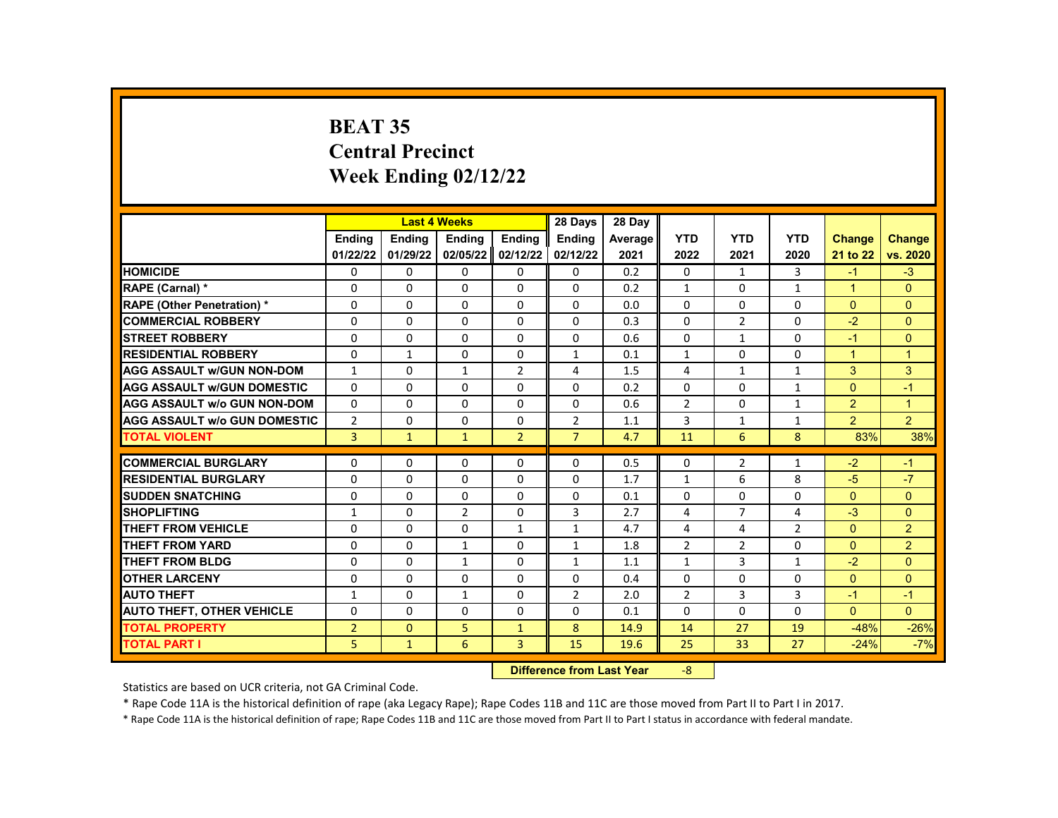# BEAT 35
## Central Precinct
## Week Ending 02/12/22

| | Last 4 Weeks | | | | 28 Days | 28 Day | | | | | |
|---|---|---|---|---|---|---|---|---|---|---|---|
| | Ending 01/22/22 | Ending 01/29/22 | Ending 02/05/22 | Ending 02/12/22 | Ending 02/12/22 | Average 2021 | YTD 2022 | YTD 2021 | YTD 2020 | Change 21 to 22 | Change vs. 2020 |
| HOMICIDE | 0 | 0 | 0 | 0 | 0 | 0.2 | 0 | 1 | 3 | -1 | -3 |
| RAPE (Carnal) * | 0 | 0 | 0 | 0 | 0 | 0.2 | 1 | 0 | 1 | 1 | 0 |
| RAPE (Other Penetration) * | 0 | 0 | 0 | 0 | 0 | 0.0 | 0 | 0 | 0 | 0 | 0 |
| COMMERCIAL ROBBERY | 0 | 0 | 0 | 0 | 0 | 0.3 | 0 | 2 | 0 | -2 | 0 |
| STREET ROBBERY | 0 | 0 | 0 | 0 | 0 | 0.6 | 0 | 1 | 0 | -1 | 0 |
| RESIDENTIAL ROBBERY | 0 | 1 | 0 | 0 | 1 | 0.1 | 1 | 0 | 0 | 1 | 1 |
| AGG ASSAULT w/GUN NON-DOM | 1 | 0 | 1 | 2 | 4 | 1.5 | 4 | 1 | 1 | 3 | 3 |
| AGG ASSAULT w/GUN DOMESTIC | 0 | 0 | 0 | 0 | 0 | 0.2 | 0 | 0 | 1 | 0 | -1 |
| AGG ASSAULT w/o GUN NON-DOM | 0 | 0 | 0 | 0 | 0 | 0.6 | 2 | 0 | 1 | 2 | 1 |
| AGG ASSAULT w/o GUN DOMESTIC | 2 | 0 | 0 | 0 | 2 | 1.1 | 3 | 1 | 1 | 2 | 2 |
| TOTAL VIOLENT | 3 | 1 | 1 | 2 | 7 | 4.7 | 11 | 6 | 8 | 83% | 38% |
| COMMERCIAL BURGLARY | 0 | 0 | 0 | 0 | 0 | 0.5 | 0 | 2 | 1 | -2 | -1 |
| RESIDENTIAL BURGLARY | 0 | 0 | 0 | 0 | 0 | 1.7 | 1 | 6 | 8 | -5 | -7 |
| SUDDEN SNATCHING | 0 | 0 | 0 | 0 | 0 | 0.1 | 0 | 0 | 0 | 0 | 0 |
| SHOPLIFTING | 1 | 0 | 2 | 0 | 3 | 2.7 | 4 | 7 | 4 | -3 | 0 |
| THEFT FROM VEHICLE | 0 | 0 | 0 | 1 | 1 | 4.7 | 4 | 4 | 2 | 0 | 2 |
| THEFT FROM YARD | 0 | 0 | 1 | 0 | 1 | 1.8 | 2 | 2 | 0 | 0 | 2 |
| THEFT FROM BLDG | 0 | 0 | 1 | 0 | 1 | 1.1 | 1 | 3 | 1 | -2 | 0 |
| OTHER LARCENY | 0 | 0 | 0 | 0 | 0 | 0.4 | 0 | 0 | 0 | 0 | 0 |
| AUTO THEFT | 1 | 0 | 1 | 0 | 2 | 2.0 | 2 | 3 | 3 | -1 | -1 |
| AUTO THEFT, OTHER VEHICLE | 0 | 0 | 0 | 0 | 0 | 0.1 | 0 | 0 | 0 | 0 | 0 |
| TOTAL PROPERTY | 2 | 0 | 5 | 1 | 8 | 14.9 | 14 | 27 | 19 | -48% | -26% |
| TOTAL PART I | 5 | 1 | 6 | 3 | 15 | 19.6 | 25 | 33 | 27 | -24% | -7% |

**Difference from Last Year** -8

Statistics are based on UCR criteria, not GA Criminal Code.

* Rape Code 11A is the historical definition of rape (aka Legacy Rape); Rape Codes 11B and 11C are those moved from Part II to Part I in 2017.

* Rape Code 11A is the historical definition of rape; Rape Codes 11B and 11C are those moved from Part II to Part I status in accordance with federal mandate.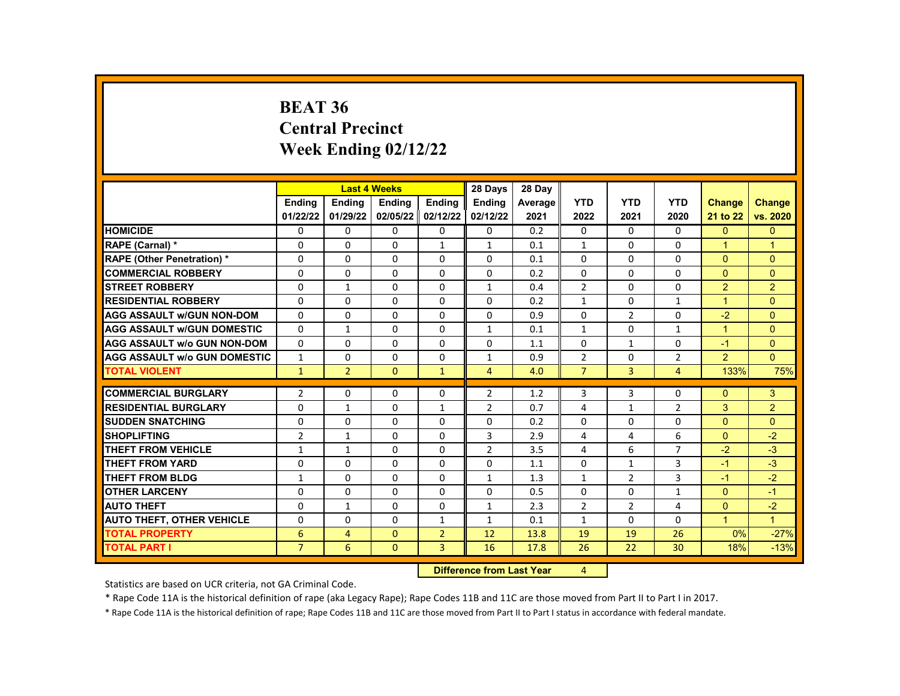# BEAT 36
## Central Precinct
## Week Ending 02/12/22

| | Last 4 Weeks | | | | 28 Days | 28 Day | | | | | |
|---|---|---|---|---|---|---|---|---|---|---|---|
| | Ending 01/22/22 | Ending 01/29/22 | Ending 02/05/22 | Ending 02/12/22 | Ending 02/12/22 | Average 2021 | YTD 2022 | YTD 2021 | YTD 2020 | Change 21 to 22 | Change vs. 2020 |
| HOMICIDE | 0 | 0 | 0 | 0 | 0 | 0.2 | 0 | 0 | 0 | 0 | 0 |
| RAPE (Carnal) * | 0 | 0 | 0 | 1 | 1 | 0.1 | 1 | 0 | 0 | 1 | 1 |
| RAPE (Other Penetration) * | 0 | 0 | 0 | 0 | 0 | 0.1 | 0 | 0 | 0 | 0 | 0 |
| COMMERCIAL ROBBERY | 0 | 0 | 0 | 0 | 0 | 0.2 | 0 | 0 | 0 | 0 | 0 |
| STREET ROBBERY | 0 | 1 | 0 | 0 | 1 | 0.4 | 2 | 0 | 0 | 2 | 2 |
| RESIDENTIAL ROBBERY | 0 | 0 | 0 | 0 | 0 | 0.2 | 1 | 0 | 1 | 1 | 0 |
| AGG ASSAULT w/GUN NON-DOM | 0 | 0 | 0 | 0 | 0 | 0.9 | 0 | 2 | 0 | -2 | 0 |
| AGG ASSAULT w/GUN DOMESTIC | 0 | 1 | 0 | 0 | 1 | 0.1 | 1 | 0 | 1 | 1 | 0 |
| AGG ASSAULT w/o GUN NON-DOM | 0 | 0 | 0 | 0 | 0 | 1.1 | 0 | 1 | 0 | -1 | 0 |
| AGG ASSAULT w/o GUN DOMESTIC | 1 | 0 | 0 | 0 | 1 | 0.9 | 2 | 0 | 2 | 2 | 0 |
| TOTAL VIOLENT | 1 | 2 | 0 | 1 | 4 | 4.0 | 7 | 3 | 4 | 133% | 75% |
| COMMERCIAL BURGLARY | 2 | 0 | 0 | 0 | 2 | 1.2 | 3 | 3 | 0 | 0 | 3 |
| RESIDENTIAL BURGLARY | 0 | 1 | 0 | 1 | 2 | 0.7 | 4 | 1 | 2 | 3 | 2 |
| SUDDEN SNATCHING | 0 | 0 | 0 | 0 | 0 | 0.2 | 0 | 0 | 0 | 0 | 0 |
| SHOPLIFTING | 2 | 1 | 0 | 0 | 3 | 2.9 | 4 | 4 | 6 | 0 | -2 |
| THEFT FROM VEHICLE | 1 | 1 | 0 | 0 | 2 | 3.5 | 4 | 6 | 7 | -2 | -3 |
| THEFT FROM YARD | 0 | 0 | 0 | 0 | 0 | 1.1 | 0 | 1 | 3 | -1 | -3 |
| THEFT FROM BLDG | 1 | 0 | 0 | 0 | 1 | 1.3 | 1 | 2 | 3 | -1 | -2 |
| OTHER LARCENY | 0 | 0 | 0 | 0 | 0 | 0.5 | 0 | 0 | 1 | 0 | -1 |
| AUTO THEFT | 0 | 1 | 0 | 0 | 1 | 2.3 | 2 | 2 | 4 | 0 | -2 |
| AUTO THEFT, OTHER VEHICLE | 0 | 0 | 0 | 1 | 1 | 0.1 | 1 | 0 | 0 | 1 | 1 |
| TOTAL PROPERTY | 6 | 4 | 0 | 2 | 12 | 13.8 | 19 | 19 | 26 | 0% | -27% |
| TOTAL PART I | 7 | 6 | 0 | 3 | 16 | 17.8 | 26 | 22 | 30 | 18% | -13% |

**Difference from Last Year** 4

Statistics are based on UCR criteria, not GA Criminal Code.

* Rape Code 11A is the historical definition of rape (aka Legacy Rape); Rape Codes 11B and 11C are those moved from Part II to Part I in 2017.

* Rape Code 11A is the historical definition of rape; Rape Codes 11B and 11C are those moved from Part II to Part I status in accordance with federal mandate.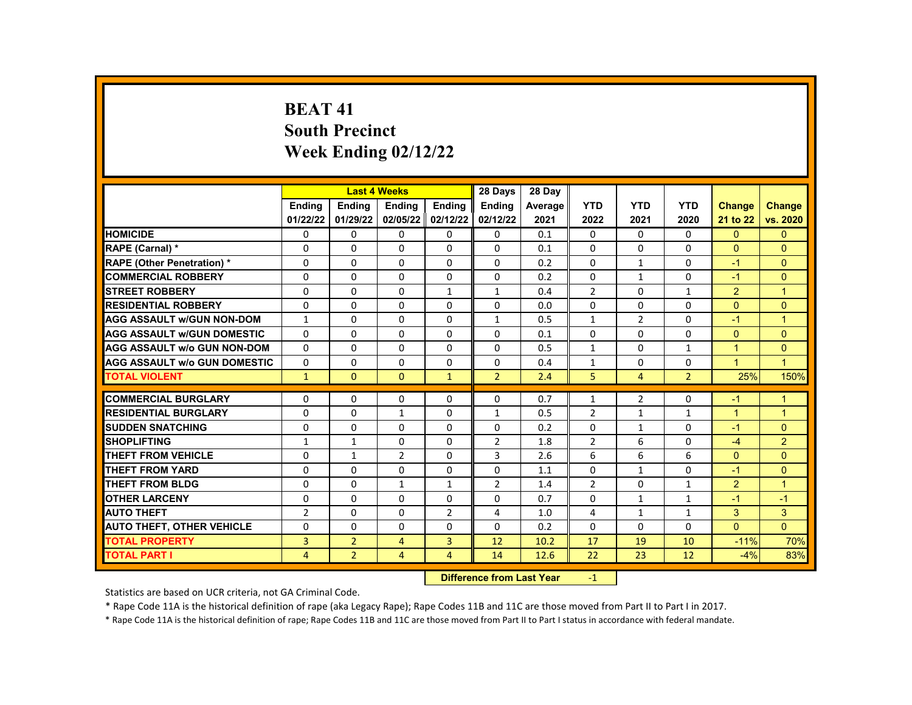# BEAT 41
# South Precinct
# Week Ending 02/12/22

| | Last 4 Weeks | | | | 28 Days | 28 Day | | | | | |
|---|---|---|---|---|---|---|---|---|---|---|---|
| | Ending 01/22/22 | Ending 01/29/22 | Ending 02/05/22 | Ending 02/12/22 | Ending 02/12/22 | Average 2021 | YTD 2022 | YTD 2021 | YTD 2020 | Change 21 to 22 | Change vs. 2020 |
| HOMICIDE | 0 | 0 | 0 | 0 | 0 | 0.1 | 0 | 0 | 0 | 0 | 0 |
| RAPE (Carnal) * | 0 | 0 | 0 | 0 | 0 | 0.1 | 0 | 0 | 0 | 0 | 0 |
| RAPE (Other Penetration) * | 0 | 0 | 0 | 0 | 0 | 0.2 | 0 | 1 | 0 | -1 | 0 |
| COMMERCIAL ROBBERY | 0 | 0 | 0 | 0 | 0 | 0.2 | 0 | 1 | 0 | -1 | 0 |
| STREET ROBBERY | 0 | 0 | 0 | 1 | 1 | 0.4 | 2 | 0 | 1 | 2 | 1 |
| RESIDENTIAL ROBBERY | 0 | 0 | 0 | 0 | 0 | 0.0 | 0 | 0 | 0 | 0 | 0 |
| AGG ASSAULT w/GUN NON-DOM | 1 | 0 | 0 | 0 | 1 | 0.5 | 1 | 2 | 0 | -1 | 1 |
| AGG ASSAULT w/GUN DOMESTIC | 0 | 0 | 0 | 0 | 0 | 0.1 | 0 | 0 | 0 | 0 | 0 |
| AGG ASSAULT w/o GUN NON-DOM | 0 | 0 | 0 | 0 | 0 | 0.5 | 1 | 0 | 1 | 1 | 0 |
| AGG ASSAULT w/o GUN DOMESTIC | 0 | 0 | 0 | 0 | 0 | 0.4 | 1 | 0 | 0 | 1 | 1 |
| TOTAL VIOLENT | 1 | 0 | 0 | 1 | 2 | 2.4 | 5 | 4 | 2 | 25% | 150% |
| COMMERCIAL BURGLARY | 0 | 0 | 0 | 0 | 0 | 0.7 | 1 | 2 | 0 | -1 | 1 |
| RESIDENTIAL BURGLARY | 0 | 0 | 1 | 0 | 1 | 0.5 | 2 | 1 | 1 | 1 | 1 |
| SUDDEN SNATCHING | 0 | 0 | 0 | 0 | 0 | 0.2 | 0 | 1 | 0 | -1 | 0 |
| SHOPLIFTING | 1 | 1 | 0 | 0 | 2 | 1.8 | 2 | 6 | 0 | -4 | 2 |
| THEFT FROM VEHICLE | 0 | 1 | 2 | 0 | 3 | 2.6 | 6 | 6 | 6 | 0 | 0 |
| THEFT FROM YARD | 0 | 0 | 0 | 0 | 0 | 1.1 | 0 | 1 | 0 | -1 | 0 |
| THEFT FROM BLDG | 0 | 0 | 1 | 1 | 2 | 1.4 | 2 | 0 | 1 | 2 | 1 |
| OTHER LARCENY | 0 | 0 | 0 | 0 | 0 | 0.7 | 0 | 1 | 1 | -1 | -1 |
| AUTO THEFT | 2 | 0 | 0 | 2 | 4 | 1.0 | 4 | 1 | 1 | 3 | 3 |
| AUTO THEFT, OTHER VEHICLE | 0 | 0 | 0 | 0 | 0 | 0.2 | 0 | 0 | 0 | 0 | 0 |
| TOTAL PROPERTY | 3 | 2 | 4 | 3 | 12 | 10.2 | 17 | 19 | 10 | -11% | 70% |
| TOTAL PART I | 4 | 2 | 4 | 4 | 14 | 12.6 | 22 | 23 | 12 | -4% | 83% |

**Difference from Last Year** -1

Statistics are based on UCR criteria, not GA Criminal Code.

* Rape Code 11A is the historical definition of rape (aka Legacy Rape); Rape Codes 11B and 11C are those moved from Part II to Part I in 2017.

* Rape Code 11A is the historical definition of rape; Rape Codes 11B and 11C are those moved from Part II to Part I status in accordance with federal mandate.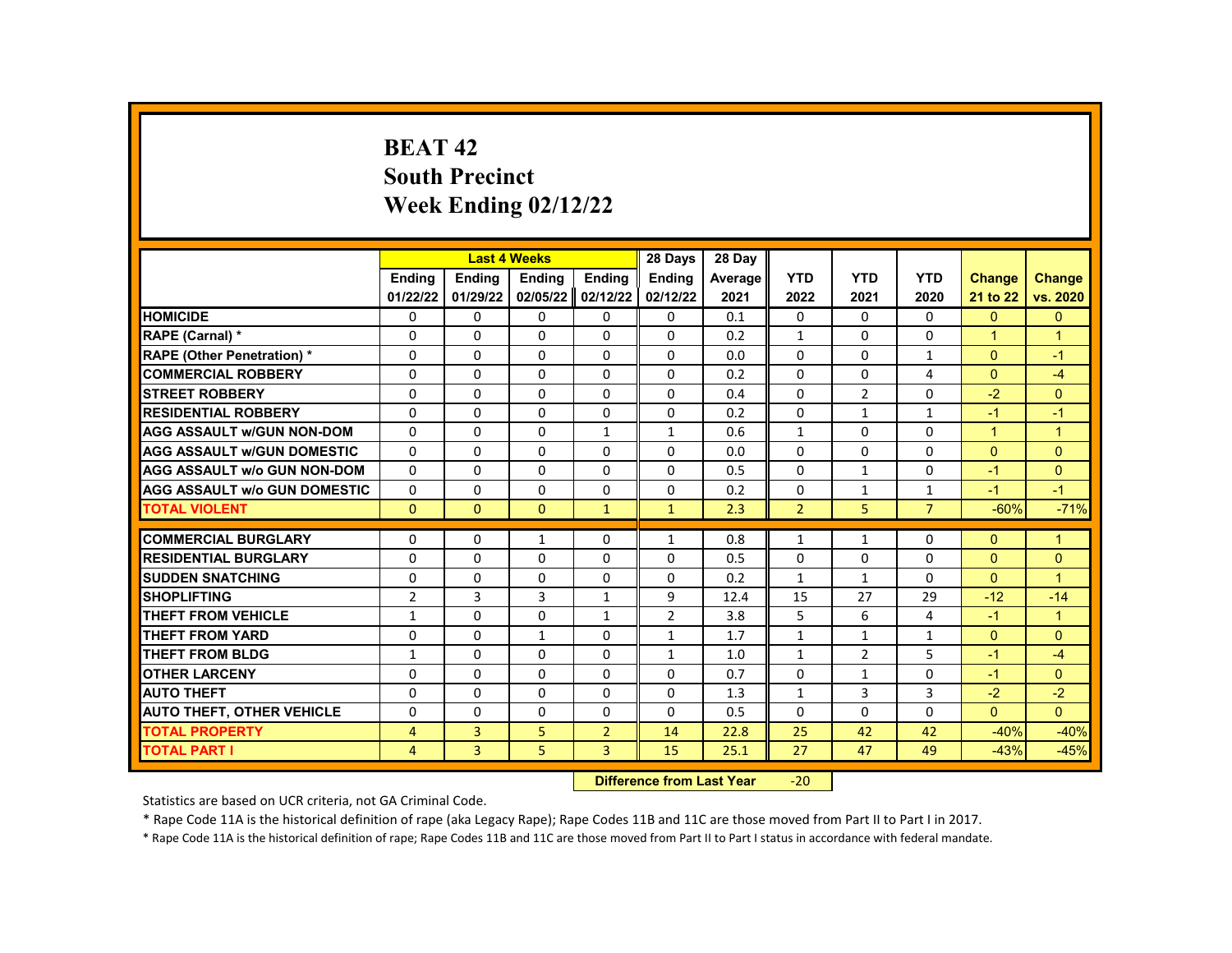# BEAT 42
# South Precinct
# Week Ending 02/12/22

| | Last 4 Weeks | | | | 28 Days | 28 Day | | | | | |
|---|---|---|---|---|---|---|---|---|---|---|---|
| | Ending 01/22/22 | Ending 01/29/22 | Ending 02/05/22 | Ending 02/12/22 | Ending 02/12/22 | Average 2021 | YTD 2022 | YTD 2021 | YTD 2020 | Change 21 to 22 | Change vs. 2020 |
| HOMICIDE | 0 | 0 | 0 | 0 | 0 | 0.1 | 0 | 0 | 0 | 0 | 0 |
| RAPE (Carnal) * | 0 | 0 | 0 | 0 | 0 | 0.2 | 1 | 0 | 0 | 1 | 1 |
| RAPE (Other Penetration) * | 0 | 0 | 0 | 0 | 0 | 0.0 | 0 | 0 | 1 | 0 | -1 |
| COMMERCIAL ROBBERY | 0 | 0 | 0 | 0 | 0 | 0.2 | 0 | 0 | 4 | 0 | -4 |
| STREET ROBBERY | 0 | 0 | 0 | 0 | 0 | 0.4 | 0 | 2 | 0 | -2 | 0 |
| RESIDENTIAL ROBBERY | 0 | 0 | 0 | 0 | 0 | 0.2 | 0 | 1 | 1 | -1 | -1 |
| AGG ASSAULT w/GUN NON-DOM | 0 | 0 | 0 | 1 | 1 | 0.6 | 1 | 0 | 0 | 1 | 1 |
| AGG ASSAULT w/GUN DOMESTIC | 0 | 0 | 0 | 0 | 0 | 0.0 | 0 | 0 | 0 | 0 | 0 |
| AGG ASSAULT w/o GUN NON-DOM | 0 | 0 | 0 | 0 | 0 | 0.5 | 0 | 1 | 0 | -1 | 0 |
| AGG ASSAULT w/o GUN DOMESTIC | 0 | 0 | 0 | 0 | 0 | 0.2 | 0 | 1 | 1 | -1 | -1 |
| TOTAL VIOLENT | 0 | 0 | 0 | 1 | 1 | 2.3 | 2 | 5 | 7 | -60% | -71% |
| COMMERCIAL BURGLARY | 0 | 0 | 1 | 0 | 1 | 0.8 | 1 | 1 | 0 | 0 | 1 |
| RESIDENTIAL BURGLARY | 0 | 0 | 0 | 0 | 0 | 0.5 | 0 | 0 | 0 | 0 | 0 |
| SUDDEN SNATCHING | 0 | 0 | 0 | 0 | 0 | 0.2 | 1 | 1 | 0 | 0 | 1 |
| SHOPLIFTING | 2 | 3 | 3 | 1 | 9 | 12.4 | 15 | 27 | 29 | -12 | -14 |
| THEFT FROM VEHICLE | 1 | 0 | 0 | 1 | 2 | 3.8 | 5 | 6 | 4 | -1 | 1 |
| THEFT FROM YARD | 0 | 0 | 1 | 0 | 1 | 1.7 | 1 | 1 | 1 | 0 | 0 |
| THEFT FROM BLDG | 1 | 0 | 0 | 0 | 1 | 1.0 | 1 | 2 | 5 | -1 | -4 |
| OTHER LARCENY | 0 | 0 | 0 | 0 | 0 | 0.7 | 0 | 1 | 0 | -1 | 0 |
| AUTO THEFT | 0 | 0 | 0 | 0 | 0 | 1.3 | 1 | 3 | 3 | -2 | -2 |
| AUTO THEFT, OTHER VEHICLE | 0 | 0 | 0 | 0 | 0 | 0.5 | 0 | 0 | 0 | 0 | 0 |
| TOTAL PROPERTY | 4 | 3 | 5 | 2 | 14 | 22.8 | 25 | 42 | 42 | -40% | -40% |
| TOTAL PART I | 4 | 3 | 5 | 3 | 15 | 25.1 | 27 | 47 | 49 | -43% | -45% |

**Difference from Last Year** -20

Statistics are based on UCR criteria, not GA Criminal Code.

* Rape Code 11A is the historical definition of rape (aka Legacy Rape); Rape Codes 11B and 11C are those moved from Part II to Part I in 2017.

* Rape Code 11A is the historical definition of rape; Rape Codes 11B and 11C are those moved from Part II to Part I status in accordance with federal mandate.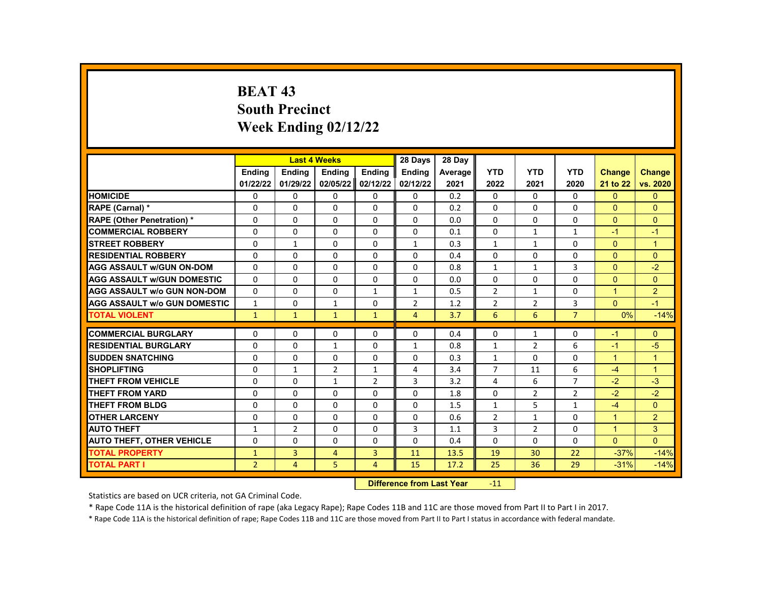# BEAT 43
## South Precinct
## Week Ending 02/12/22

| | Last 4 Weeks | | | | 28 Days | 28 Day | | | | | |
|---|---|---|---|---|---|---|---|---|---|---|---|
| | Ending 01/22/22 | Ending 01/29/22 | Ending 02/05/22 | Ending 02/12/22 | Ending 02/12/22 | Average 2021 | YTD 2022 | YTD 2021 | YTD 2020 | Change 21 to 22 | Change vs. 2020 |
| HOMICIDE | 0 | 0 | 0 | 0 | 0 | 0.2 | 0 | 0 | 0 | 0 | 0 |
| RAPE (Carnal) * | 0 | 0 | 0 | 0 | 0 | 0.2 | 0 | 0 | 0 | 0 | 0 |
| RAPE (Other Penetration) * | 0 | 0 | 0 | 0 | 0 | 0.0 | 0 | 0 | 0 | 0 | 0 |
| COMMERCIAL ROBBERY | 0 | 0 | 0 | 0 | 0 | 0.1 | 0 | 1 | 1 | -1 | -1 |
| STREET ROBBERY | 0 | 1 | 0 | 0 | 1 | 0.3 | 1 | 1 | 0 | 0 | 1 |
| RESIDENTIAL ROBBERY | 0 | 0 | 0 | 0 | 0 | 0.4 | 0 | 0 | 0 | 0 | 0 |
| AGG ASSAULT w/GUN ON-DOM | 0 | 0 | 0 | 0 | 0 | 0.8 | 1 | 1 | 3 | 0 | -2 |
| AGG ASSAULT w/GUN DOMESTIC | 0 | 0 | 0 | 0 | 0 | 0.0 | 0 | 0 | 0 | 0 | 0 |
| AGG ASSAULT w/o GUN NON-DOM | 0 | 0 | 0 | 1 | 1 | 0.5 | 2 | 1 | 0 | 1 | 2 |
| AGG ASSAULT w/o GUN DOMESTIC | 1 | 0 | 1 | 0 | 2 | 1.2 | 2 | 2 | 3 | 0 | -1 |
| TOTAL VIOLENT | 1 | 1 | 1 | 1 | 4 | 3.7 | 6 | 6 | 7 | 0% | -14% |
| COMMERCIAL BURGLARY | 0 | 0 | 0 | 0 | 0 | 0.4 | 0 | 1 | 0 | -1 | 0 |
| RESIDENTIAL BURGLARY | 0 | 0 | 1 | 0 | 1 | 0.8 | 1 | 2 | 6 | -1 | -5 |
| SUDDEN SNATCHING | 0 | 0 | 0 | 0 | 0 | 0.3 | 1 | 0 | 0 | 1 | 1 |
| SHOPLIFTING | 0 | 1 | 2 | 1 | 4 | 3.4 | 7 | 11 | 6 | -4 | 1 |
| THEFT FROM VEHICLE | 0 | 0 | 1 | 2 | 3 | 3.2 | 4 | 6 | 7 | -2 | -3 |
| THEFT FROM YARD | 0 | 0 | 0 | 0 | 0 | 1.8 | 0 | 2 | 2 | -2 | -2 |
| THEFT FROM BLDG | 0 | 0 | 0 | 0 | 0 | 1.5 | 1 | 5 | 1 | -4 | 0 |
| OTHER LARCENY | 0 | 0 | 0 | 0 | 0 | 0.6 | 2 | 1 | 0 | 1 | 2 |
| AUTO THEFT | 1 | 2 | 0 | 0 | 3 | 1.1 | 3 | 2 | 0 | 1 | 3 |
| AUTO THEFT, OTHER VEHICLE | 0 | 0 | 0 | 0 | 0 | 0.4 | 0 | 0 | 0 | 0 | 0 |
| TOTAL PROPERTY | 1 | 3 | 4 | 3 | 11 | 13.5 | 19 | 30 | 22 | -37% | -14% |
| TOTAL PART I | 2 | 4 | 5 | 4 | 15 | 17.2 | 25 | 36 | 29 | -31% | -14% |

**Difference from Last Year** -11

Statistics are based on UCR criteria, not GA Criminal Code.

* Rape Code 11A is the historical definition of rape (aka Legacy Rape); Rape Codes 11B and 11C are those moved from Part II to Part I in 2017.

* Rape Code 11A is the historical definition of rape; Rape Codes 11B and 11C are those moved from Part II to Part I status in accordance with federal mandate.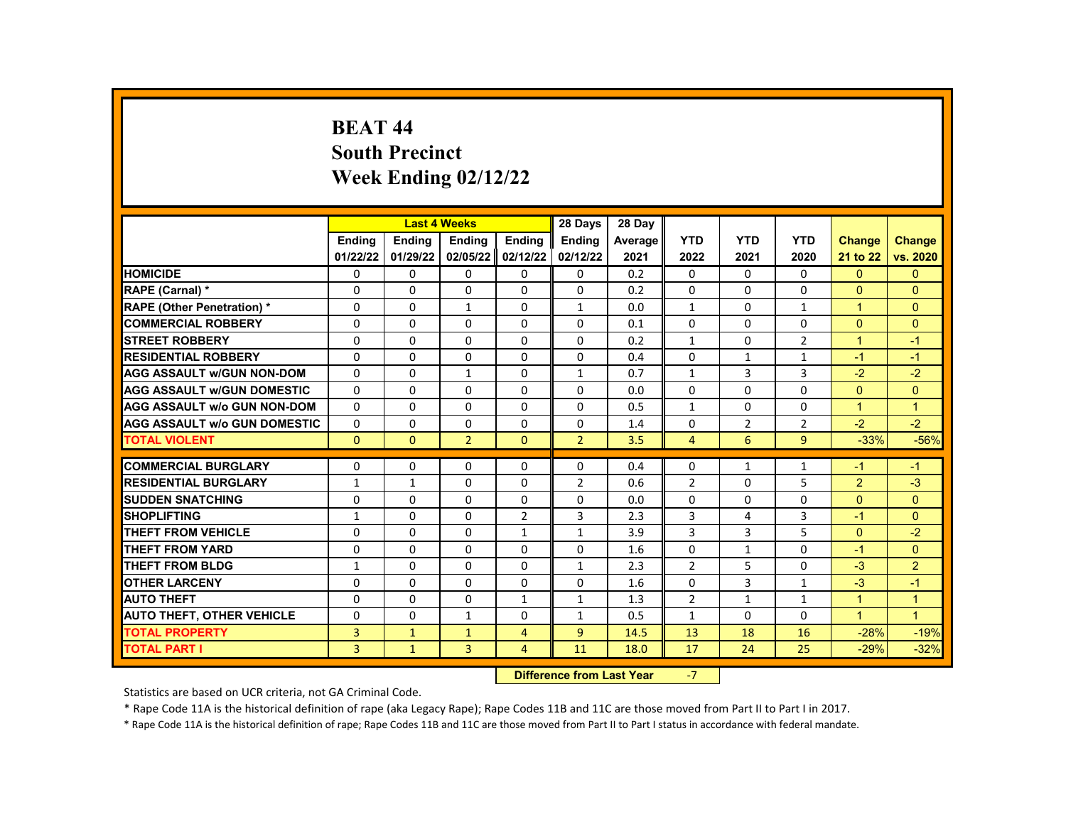# BEAT 44
# South Precinct
# Week Ending 02/12/22

| | Last 4 Weeks | | | | 28 Days | 28 Day | | | | | |
|---|---|---|---|---|---|---|---|---|---|---|---|
| | Ending 01/22/22 | Ending 01/29/22 | Ending 02/05/22 | Ending 02/12/22 | Ending 02/12/22 | Average 2021 | YTD 2022 | YTD 2021 | YTD 2020 | Change 21 to 22 | Change vs. 2020 |
| HOMICIDE | 0 | 0 | 0 | 0 | 0 | 0.2 | 0 | 0 | 0 | 0 | 0 |
| RAPE (Carnal) * | 0 | 0 | 0 | 0 | 0 | 0.2 | 0 | 0 | 0 | 0 | 0 |
| RAPE (Other Penetration) * | 0 | 0 | 1 | 0 | 1 | 0.0 | 1 | 0 | 1 | 1 | 0 |
| COMMERCIAL ROBBERY | 0 | 0 | 0 | 0 | 0 | 0.1 | 0 | 0 | 0 | 0 | 0 |
| STREET ROBBERY | 0 | 0 | 0 | 0 | 0 | 0.2 | 1 | 0 | 2 | 1 | -1 |
| RESIDENTIAL ROBBERY | 0 | 0 | 0 | 0 | 0 | 0.4 | 0 | 1 | 1 | -1 | -1 |
| AGG ASSAULT w/GUN NON-DOM | 0 | 0 | 1 | 0 | 1 | 0.7 | 1 | 3 | 3 | -2 | -2 |
| AGG ASSAULT w/GUN DOMESTIC | 0 | 0 | 0 | 0 | 0 | 0.0 | 0 | 0 | 0 | 0 | 0 |
| AGG ASSAULT w/o GUN NON-DOM | 0 | 0 | 0 | 0 | 0 | 0.5 | 1 | 0 | 0 | 1 | 1 |
| AGG ASSAULT w/o GUN DOMESTIC | 0 | 0 | 0 | 0 | 0 | 1.4 | 0 | 2 | 2 | -2 | -2 |
| TOTAL VIOLENT | 0 | 0 | 2 | 0 | 2 | 3.5 | 4 | 6 | 9 | -33% | -56% |
| COMMERCIAL BURGLARY | 0 | 0 | 0 | 0 | 0 | 0.4 | 0 | 1 | 1 | -1 | -1 |
| RESIDENTIAL BURGLARY | 1 | 1 | 0 | 0 | 2 | 0.6 | 2 | 0 | 5 | 2 | -3 |
| SUDDEN SNATCHING | 0 | 0 | 0 | 0 | 0 | 0.0 | 0 | 0 | 0 | 0 | 0 |
| SHOPLIFTING | 1 | 0 | 0 | 2 | 3 | 2.3 | 3 | 4 | 3 | -1 | 0 |
| THEFT FROM VEHICLE | 0 | 0 | 0 | 1 | 1 | 3.9 | 3 | 3 | 5 | 0 | -2 |
| THEFT FROM YARD | 0 | 0 | 0 | 0 | 0 | 1.6 | 0 | 1 | 0 | -1 | 0 |
| THEFT FROM BLDG | 1 | 0 | 0 | 0 | 1 | 2.3 | 2 | 5 | 0 | -3 | 2 |
| OTHER LARCENY | 0 | 0 | 0 | 0 | 0 | 1.6 | 0 | 3 | 1 | -3 | -1 |
| AUTO THEFT | 0 | 0 | 0 | 1 | 1 | 1.3 | 2 | 1 | 1 | 1 | 1 |
| AUTO THEFT, OTHER VEHICLE | 0 | 0 | 1 | 0 | 1 | 0.5 | 1 | 0 | 0 | 1 | 1 |
| TOTAL PROPERTY | 3 | 1 | 1 | 4 | 9 | 14.5 | 13 | 18 | 16 | -28% | -19% |
| TOTAL PART I | 3 | 1 | 3 | 4 | 11 | 18.0 | 17 | 24 | 25 | -29% | -32% |

**Difference from Last Year** -7

Statistics are based on UCR criteria, not GA Criminal Code.

* Rape Code 11A is the historical definition of rape (aka Legacy Rape); Rape Codes 11B and 11C are those moved from Part II to Part I in 2017.

* Rape Code 11A is the historical definition of rape; Rape Codes 11B and 11C are those moved from Part II to Part I status in accordance with federal mandate.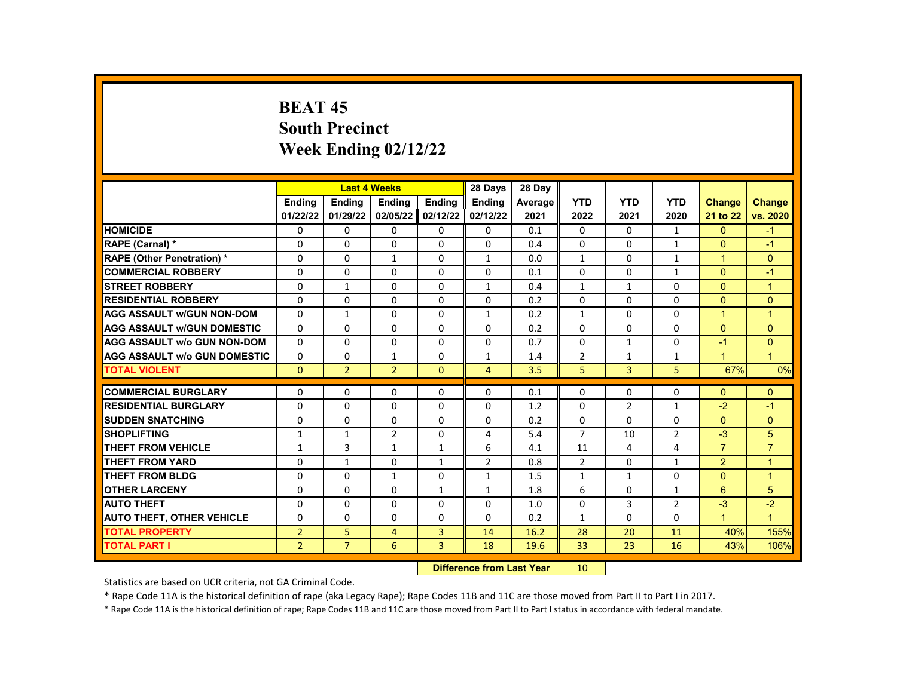# BEAT 45
## South Precinct
## Week Ending 02/12/22

| | Last 4 Weeks | | | | 28 Days | 28 Day | | | | | |
|---|---|---|---|---|---|---|---|---|---|---|---|
| | Ending 01/22/22 | Ending 01/29/22 | Ending 02/05/22 | Ending 02/12/22 | Ending 02/12/22 | Average 2021 | YTD 2022 | YTD 2021 | YTD 2020 | Change 21 to 22 | Change vs. 2020 |
| HOMICIDE | 0 | 0 | 0 | 0 | 0 | 0.1 | 0 | 0 | 1 | 0 | -1 |
| RAPE (Carnal) * | 0 | 0 | 0 | 0 | 0 | 0.4 | 0 | 0 | 1 | 0 | -1 |
| RAPE (Other Penetration) * | 0 | 0 | 1 | 0 | 1 | 0.0 | 1 | 0 | 1 | 1 | 0 |
| COMMERCIAL ROBBERY | 0 | 0 | 0 | 0 | 0 | 0.1 | 0 | 0 | 1 | 0 | -1 |
| STREET ROBBERY | 0 | 1 | 0 | 0 | 1 | 0.4 | 1 | 1 | 0 | 0 | 1 |
| RESIDENTIAL ROBBERY | 0 | 0 | 0 | 0 | 0 | 0.2 | 0 | 0 | 0 | 0 | 0 |
| AGG ASSAULT w/GUN NON-DOM | 0 | 1 | 0 | 0 | 1 | 0.2 | 1 | 0 | 0 | 1 | 1 |
| AGG ASSAULT w/GUN DOMESTIC | 0 | 0 | 0 | 0 | 0 | 0.2 | 0 | 0 | 0 | 0 | 0 |
| AGG ASSAULT w/o GUN NON-DOM | 0 | 0 | 0 | 0 | 0 | 0.7 | 0 | 1 | 0 | -1 | 0 |
| AGG ASSAULT w/o GUN DOMESTIC | 0 | 0 | 1 | 0 | 1 | 1.4 | 2 | 1 | 1 | 1 | 1 |
| TOTAL VIOLENT | 0 | 2 | 2 | 0 | 4 | 3.5 | 5 | 3 | 5 | 67% | 0% |
| COMMERCIAL BURGLARY | 0 | 0 | 0 | 0 | 0 | 0.1 | 0 | 0 | 0 | 0 | 0 |
| RESIDENTIAL BURGLARY | 0 | 0 | 0 | 0 | 0 | 1.2 | 0 | 2 | 1 | -2 | -1 |
| SUDDEN SNATCHING | 0 | 0 | 0 | 0 | 0 | 0.2 | 0 | 0 | 0 | 0 | 0 |
| SHOPLIFTING | 1 | 1 | 2 | 0 | 4 | 5.4 | 7 | 10 | 2 | -3 | 5 |
| THEFT FROM VEHICLE | 1 | 3 | 1 | 1 | 6 | 4.1 | 11 | 4 | 4 | 7 | 7 |
| THEFT FROM YARD | 0 | 1 | 0 | 1 | 2 | 0.8 | 2 | 0 | 1 | 2 | 1 |
| THEFT FROM BLDG | 0 | 0 | 1 | 0 | 1 | 1.5 | 1 | 1 | 0 | 0 | 1 |
| OTHER LARCENY | 0 | 0 | 0 | 1 | 1 | 1.8 | 6 | 0 | 1 | 6 | 5 |
| AUTO THEFT | 0 | 0 | 0 | 0 | 0 | 1.0 | 0 | 3 | 2 | -3 | -2 |
| AUTO THEFT, OTHER VEHICLE | 0 | 0 | 0 | 0 | 0 | 0.2 | 1 | 0 | 0 | 1 | 1 |
| TOTAL PROPERTY | 2 | 5 | 4 | 3 | 14 | 16.2 | 28 | 20 | 11 | 40% | 155% |
| TOTAL PART I | 2 | 7 | 6 | 3 | 18 | 19.6 | 33 | 23 | 16 | 43% | 106% |

**Difference from Last Year** 10

Statistics are based on UCR criteria, not GA Criminal Code.

* Rape Code 11A is the historical definition of rape (aka Legacy Rape); Rape Codes 11B and 11C are those moved from Part II to Part I in 2017.

* Rape Code 11A is the historical definition of rape; Rape Codes 11B and 11C are those moved from Part II to Part I status in accordance with federal mandate.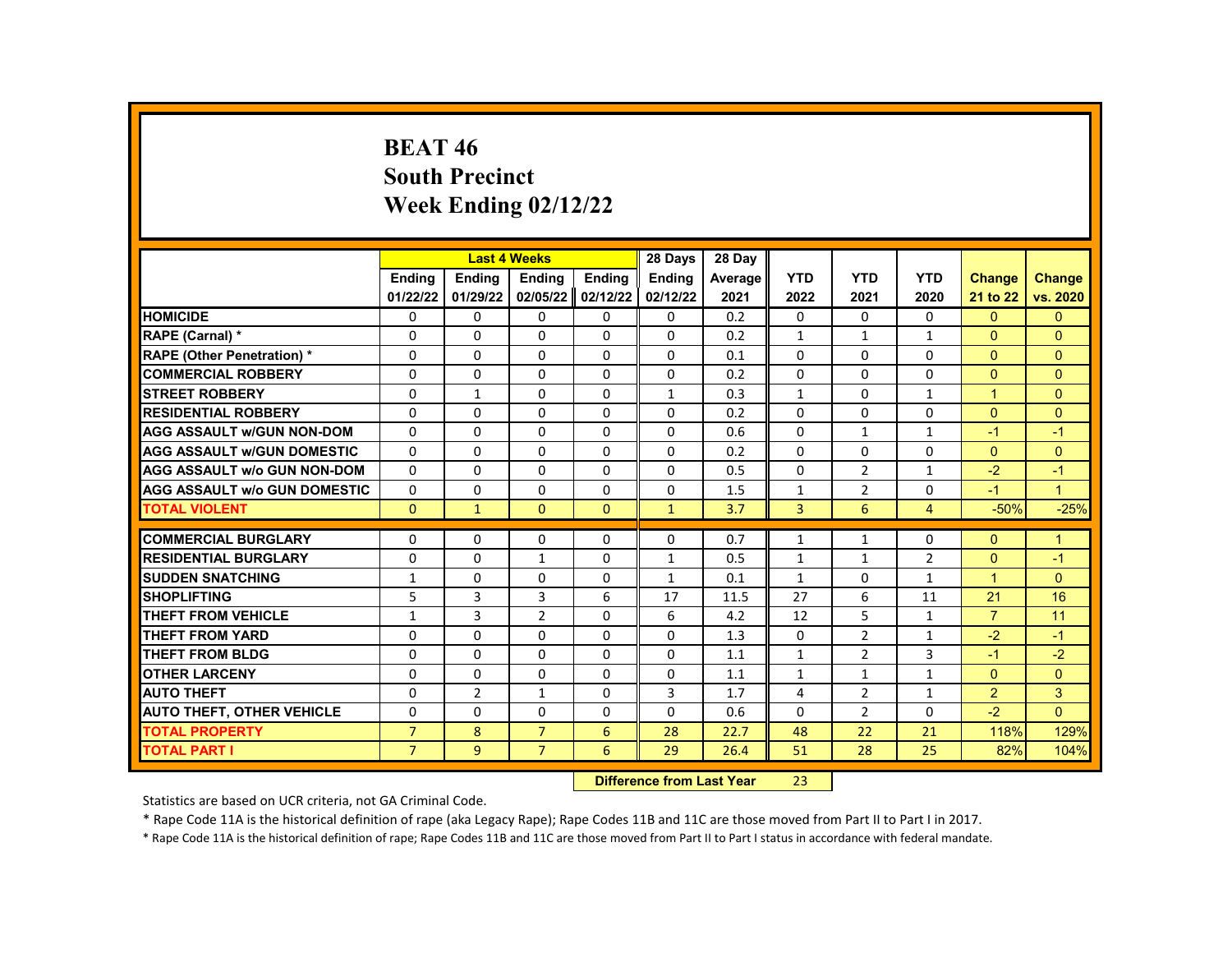# BEAT 46
# South Precinct
# Week Ending 02/12/22

| | Last 4 Weeks | | | | 28 Days | 28 Day | | | | | |
|---|---|---|---|---|---|---|---|---|---|---|---|
| | Ending 01/22/22 | Ending 01/29/22 | Ending 02/05/22 | Ending 02/12/22 | Ending 02/12/22 | Average 2021 | YTD 2022 | YTD 2021 | YTD 2020 | Change 21 to 22 | Change vs. 2020 |
| HOMICIDE | 0 | 0 | 0 | 0 | 0 | 0.2 | 0 | 0 | 0 | 0 | 0 |
| RAPE (Carnal) * | 0 | 0 | 0 | 0 | 0 | 0.2 | 1 | 1 | 1 | 0 | 0 |
| RAPE (Other Penetration) * | 0 | 0 | 0 | 0 | 0 | 0.1 | 0 | 0 | 0 | 0 | 0 |
| COMMERCIAL ROBBERY | 0 | 0 | 0 | 0 | 0 | 0.2 | 0 | 0 | 0 | 0 | 0 |
| STREET ROBBERY | 0 | 1 | 0 | 0 | 1 | 0.3 | 1 | 0 | 1 | 1 | 0 |
| RESIDENTIAL ROBBERY | 0 | 0 | 0 | 0 | 0 | 0.2 | 0 | 0 | 0 | 0 | 0 |
| AGG ASSAULT w/GUN NON-DOM | 0 | 0 | 0 | 0 | 0 | 0.6 | 0 | 1 | 1 | -1 | -1 |
| AGG ASSAULT w/GUN DOMESTIC | 0 | 0 | 0 | 0 | 0 | 0.2 | 0 | 0 | 0 | 0 | 0 |
| AGG ASSAULT w/o GUN NON-DOM | 0 | 0 | 0 | 0 | 0 | 0.5 | 0 | 2 | 1 | -2 | -1 |
| AGG ASSAULT w/o GUN DOMESTIC | 0 | 0 | 0 | 0 | 0 | 1.5 | 1 | 2 | 0 | -1 | 1 |
| TOTAL VIOLENT | 0 | 1 | 0 | 0 | 1 | 3.7 | 3 | 6 | 4 | -50% | -25% |
| COMMERCIAL BURGLARY | 0 | 0 | 0 | 0 | 0 | 0.7 | 1 | 1 | 0 | 0 | 1 |
| RESIDENTIAL BURGLARY | 0 | 0 | 1 | 0 | 1 | 0.5 | 1 | 1 | 2 | 0 | -1 |
| SUDDEN SNATCHING | 1 | 0 | 0 | 0 | 1 | 0.1 | 1 | 0 | 1 | 1 | 0 |
| SHOPLIFTING | 5 | 3 | 3 | 6 | 17 | 11.5 | 27 | 6 | 11 | 21 | 16 |
| THEFT FROM VEHICLE | 1 | 3 | 2 | 0 | 6 | 4.2 | 12 | 5 | 1 | 7 | 11 |
| THEFT FROM YARD | 0 | 0 | 0 | 0 | 0 | 1.3 | 0 | 2 | 1 | -2 | -1 |
| THEFT FROM BLDG | 0 | 0 | 0 | 0 | 0 | 1.1 | 1 | 2 | 3 | -1 | -2 |
| OTHER LARCENY | 0 | 0 | 0 | 0 | 0 | 1.1 | 1 | 1 | 1 | 0 | 0 |
| AUTO THEFT | 0 | 2 | 1 | 0 | 3 | 1.7 | 4 | 2 | 1 | 2 | 3 |
| AUTO THEFT, OTHER VEHICLE | 0 | 0 | 0 | 0 | 0 | 0.6 | 0 | 2 | 0 | -2 | 0 |
| TOTAL PROPERTY | 7 | 8 | 7 | 6 | 28 | 22.7 | 48 | 22 | 21 | 118% | 129% |
| TOTAL PART I | 7 | 9 | 7 | 6 | 29 | 26.4 | 51 | 28 | 25 | 82% | 104% |

**Difference from Last Year** 23

Statistics are based on UCR criteria, not GA Criminal Code.

* Rape Code 11A is the historical definition of rape (aka Legacy Rape); Rape Codes 11B and 11C are those moved from Part II to Part I in 2017.

* Rape Code 11A is the historical definition of rape; Rape Codes 11B and 11C are those moved from Part II to Part I status in accordance with federal mandate.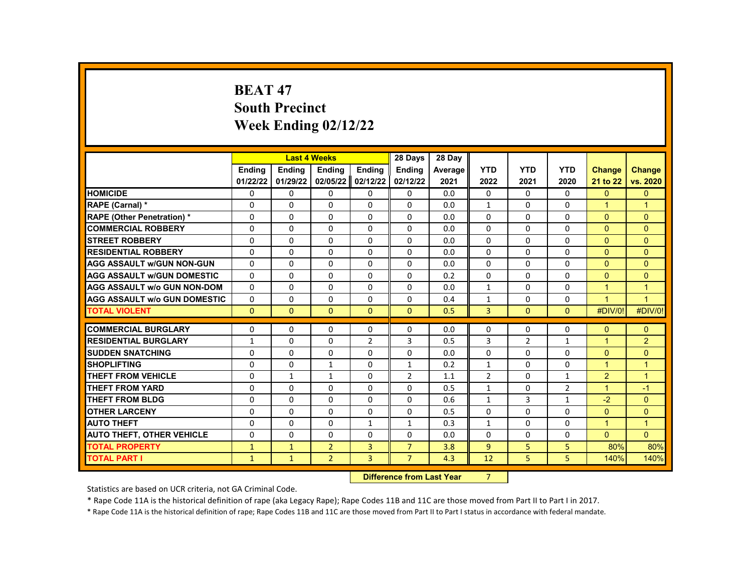# BEAT 47
## South Precinct
## Week Ending 02/12/22

| | Last 4 Weeks | | | | 28 Days | 28 Day | | | | | |
|---|---|---|---|---|---|---|---|---|---|---|---|
| | Ending 01/22/22 | Ending 01/29/22 | Ending 02/05/22 | Ending 02/12/22 | Ending 02/12/22 | Average 2021 | YTD 2022 | YTD 2021 | YTD 2020 | Change 21 to 22 | Change vs. 2020 |
| HOMICIDE | 0 | 0 | 0 | 0 | 0 | 0.0 | 0 | 0 | 0 | 0 | 0 |
| RAPE (Carnal) * | 0 | 0 | 0 | 0 | 0 | 0.0 | 1 | 0 | 0 | 1 | 1 |
| RAPE (Other Penetration) * | 0 | 0 | 0 | 0 | 0 | 0.0 | 0 | 0 | 0 | 0 | 0 |
| COMMERCIAL ROBBERY | 0 | 0 | 0 | 0 | 0 | 0.0 | 0 | 0 | 0 | 0 | 0 |
| STREET ROBBERY | 0 | 0 | 0 | 0 | 0 | 0.0 | 0 | 0 | 0 | 0 | 0 |
| RESIDENTIAL ROBBERY | 0 | 0 | 0 | 0 | 0 | 0.0 | 0 | 0 | 0 | 0 | 0 |
| AGG ASSAULT w/GUN NON-GUN | 0 | 0 | 0 | 0 | 0 | 0.0 | 0 | 0 | 0 | 0 | 0 |
| AGG ASSAULT w/GUN DOMESTIC | 0 | 0 | 0 | 0 | 0 | 0.2 | 0 | 0 | 0 | 0 | 0 |
| AGG ASSAULT w/o GUN NON-DOM | 0 | 0 | 0 | 0 | 0 | 0.0 | 1 | 0 | 0 | 1 | 1 |
| AGG ASSAULT w/o GUN DOMESTIC | 0 | 0 | 0 | 0 | 0 | 0.4 | 1 | 0 | 0 | 1 | 1 |
| TOTAL VIOLENT | 0 | 0 | 0 | 0 | 0 | 0.5 | 3 | 0 | 0 | #DIV/0! | #DIV/0! |
| COMMERCIAL BURGLARY | 0 | 0 | 0 | 0 | 0 | 0.0 | 0 | 0 | 0 | 0 | 0 |
| RESIDENTIAL BURGLARY | 1 | 0 | 0 | 2 | 3 | 0.5 | 3 | 2 | 1 | 1 | 2 |
| SUDDEN SNATCHING | 0 | 0 | 0 | 0 | 0 | 0.0 | 0 | 0 | 0 | 0 | 0 |
| SHOPLIFTING | 0 | 0 | 1 | 0 | 1 | 0.2 | 1 | 0 | 0 | 1 | 1 |
| THEFT FROM VEHICLE | 0 | 1 | 1 | 0 | 2 | 1.1 | 2 | 0 | 1 | 2 | 1 |
| THEFT FROM YARD | 0 | 0 | 0 | 0 | 0 | 0.5 | 1 | 0 | 2 | 1 | -1 |
| THEFT FROM BLDG | 0 | 0 | 0 | 0 | 0 | 0.6 | 1 | 3 | 1 | -2 | 0 |
| OTHER LARCENY | 0 | 0 | 0 | 0 | 0 | 0.5 | 0 | 0 | 0 | 0 | 0 |
| AUTO THEFT | 0 | 0 | 0 | 1 | 1 | 0.3 | 1 | 0 | 0 | 1 | 1 |
| AUTO THEFT, OTHER VEHICLE | 0 | 0 | 0 | 0 | 0 | 0.0 | 0 | 0 | 0 | 0 | 0 |
| TOTAL PROPERTY | 1 | 1 | 2 | 3 | 7 | 3.8 | 9 | 5 | 5 | 80% | 80% |
| TOTAL PART I | 1 | 1 | 2 | 3 | 7 | 4.3 | 12 | 5 | 5 | 140% | 140% |

**Difference from Last Year** 7

Statistics are based on UCR criteria, not GA Criminal Code.

* Rape Code 11A is the historical definition of rape (aka Legacy Rape); Rape Codes 11B and 11C are those moved from Part II to Part I in 2017.

* Rape Code 11A is the historical definition of rape; Rape Codes 11B and 11C are those moved from Part II to Part I status in accordance with federal mandate.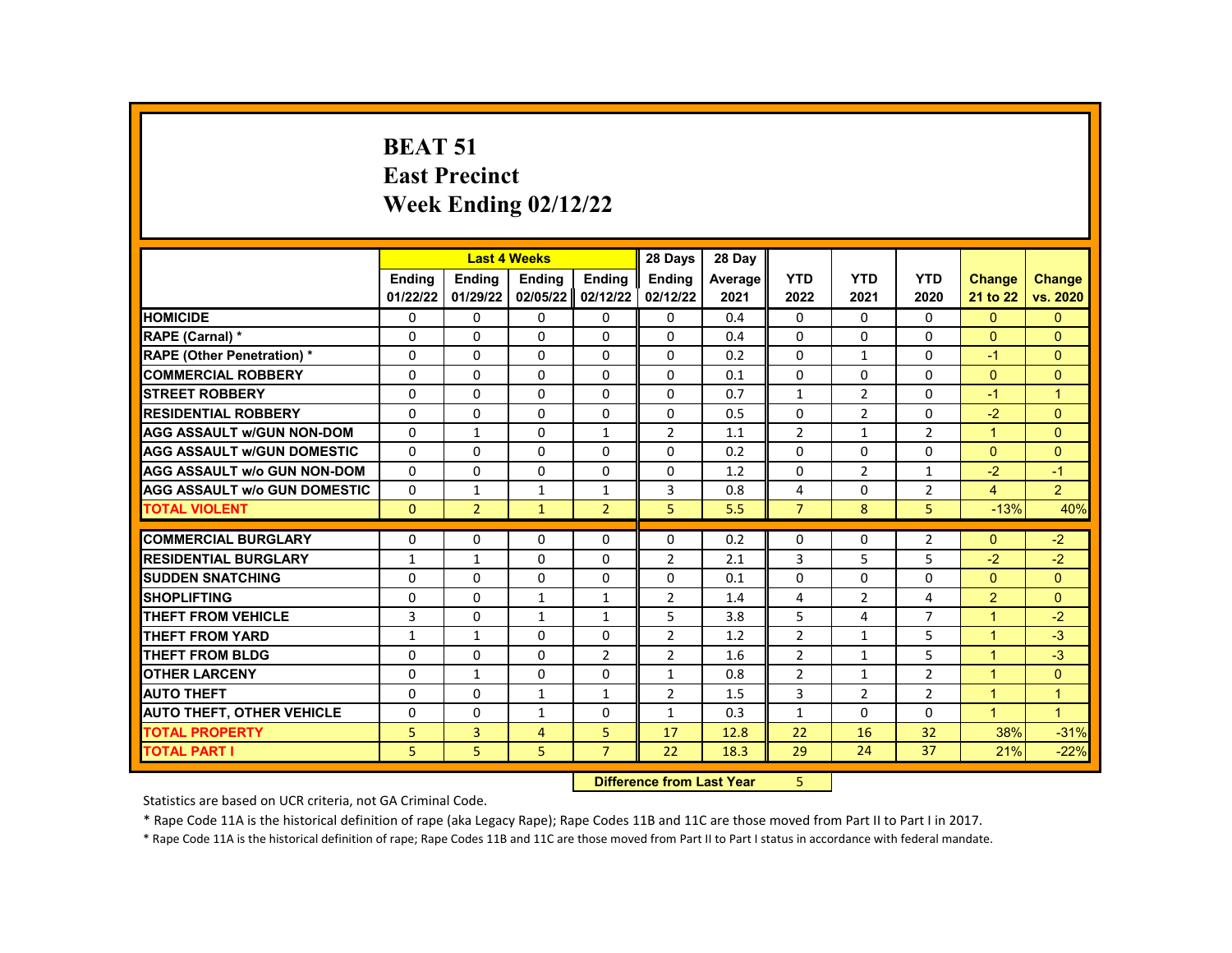# BEAT 51
# East Precinct
# Week Ending 02/12/22

| | Last 4 Weeks | | | | 28 Days | 28 Day | | | | | |
|---|---|---|---|---|---|---|---|---|---|---|---|
| | Ending 01/22/22 | Ending 01/29/22 | Ending 02/05/22 | Ending 02/12/22 | Ending 02/12/22 | Average 2021 | YTD 2022 | YTD 2021 | YTD 2020 | Change 21 to 22 | Change vs. 2020 |
| HOMICIDE | 0 | 0 | 0 | 0 | 0 | 0.4 | 0 | 0 | 0 | 0 | 0 |
| RAPE (Carnal) * | 0 | 0 | 0 | 0 | 0 | 0.4 | 0 | 0 | 0 | 0 | 0 |
| RAPE (Other Penetration) * | 0 | 0 | 0 | 0 | 0 | 0.2 | 0 | 1 | 0 | -1 | 0 |
| COMMERCIAL ROBBERY | 0 | 0 | 0 | 0 | 0 | 0.1 | 0 | 0 | 0 | 0 | 0 |
| STREET ROBBERY | 0 | 0 | 0 | 0 | 0 | 0.7 | 1 | 2 | 0 | -1 | 1 |
| RESIDENTIAL ROBBERY | 0 | 0 | 0 | 0 | 0 | 0.5 | 0 | 2 | 0 | -2 | 0 |
| AGG ASSAULT w/GUN NON-DOM | 0 | 1 | 0 | 1 | 2 | 1.1 | 2 | 1 | 2 | 1 | 0 |
| AGG ASSAULT w/GUN DOMESTIC | 0 | 0 | 0 | 0 | 0 | 0.2 | 0 | 0 | 0 | 0 | 0 |
| AGG ASSAULT w/o GUN NON-DOM | 0 | 0 | 0 | 0 | 0 | 1.2 | 0 | 2 | 1 | -2 | -1 |
| AGG ASSAULT w/o GUN DOMESTIC | 0 | 1 | 1 | 1 | 3 | 0.8 | 4 | 0 | 2 | 4 | 2 |
| TOTAL VIOLENT | 0 | 2 | 1 | 2 | 5 | 5.5 | 7 | 8 | 5 | -13% | 40% |
| COMMERCIAL BURGLARY | 0 | 0 | 0 | 0 | 0 | 0.2 | 0 | 0 | 2 | 0 | -2 |
| RESIDENTIAL BURGLARY | 1 | 1 | 0 | 0 | 2 | 2.1 | 3 | 5 | 5 | -2 | -2 |
| SUDDEN SNATCHING | 0 | 0 | 0 | 0 | 0 | 0.1 | 0 | 0 | 0 | 0 | 0 |
| SHOPLIFTING | 0 | 0 | 1 | 1 | 2 | 1.4 | 4 | 2 | 4 | 2 | 0 |
| THEFT FROM VEHICLE | 3 | 0 | 1 | 1 | 5 | 3.8 | 5 | 4 | 7 | 1 | -2 |
| THEFT FROM YARD | 1 | 1 | 0 | 0 | 2 | 1.2 | 2 | 1 | 5 | 1 | -3 |
| THEFT FROM BLDG | 0 | 0 | 0 | 2 | 2 | 1.6 | 2 | 1 | 5 | 1 | -3 |
| OTHER LARCENY | 0 | 1 | 0 | 0 | 1 | 0.8 | 2 | 1 | 2 | 1 | 0 |
| AUTO THEFT | 0 | 0 | 1 | 1 | 2 | 1.5 | 3 | 2 | 2 | 1 | 1 |
| AUTO THEFT, OTHER VEHICLE | 0 | 0 | 1 | 0 | 1 | 0.3 | 1 | 0 | 0 | 1 | 1 |
| TOTAL PROPERTY | 5 | 3 | 4 | 5 | 17 | 12.8 | 22 | 16 | 32 | 38% | -31% |
| TOTAL PART I | 5 | 5 | 5 | 7 | 22 | 18.3 | 29 | 24 | 37 | 21% | -22% |

**Difference from Last Year** 5

Statistics are based on UCR criteria, not GA Criminal Code.

* Rape Code 11A is the historical definition of rape (aka Legacy Rape); Rape Codes 11B and 11C are those moved from Part II to Part I in 2017.

* Rape Code 11A is the historical definition of rape; Rape Codes 11B and 11C are those moved from Part II to Part I status in accordance with federal mandate.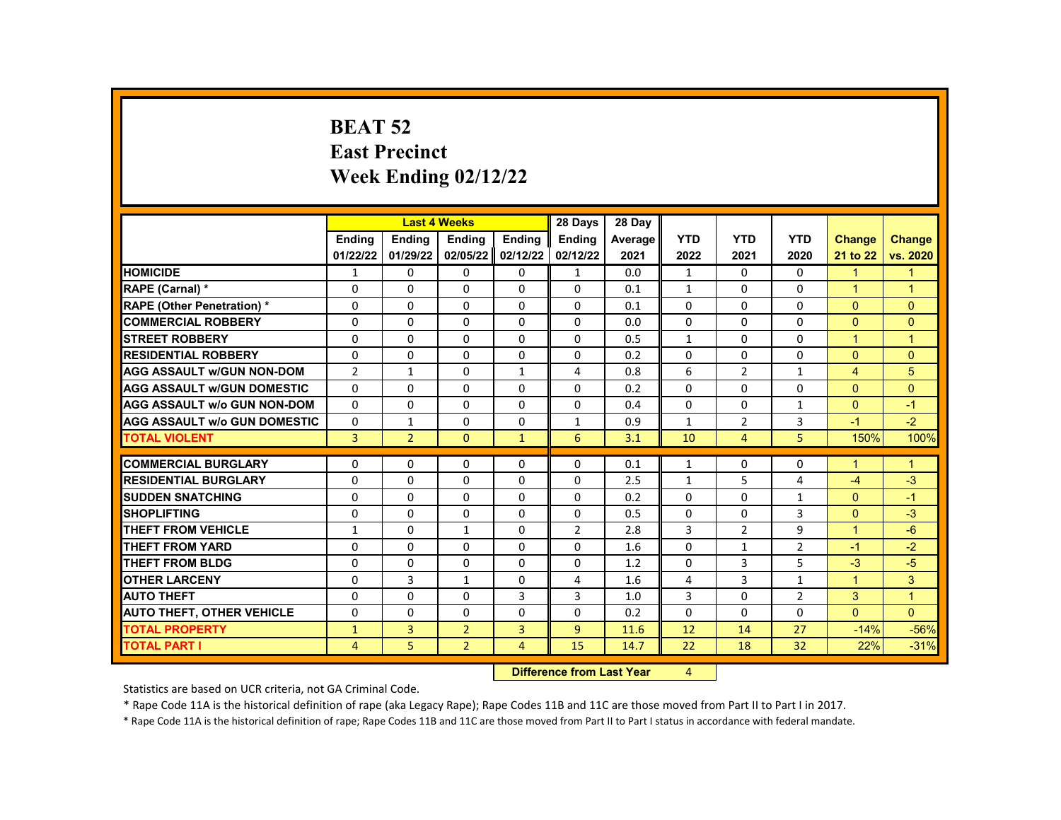# BEAT 52
# East Precinct
# Week Ending 02/12/22

| | Last 4 Weeks | | | | 28 Days | 28 Day | | | | | |
|---|---|---|---|---|---|---|---|---|---|---|---|
| | Ending 01/22/22 | Ending 01/29/22 | Ending 02/05/22 | Ending 02/12/22 | Ending 02/12/22 | Average 2021 | YTD 2022 | YTD 2021 | YTD 2020 | Change 21 to 22 | Change vs. 2020 |
| HOMICIDE | 1 | 0 | 0 | 0 | 1 | 0.0 | 1 | 0 | 0 | 1 | 1 |
| RAPE (Carnal) * | 0 | 0 | 0 | 0 | 0 | 0.1 | 1 | 0 | 0 | 1 | 1 |
| RAPE (Other Penetration) * | 0 | 0 | 0 | 0 | 0 | 0.1 | 0 | 0 | 0 | 0 | 0 |
| COMMERCIAL ROBBERY | 0 | 0 | 0 | 0 | 0 | 0.0 | 0 | 0 | 0 | 0 | 0 |
| STREET ROBBERY | 0 | 0 | 0 | 0 | 0 | 0.5 | 1 | 0 | 0 | 1 | 1 |
| RESIDENTIAL ROBBERY | 0 | 0 | 0 | 0 | 0 | 0.2 | 0 | 0 | 0 | 0 | 0 |
| AGG ASSAULT w/GUN NON-DOM | 2 | 1 | 0 | 1 | 4 | 0.8 | 6 | 2 | 1 | 4 | 5 |
| AGG ASSAULT w/GUN DOMESTIC | 0 | 0 | 0 | 0 | 0 | 0.2 | 0 | 0 | 0 | 0 | 0 |
| AGG ASSAULT w/o GUN NON-DOM | 0 | 0 | 0 | 0 | 0 | 0.4 | 0 | 0 | 1 | 0 | -1 |
| AGG ASSAULT w/o GUN DOMESTIC | 0 | 1 | 0 | 0 | 1 | 0.9 | 1 | 2 | 3 | -1 | -2 |
| TOTAL VIOLENT | 3 | 2 | 0 | 1 | 6 | 3.1 | 10 | 4 | 5 | 150% | 100% |
| COMMERCIAL BURGLARY | 0 | 0 | 0 | 0 | 0 | 0.1 | 1 | 0 | 0 | 1 | 1 |
| RESIDENTIAL BURGLARY | 0 | 0 | 0 | 0 | 0 | 2.5 | 1 | 5 | 4 | -4 | -3 |
| SUDDEN SNATCHING | 0 | 0 | 0 | 0 | 0 | 0.2 | 0 | 0 | 1 | 0 | -1 |
| SHOPLIFTING | 0 | 0 | 0 | 0 | 0 | 0.5 | 0 | 0 | 3 | 0 | -3 |
| THEFT FROM VEHICLE | 1 | 0 | 1 | 0 | 2 | 2.8 | 3 | 2 | 9 | 1 | -6 |
| THEFT FROM YARD | 0 | 0 | 0 | 0 | 0 | 1.6 | 0 | 1 | 2 | -1 | -2 |
| THEFT FROM BLDG | 0 | 0 | 0 | 0 | 0 | 1.2 | 0 | 3 | 5 | -3 | -5 |
| OTHER LARCENY | 0 | 3 | 1 | 0 | 4 | 1.6 | 4 | 3 | 1 | 1 | 3 |
| AUTO THEFT | 0 | 0 | 0 | 3 | 3 | 1.0 | 3 | 0 | 2 | 3 | 1 |
| AUTO THEFT, OTHER VEHICLE | 0 | 0 | 0 | 0 | 0 | 0.2 | 0 | 0 | 0 | 0 | 0 |
| TOTAL PROPERTY | 1 | 3 | 2 | 3 | 9 | 11.6 | 12 | 14 | 27 | -14% | -56% |
| TOTAL PART I | 4 | 5 | 2 | 4 | 15 | 14.7 | 22 | 18 | 32 | 22% | -31% |

**Difference from Last Year** 4

Statistics are based on UCR criteria, not GA Criminal Code.

* Rape Code 11A is the historical definition of rape (aka Legacy Rape); Rape Codes 11B and 11C are those moved from Part II to Part I in 2017.

* Rape Code 11A is the historical definition of rape; Rape Codes 11B and 11C are those moved from Part II to Part I status in accordance with federal mandate.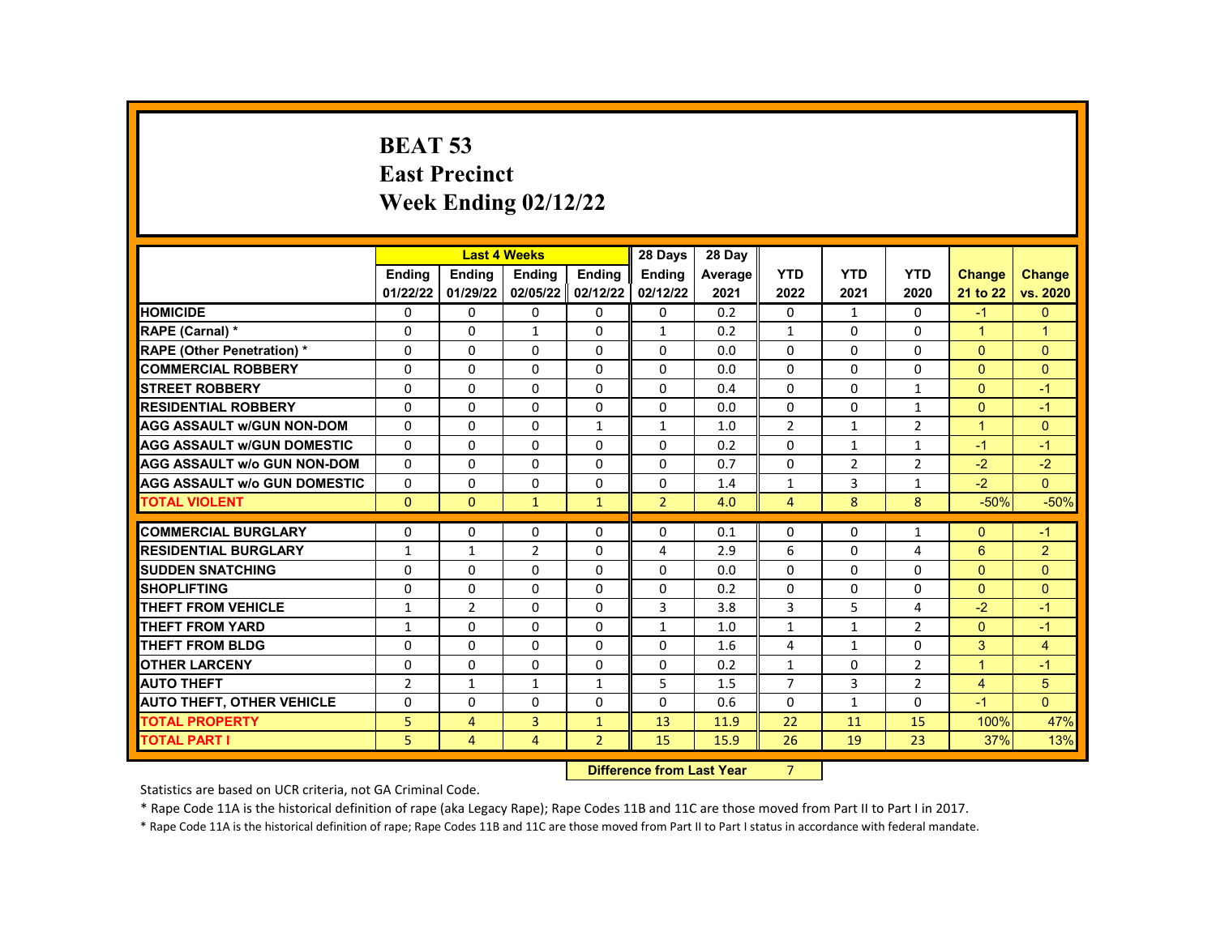# BEAT 53
# East Precinct
# Week Ending 02/12/22

| | Last 4 Weeks | | | | 28 Days | 28 Day | | | | | |
|---|---|---|---|---|---|---|---|---|---|---|---|
| | Ending 01/22/22 | Ending 01/29/22 | Ending 02/05/22 | Ending 02/12/22 | Ending 02/12/22 | Average 2021 | YTD 2022 | YTD 2021 | YTD 2020 | Change 21 to 22 | Change vs. 2020 |
| HOMICIDE | 0 | 0 | 0 | 0 | 0 | 0.2 | 0 | 1 | 0 | -1 | 0 |
| RAPE (Carnal) * | 0 | 0 | 1 | 0 | 1 | 0.2 | 1 | 0 | 0 | 1 | 1 |
| RAPE (Other Penetration) * | 0 | 0 | 0 | 0 | 0 | 0.0 | 0 | 0 | 0 | 0 | 0 |
| COMMERCIAL ROBBERY | 0 | 0 | 0 | 0 | 0 | 0.0 | 0 | 0 | 0 | 0 | 0 |
| STREET ROBBERY | 0 | 0 | 0 | 0 | 0 | 0.4 | 0 | 0 | 1 | 0 | -1 |
| RESIDENTIAL ROBBERY | 0 | 0 | 0 | 0 | 0 | 0.0 | 0 | 0 | 1 | 0 | -1 |
| AGG ASSAULT w/GUN NON-DOM | 0 | 0 | 0 | 1 | 1 | 1.0 | 2 | 1 | 2 | 1 | 0 |
| AGG ASSAULT w/GUN DOMESTIC | 0 | 0 | 0 | 0 | 0 | 0.2 | 0 | 1 | 1 | -1 | -1 |
| AGG ASSAULT w/o GUN NON-DOM | 0 | 0 | 0 | 0 | 0 | 0.7 | 0 | 2 | 2 | -2 | -2 |
| AGG ASSAULT w/o GUN DOMESTIC | 0 | 0 | 0 | 0 | 0 | 1.4 | 1 | 3 | 1 | -2 | 0 |
| TOTAL VIOLENT | 0 | 0 | 1 | 1 | 2 | 4.0 | 4 | 8 | 8 | -50% | -50% |
| COMMERCIAL BURGLARY | 0 | 0 | 0 | 0 | 0 | 0.1 | 0 | 0 | 1 | 0 | -1 |
| RESIDENTIAL BURGLARY | 1 | 1 | 2 | 0 | 4 | 2.9 | 6 | 0 | 4 | 6 | 2 |
| SUDDEN SNATCHING | 0 | 0 | 0 | 0 | 0 | 0.0 | 0 | 0 | 0 | 0 | 0 |
| SHOPLIFTING | 0 | 0 | 0 | 0 | 0 | 0.2 | 0 | 0 | 0 | 0 | 0 |
| THEFT FROM VEHICLE | 1 | 2 | 0 | 0 | 3 | 3.8 | 3 | 5 | 4 | -2 | -1 |
| THEFT FROM YARD | 1 | 0 | 0 | 0 | 1 | 1.0 | 1 | 1 | 2 | 0 | -1 |
| THEFT FROM BLDG | 0 | 0 | 0 | 0 | 0 | 1.6 | 4 | 1 | 0 | 3 | 4 |
| OTHER LARCENY | 0 | 0 | 0 | 0 | 0 | 0.2 | 1 | 0 | 2 | 1 | -1 |
| AUTO THEFT | 2 | 1 | 1 | 1 | 5 | 1.5 | 7 | 3 | 2 | 4 | 5 |
| AUTO THEFT, OTHER VEHICLE | 0 | 0 | 0 | 0 | 0 | 0.6 | 0 | 1 | 0 | -1 | 0 |
| TOTAL PROPERTY | 5 | 4 | 3 | 1 | 13 | 11.9 | 22 | 11 | 15 | 100% | 47% |
| TOTAL PART I | 5 | 4 | 4 | 2 | 15 | 15.9 | 26 | 19 | 23 | 37% | 13% |

**Difference from Last Year** 7

Statistics are based on UCR criteria, not GA Criminal Code.

* Rape Code 11A is the historical definition of rape (aka Legacy Rape); Rape Codes 11B and 11C are those moved from Part II to Part I in 2017.

* Rape Code 11A is the historical definition of rape; Rape Codes 11B and 11C are those moved from Part II to Part I status in accordance with federal mandate.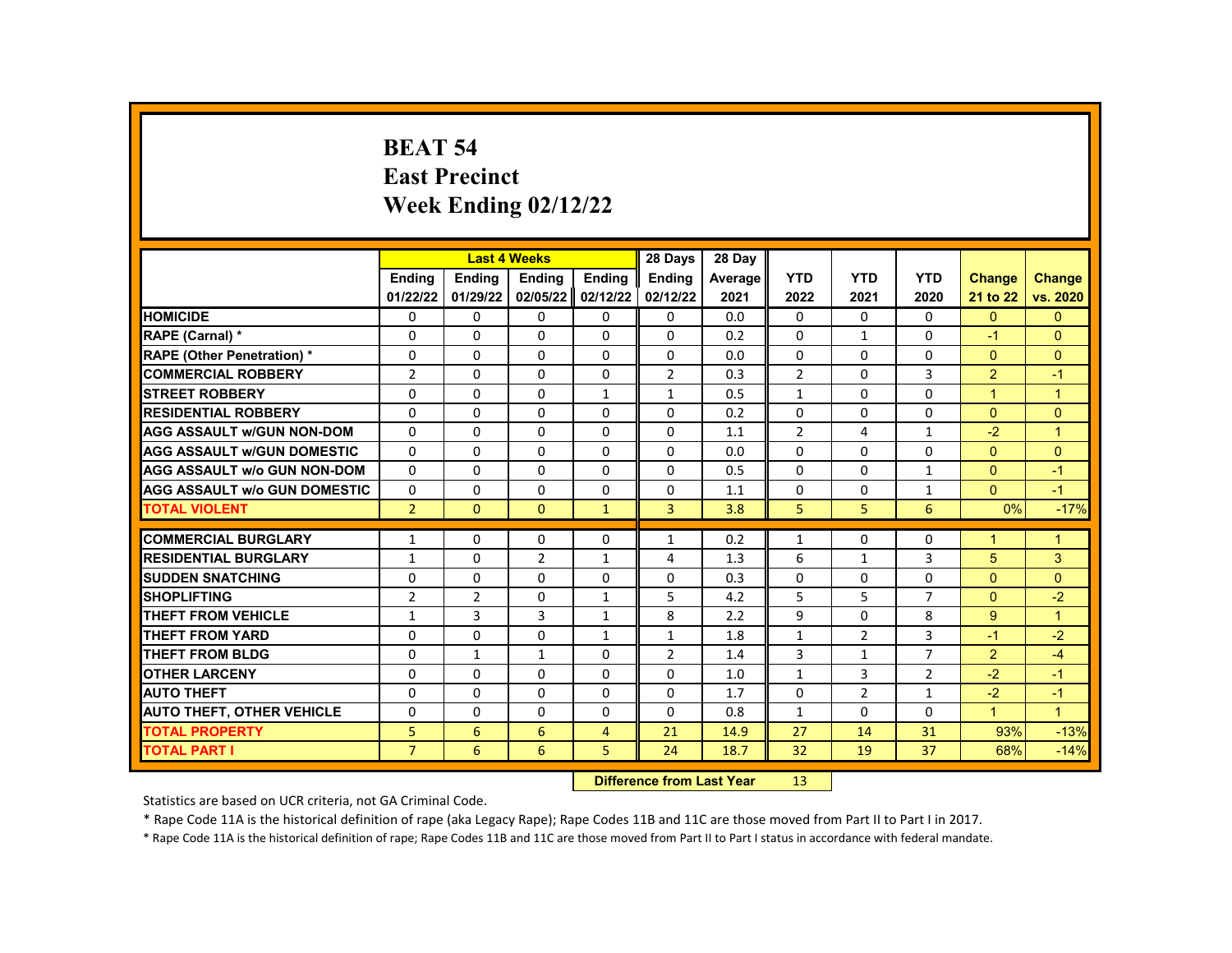# BEAT 54
# East Precinct
# Week Ending 02/12/22

| | Last 4 Weeks | | | | 28 Days | 28 Day | | | | | |
|---|---|---|---|---|---|---|---|---|---|---|---|
| | Ending 01/22/22 | Ending 01/29/22 | Ending 02/05/22 | Ending 02/12/22 | Ending 02/12/22 | Average 2021 | YTD 2022 | YTD 2021 | YTD 2020 | Change 21 to 22 | Change vs. 2020 |
| HOMICIDE | 0 | 0 | 0 | 0 | 0 | 0.0 | 0 | 0 | 0 | 0 | 0 |
| RAPE (Carnal) * | 0 | 0 | 0 | 0 | 0 | 0.2 | 0 | 1 | 0 | -1 | 0 |
| RAPE (Other Penetration) * | 0 | 0 | 0 | 0 | 0 | 0.0 | 0 | 0 | 0 | 0 | 0 |
| COMMERCIAL ROBBERY | 2 | 0 | 0 | 0 | 2 | 0.3 | 2 | 0 | 3 | 2 | -1 |
| STREET ROBBERY | 0 | 0 | 0 | 1 | 1 | 0.5 | 1 | 0 | 0 | 1 | 1 |
| RESIDENTIAL ROBBERY | 0 | 0 | 0 | 0 | 0 | 0.2 | 0 | 0 | 0 | 0 | 0 |
| AGG ASSAULT w/GUN NON-DOM | 0 | 0 | 0 | 0 | 0 | 1.1 | 2 | 4 | 1 | -2 | 1 |
| AGG ASSAULT w/GUN DOMESTIC | 0 | 0 | 0 | 0 | 0 | 0.0 | 0 | 0 | 0 | 0 | 0 |
| AGG ASSAULT w/o GUN NON-DOM | 0 | 0 | 0 | 0 | 0 | 0.5 | 0 | 0 | 1 | 0 | -1 |
| AGG ASSAULT w/o GUN DOMESTIC | 0 | 0 | 0 | 0 | 0 | 1.1 | 0 | 0 | 1 | 0 | -1 |
| TOTAL VIOLENT | 2 | 0 | 0 | 1 | 3 | 3.8 | 5 | 5 | 6 | 0% | -17% |
| COMMERCIAL BURGLARY | 1 | 0 | 0 | 0 | 1 | 0.2 | 1 | 0 | 0 | 1 | 1 |
| RESIDENTIAL BURGLARY | 1 | 0 | 2 | 1 | 4 | 1.3 | 6 | 1 | 3 | 5 | 3 |
| SUDDEN SNATCHING | 0 | 0 | 0 | 0 | 0 | 0.3 | 0 | 0 | 0 | 0 | 0 |
| SHOPLIFTING | 2 | 2 | 0 | 1 | 5 | 4.2 | 5 | 5 | 7 | 0 | -2 |
| THEFT FROM VEHICLE | 1 | 3 | 3 | 1 | 8 | 2.2 | 9 | 0 | 8 | 9 | 1 |
| THEFT FROM YARD | 0 | 0 | 0 | 1 | 1 | 1.8 | 1 | 2 | 3 | -1 | -2 |
| THEFT FROM BLDG | 0 | 1 | 1 | 0 | 2 | 1.4 | 3 | 1 | 7 | 2 | -4 |
| OTHER LARCENY | 0 | 0 | 0 | 0 | 0 | 1.0 | 1 | 3 | 2 | -2 | -1 |
| AUTO THEFT | 0 | 0 | 0 | 0 | 0 | 1.7 | 0 | 2 | 1 | -2 | -1 |
| AUTO THEFT, OTHER VEHICLE | 0 | 0 | 0 | 0 | 0 | 0.8 | 1 | 0 | 0 | 1 | 1 |
| TOTAL PROPERTY | 5 | 6 | 6 | 4 | 21 | 14.9 | 27 | 14 | 31 | 93% | -13% |
| TOTAL PART I | 7 | 6 | 6 | 5 | 24 | 18.7 | 32 | 19 | 37 | 68% | -14% |

**Difference from Last Year** 13

Statistics are based on UCR criteria, not GA Criminal Code.

* Rape Code 11A is the historical definition of rape (aka Legacy Rape); Rape Codes 11B and 11C are those moved from Part II to Part I in 2017.

* Rape Code 11A is the historical definition of rape; Rape Codes 11B and 11C are those moved from Part II to Part I status in accordance with federal mandate.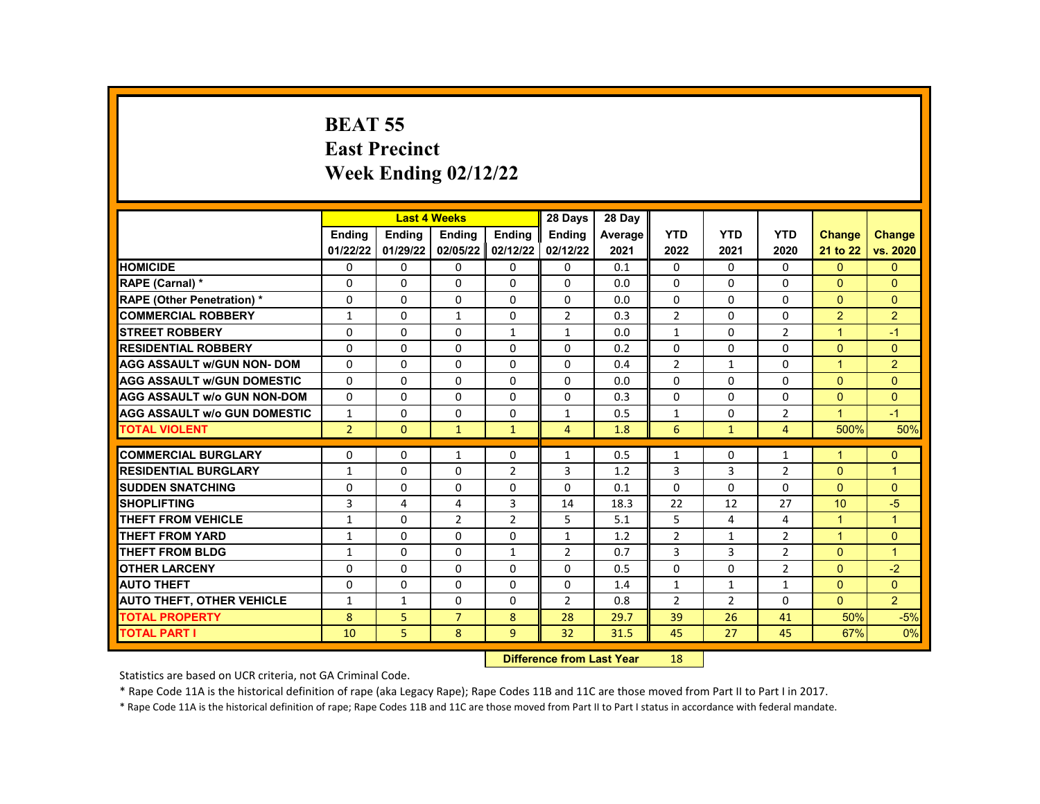# BEAT 55
# East Precinct
# Week Ending 02/12/22

| | Last 4 Weeks | | | | 28 Days | 28 Day | | | | | |
|---|---|---|---|---|---|---|---|---|---|---|---|
| | Ending 01/22/22 | Ending 01/29/22 | Ending 02/05/22 | Ending 02/12/22 | Ending 02/12/22 | Average 2021 | YTD 2022 | YTD 2021 | YTD 2020 | Change 21 to 22 | Change vs. 2020 |
| HOMICIDE | 0 | 0 | 0 | 0 | 0 | 0.1 | 0 | 0 | 0 | 0 | 0 |
| RAPE (Carnal) * | 0 | 0 | 0 | 0 | 0 | 0.0 | 0 | 0 | 0 | 0 | 0 |
| RAPE (Other Penetration) * | 0 | 0 | 0 | 0 | 0 | 0.0 | 0 | 0 | 0 | 0 | 0 |
| COMMERCIAL ROBBERY | 1 | 0 | 1 | 0 | 2 | 0.3 | 2 | 0 | 0 | 2 | 2 |
| STREET ROBBERY | 0 | 0 | 0 | 1 | 1 | 0.0 | 1 | 0 | 2 | 1 | -1 |
| RESIDENTIAL ROBBERY | 0 | 0 | 0 | 0 | 0 | 0.2 | 0 | 0 | 0 | 0 | 0 |
| AGG ASSAULT w/GUN NON- DOM | 0 | 0 | 0 | 0 | 0 | 0.4 | 2 | 1 | 0 | 1 | 2 |
| AGG ASSAULT w/GUN DOMESTIC | 0 | 0 | 0 | 0 | 0 | 0.0 | 0 | 0 | 0 | 0 | 0 |
| AGG ASSAULT w/o GUN NON-DOM | 0 | 0 | 0 | 0 | 0 | 0.3 | 0 | 0 | 0 | 0 | 0 |
| AGG ASSAULT w/o GUN DOMESTIC | 1 | 0 | 0 | 0 | 1 | 0.5 | 1 | 0 | 2 | 1 | -1 |
| TOTAL VIOLENT | 2 | 0 | 1 | 1 | 4 | 1.8 | 6 | 1 | 4 | 500% | 50% |
| COMMERCIAL BURGLARY | 0 | 0 | 1 | 0 | 1 | 0.5 | 1 | 0 | 1 | 1 | 0 |
| RESIDENTIAL BURGLARY | 1 | 0 | 0 | 2 | 3 | 1.2 | 3 | 3 | 2 | 0 | 1 |
| SUDDEN SNATCHING | 0 | 0 | 0 | 0 | 0 | 0.1 | 0 | 0 | 0 | 0 | 0 |
| SHOPLIFTING | 3 | 4 | 4 | 3 | 14 | 18.3 | 22 | 12 | 27 | 10 | -5 |
| THEFT FROM VEHICLE | 1 | 0 | 2 | 2 | 5 | 5.1 | 5 | 4 | 4 | 1 | 1 |
| THEFT FROM YARD | 1 | 0 | 0 | 0 | 1 | 1.2 | 2 | 1 | 2 | 1 | 0 |
| THEFT FROM BLDG | 1 | 0 | 0 | 1 | 2 | 0.7 | 3 | 3 | 2 | 0 | 1 |
| OTHER LARCENY | 0 | 0 | 0 | 0 | 0 | 0.5 | 0 | 0 | 2 | 0 | -2 |
| AUTO THEFT | 0 | 0 | 0 | 0 | 0 | 1.4 | 1 | 1 | 1 | 0 | 0 |
| AUTO THEFT, OTHER VEHICLE | 1 | 1 | 0 | 0 | 2 | 0.8 | 2 | 2 | 0 | 0 | 2 |
| TOTAL PROPERTY | 8 | 5 | 7 | 8 | 28 | 29.7 | 39 | 26 | 41 | 50% | -5% |
| TOTAL PART I | 10 | 5 | 8 | 9 | 32 | 31.5 | 45 | 27 | 45 | 67% | 0% |

**Difference from Last Year** 18

Statistics are based on UCR criteria, not GA Criminal Code.

* Rape Code 11A is the historical definition of rape (aka Legacy Rape); Rape Codes 11B and 11C are those moved from Part II to Part I in 2017.

* Rape Code 11A is the historical definition of rape; Rape Codes 11B and 11C are those moved from Part II to Part I status in accordance with federal mandate.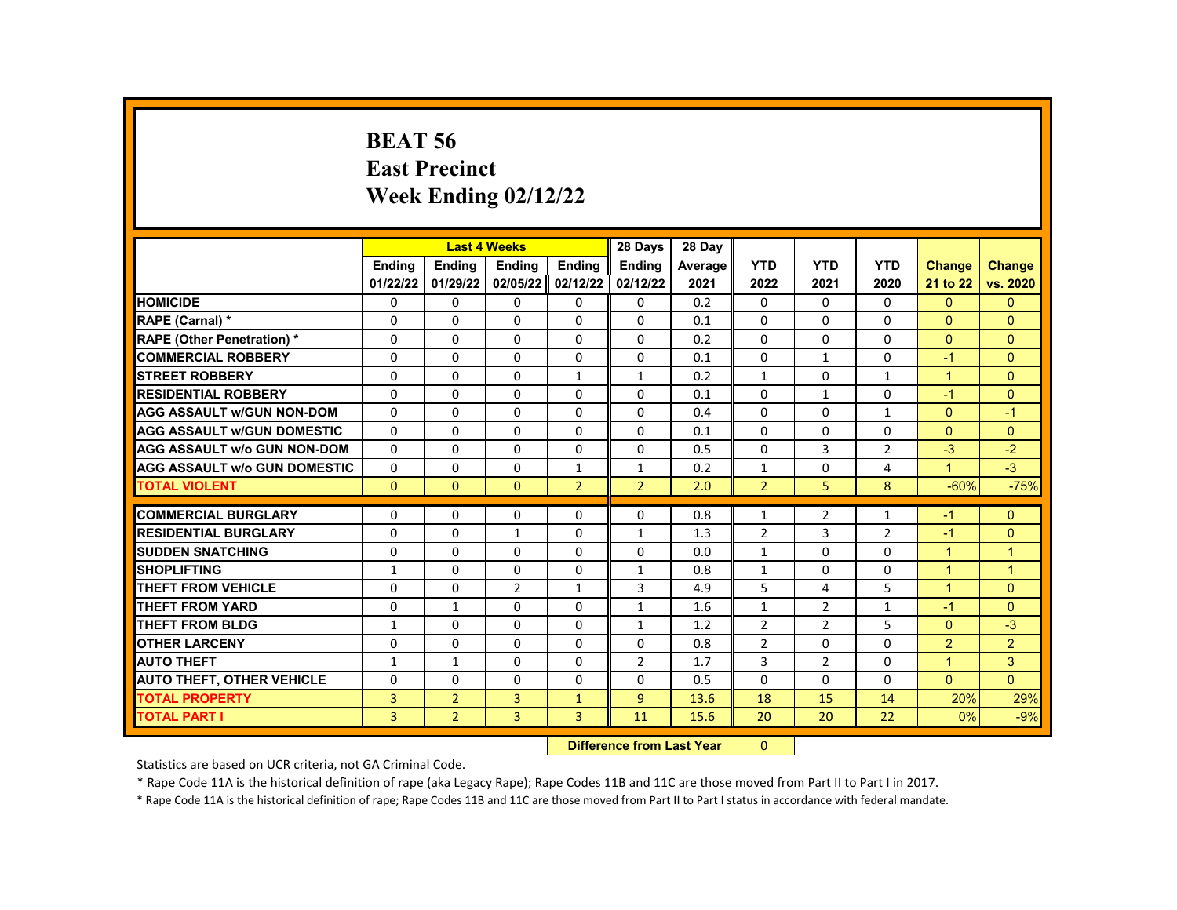# BEAT 56
# East Precinct
# Week Ending 02/12/22

| | Last 4 Weeks | | | | 28 Days | 28 Day | | | | | |
|---|---|---|---|---|---|---|---|---|---|---|---|
| | Ending 01/22/22 | Ending 01/29/22 | Ending 02/05/22 | Ending 02/12/22 | Ending 02/12/22 | Average 2021 | YTD 2022 | YTD 2021 | YTD 2020 | Change 21 to 22 | Change vs. 2020 |
| HOMICIDE | 0 | 0 | 0 | 0 | 0 | 0.2 | 0 | 0 | 0 | 0 | 0 |
| RAPE (Carnal) * | 0 | 0 | 0 | 0 | 0 | 0.1 | 0 | 0 | 0 | 0 | 0 |
| RAPE (Other Penetration) * | 0 | 0 | 0 | 0 | 0 | 0.2 | 0 | 0 | 0 | 0 | 0 |
| COMMERCIAL ROBBERY | 0 | 0 | 0 | 0 | 0 | 0.1 | 0 | 1 | 0 | -1 | 0 |
| STREET ROBBERY | 0 | 0 | 0 | 1 | 1 | 0.2 | 1 | 0 | 1 | 1 | 0 |
| RESIDENTIAL ROBBERY | 0 | 0 | 0 | 0 | 0 | 0.1 | 0 | 1 | 0 | -1 | 0 |
| AGG ASSAULT w/GUN NON-DOM | 0 | 0 | 0 | 0 | 0 | 0.4 | 0 | 0 | 1 | 0 | -1 |
| AGG ASSAULT w/GUN DOMESTIC | 0 | 0 | 0 | 0 | 0 | 0.1 | 0 | 0 | 0 | 0 | 0 |
| AGG ASSAULT w/o GUN NON-DOM | 0 | 0 | 0 | 0 | 0 | 0.5 | 0 | 3 | 2 | -3 | -2 |
| AGG ASSAULT w/o GUN DOMESTIC | 0 | 0 | 0 | 1 | 1 | 0.2 | 1 | 0 | 4 | 1 | -3 |
| TOTAL VIOLENT | 0 | 0 | 0 | 2 | 2 | 2.0 | 2 | 5 | 8 | -60% | -75% |
| COMMERCIAL BURGLARY | 0 | 0 | 0 | 0 | 0 | 0.8 | 1 | 2 | 1 | -1 | 0 |
| RESIDENTIAL BURGLARY | 0 | 0 | 1 | 0 | 1 | 1.3 | 2 | 3 | 2 | -1 | 0 |
| SUDDEN SNATCHING | 0 | 0 | 0 | 0 | 0 | 0.0 | 1 | 0 | 0 | 1 | 1 |
| SHOPLIFTING | 1 | 0 | 0 | 0 | 1 | 0.8 | 1 | 0 | 0 | 1 | 1 |
| THEFT FROM VEHICLE | 0 | 0 | 2 | 1 | 3 | 4.9 | 5 | 4 | 5 | 1 | 0 |
| THEFT FROM YARD | 0 | 1 | 0 | 0 | 1 | 1.6 | 1 | 2 | 1 | -1 | 0 |
| THEFT FROM BLDG | 1 | 0 | 0 | 0 | 1 | 1.2 | 2 | 2 | 5 | 0 | -3 |
| OTHER LARCENY | 0 | 0 | 0 | 0 | 0 | 0.8 | 2 | 0 | 0 | 2 | 2 |
| AUTO THEFT | 1 | 1 | 0 | 0 | 2 | 1.7 | 3 | 2 | 0 | 1 | 3 |
| AUTO THEFT, OTHER VEHICLE | 0 | 0 | 0 | 0 | 0 | 0.5 | 0 | 0 | 0 | 0 | 0 |
| TOTAL PROPERTY | 3 | 2 | 3 | 1 | 9 | 13.6 | 18 | 15 | 14 | 20% | 29% |
| TOTAL PART I | 3 | 2 | 3 | 3 | 11 | 15.6 | 20 | 20 | 22 | 0% | -9% |

**Difference from Last Year** 0

Statistics are based on UCR criteria, not GA Criminal Code.

* Rape Code 11A is the historical definition of rape (aka Legacy Rape); Rape Codes 11B and 11C are those moved from Part II to Part I in 2017.

* Rape Code 11A is the historical definition of rape; Rape Codes 11B and 11C are those moved from Part II to Part I status in accordance with federal mandate.